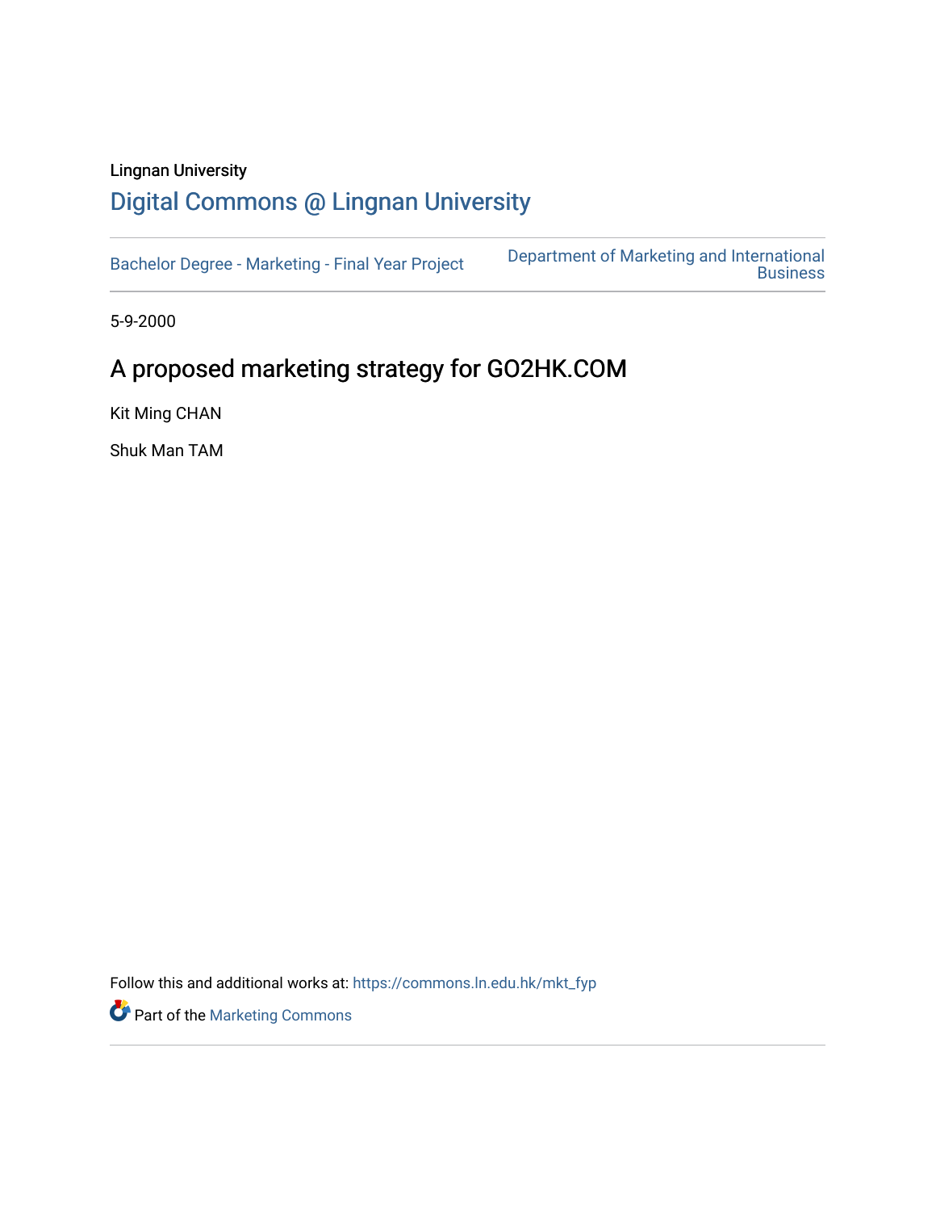Lingnan University

# Digital Commons @ Lingnan University

Bachelor Degree - Marketing - Final Year Project

Department of Marketing and International Business

5-9-2000

## A proposed marketing strategy for GO2HK.COM

Kit Ming CHAN

Shuk Man TAM

Follow this and additional works at: https://commons.ln.edu.hk/mkt_fyp

Part of the Marketing Commons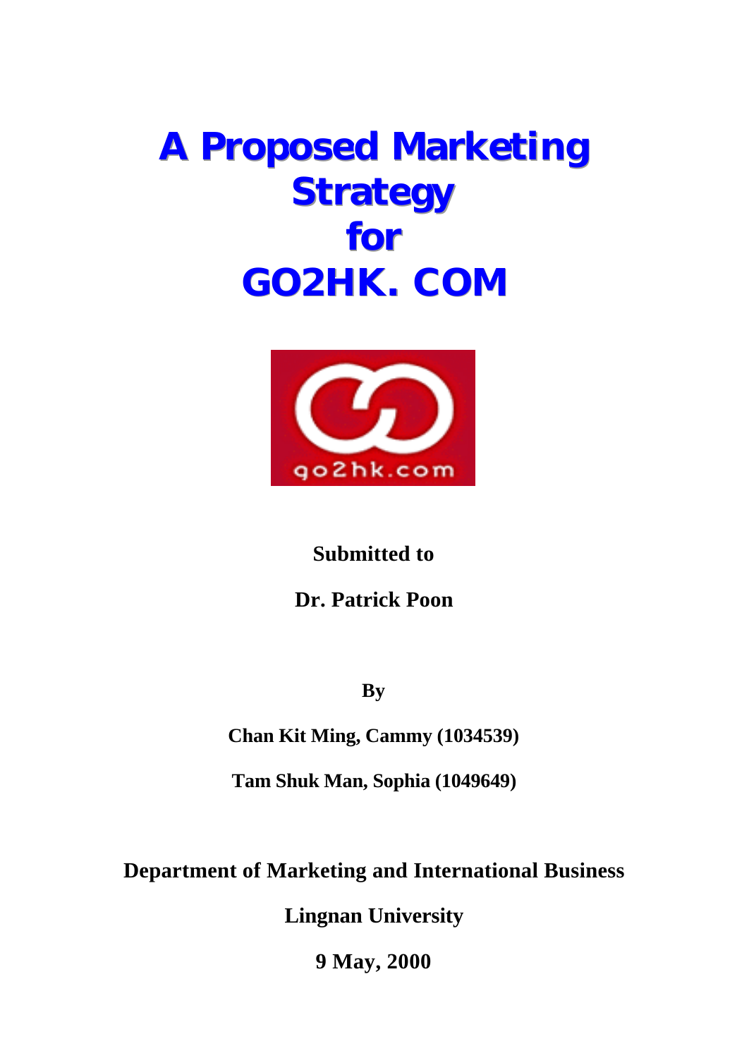# A Proposed Marketing Strategy for GO2HK. COM

go2hk.com

**Submitted to**

**Dr. Patrick Poon**

**By**

**Chan Kit Ming, Cammy (1034539)**

**Tam Shuk Man, Sophia (1049649)**

**Department of Marketing and International Business**

**Lingnan University**

**9 May, 2000**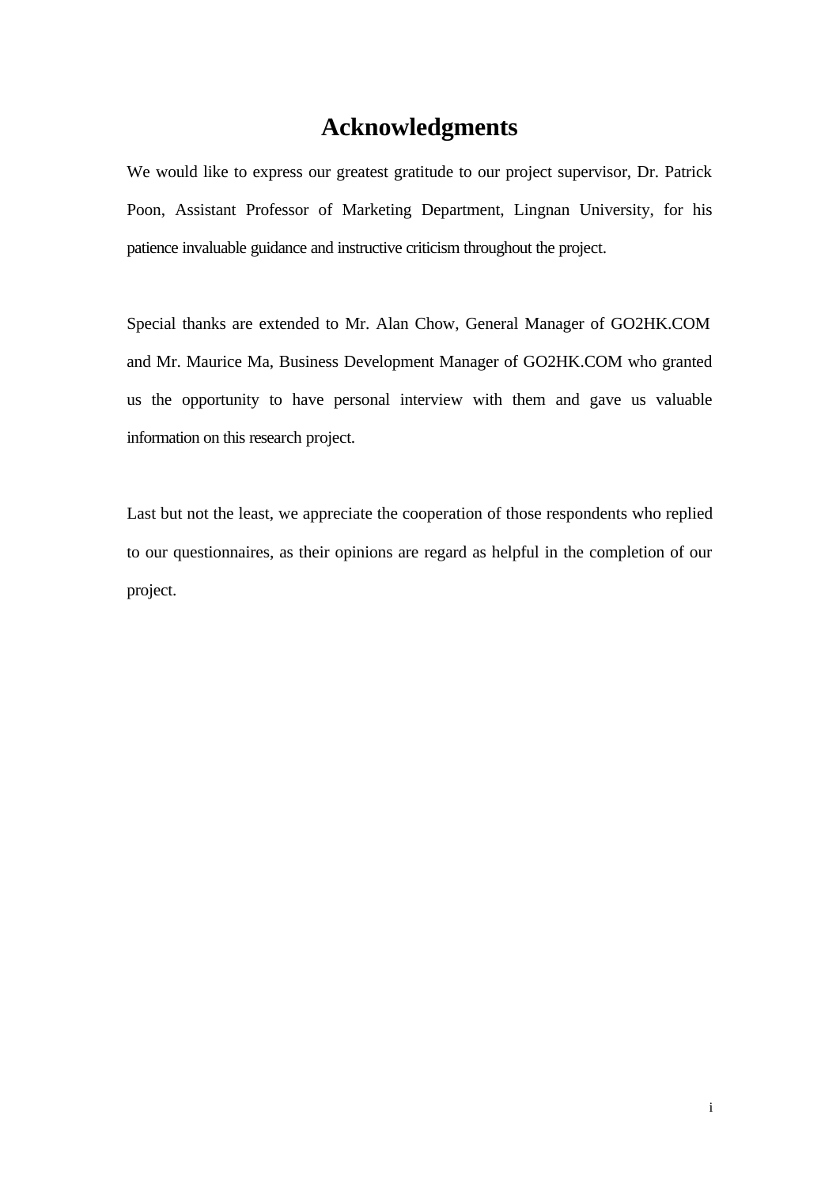# Acknowledgments

We would like to express our greatest gratitude to our project supervisor, Dr. Patrick Poon, Assistant Professor of Marketing Department, Lingnan University, for his patience invaluable guidance and instructive criticism throughout the project.

Special thanks are extended to Mr. Alan Chow, General Manager of GO2HK.COM and Mr. Maurice Ma, Business Development Manager of GO2HK.COM who granted us the opportunity to have personal interview with them and gave us valuable information on this research project.

Last but not the least, we appreciate the cooperation of those respondents who replied to our questionnaires, as their opinions are regard as helpful in the completion of our project.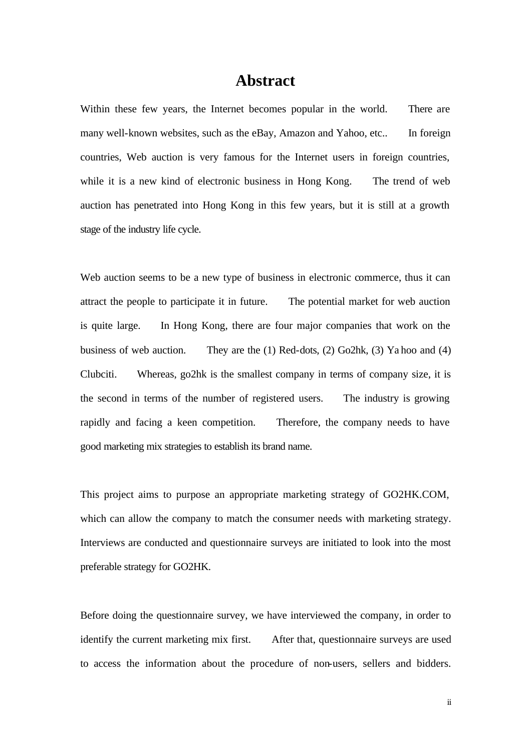# Abstract

Within these few years, the Internet becomes popular in the world. There are many well-known websites, such as the eBay, Amazon and Yahoo, etc.. In foreign countries, Web auction is very famous for the Internet users in foreign countries, while it is a new kind of electronic business in Hong Kong. The trend of web auction has penetrated into Hong Kong in this few years, but it is still at a growth stage of the industry life cycle.

Web auction seems to be a new type of business in electronic commerce, thus it can attract the people to participate it in future. The potential market for web auction is quite large. In Hong Kong, there are four major companies that work on the business of web auction. They are the (1) Red-dots, (2) Go2hk, (3) Ya hoo and (4) Clubciti. Whereas, go2hk is the smallest company in terms of company size, it is the second in terms of the number of registered users. The industry is growing rapidly and facing a keen competition. Therefore, the company needs to have good marketing mix strategies to establish its brand name.

This project aims to purpose an appropriate marketing strategy of GO2HK.COM, which can allow the company to match the consumer needs with marketing strategy. Interviews are conducted and questionnaire surveys are initiated to look into the most preferable strategy for GO2HK.

Before doing the questionnaire survey, we have interviewed the company, in order to identify the current marketing mix first. After that, questionnaire surveys are used to access the information about the procedure of non-users, sellers and bidders.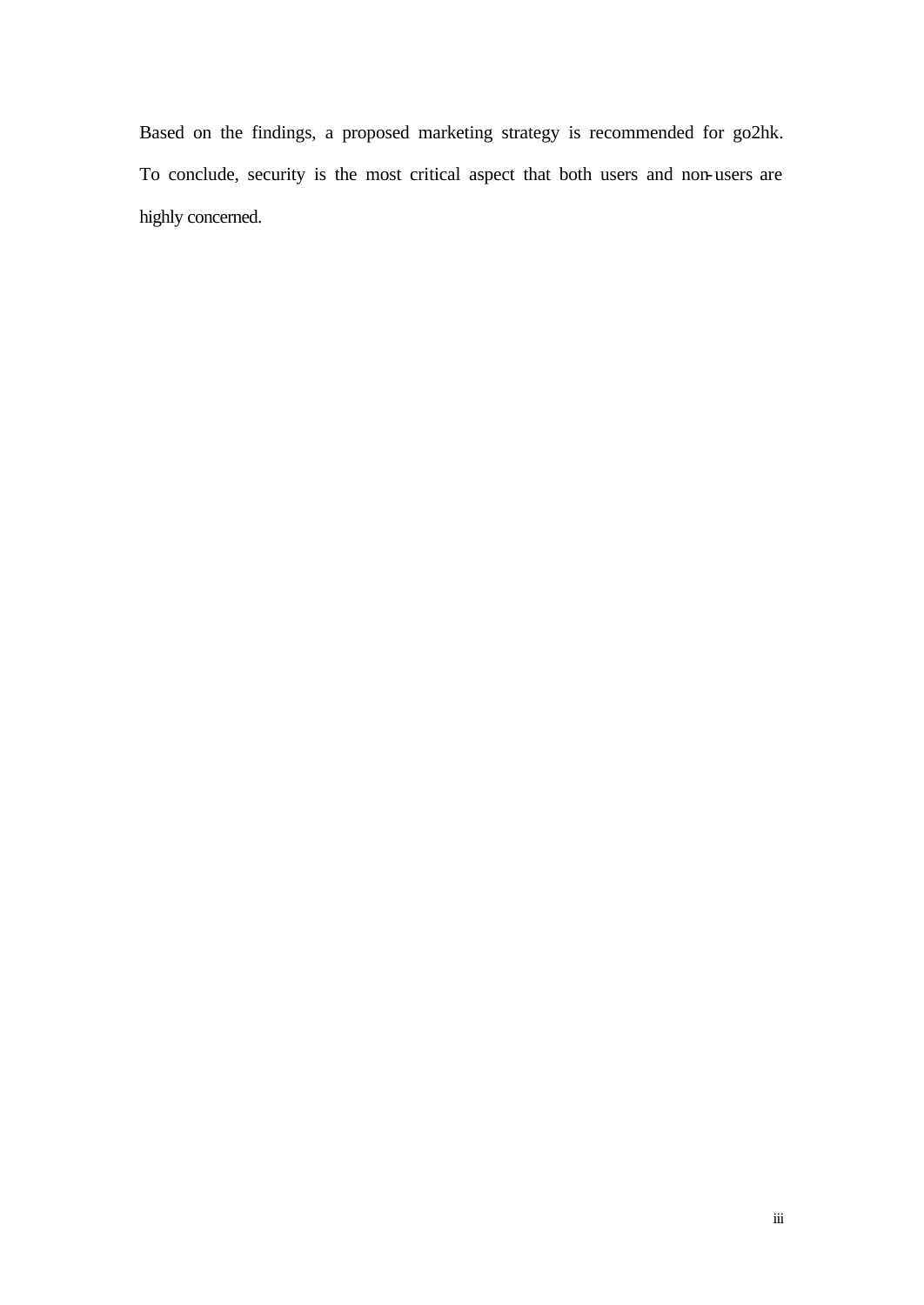Based on the findings, a proposed marketing strategy is recommended for go2hk. To conclude, security is the most critical aspect that both users and non-users are highly concerned.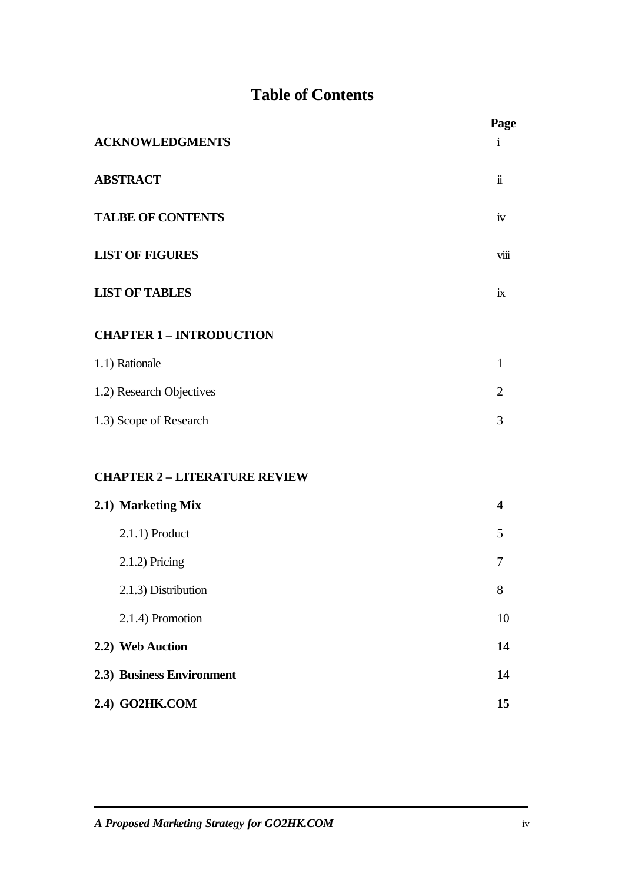# Table of Contents

| | Page |
|---|---|
| **ACKNOWLEDGMENTS** | i |
| **ABSTRACT** | ii |
| **TALBE OF CONTENTS** | iv |
| **LIST OF FIGURES** | viii |
| **LIST OF TABLES** | ix |
| **CHAPTER 1 – INTRODUCTION** | |
| 1.1) Rationale | 1 |
| 1.2) Research Objectives | 2 |
| 1.3) Scope of Research | 3 |
| **CHAPTER 2 – LITERATURE REVIEW** | |
| **2.1) Marketing Mix** | **4** |
| 2.1.1) Product | 5 |
| 2.1.2) Pricing | 7 |
| 2.1.3) Distribution | 8 |
| 2.1.4) Promotion | 10 |
| **2.2) Web Auction** | **14** |
| **2.3) Business Environment** | **14** |
| **2.4) GO2HK.COM** | **15** |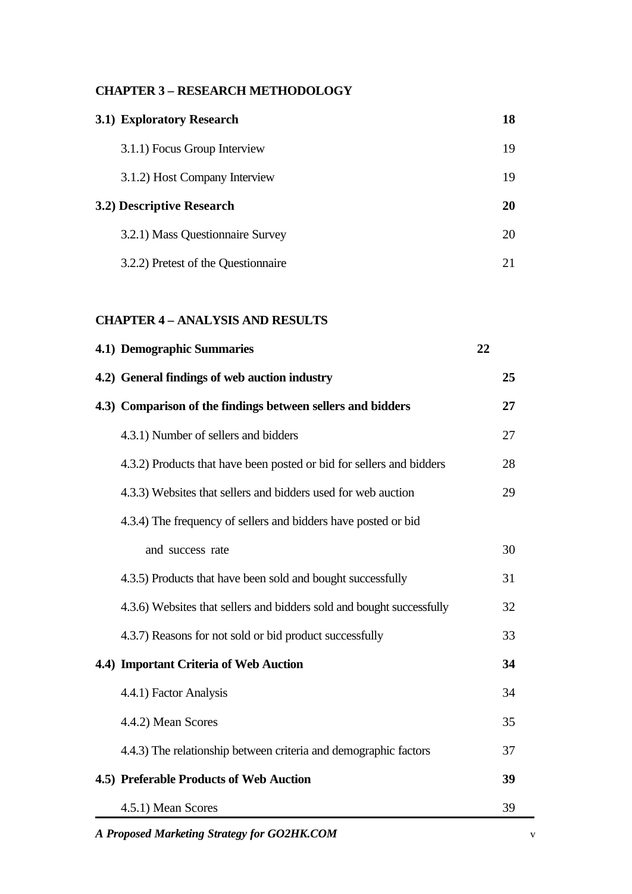**CHAPTER 3 – RESEARCH METHODOLOGY**

| | |
|---|---|
| **3.1) Exploratory Research** | **18** |
| 3.1.1) Focus Group Interview | 19 |
| 3.1.2) Host Company Interview | 19 |
| **3.2) Descriptive Research** | **20** |
| 3.2.1) Mass Questionnaire Survey | 20 |
| 3.2.2) Pretest of the Questionnaire | 21 |

**CHAPTER 4 – ANALYSIS AND RESULTS**

| | |
|---|---|
| **4.1) Demographic Summaries** | **22** |
| **4.2) General findings of web auction industry** | **25** |
| **4.3) Comparison of the findings between sellers and bidders** | **27** |
| 4.3.1) Number of sellers and bidders | 27 |
| 4.3.2) Products that have been posted or bid for sellers and bidders | 28 |
| 4.3.3) Websites that sellers and bidders used for web auction | 29 |
| 4.3.4) The frequency of sellers and bidders have posted or bid and success rate | 30 |
| 4.3.5) Products that have been sold and bought successfully | 31 |
| 4.3.6) Websites that sellers and bidders sold and bought successfully | 32 |
| 4.3.7) Reasons for not sold or bid product successfully | 33 |
| **4.4) Important Criteria of Web Auction** | **34** |
| 4.4.1) Factor Analysis | 34 |
| 4.4.2) Mean Scores | 35 |
| 4.4.3) The relationship between criteria and demographic factors | 37 |
| **4.5) Preferable Products of Web Auction** | **39** |
| 4.5.1) Mean Scores | 39 |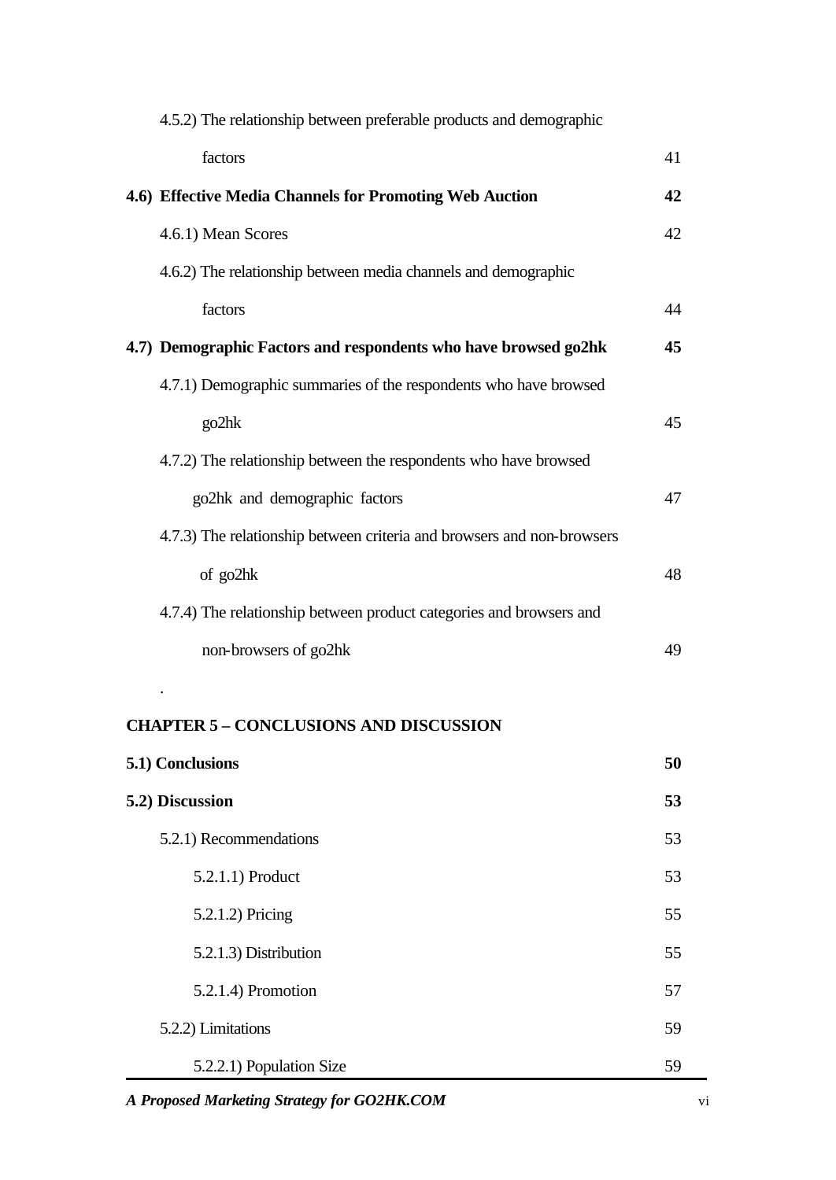4.5.2) The relationship between preferable products and demographic factors 41

**4.6) Effective Media Channels for Promoting Web Auction 42**

4.6.1) Mean Scores 42

4.6.2) The relationship between media channels and demographic factors 44

**4.7) Demographic Factors and respondents who have browsed go2hk 45**

4.7.1) Demographic summaries of the respondents who have browsed go2hk 45

4.7.2) The relationship between the respondents who have browsed go2hk and demographic factors 47

4.7.3) The relationship between criteria and browsers and non-browsers of go2hk 48

4.7.4) The relationship between product categories and browsers and non-browsers of go2hk 49

.

**CHAPTER 5 – CONCLUSIONS AND DISCUSSION**

**5.1) Conclusions 50**

**5.2) Discussion 53**

5.2.1) Recommendations 53

5.2.1.1) Product 53

5.2.1.2) Pricing 55

5.2.1.3) Distribution 55

5.2.1.4) Promotion 57

5.2.2) Limitations 59

5.2.2.1) Population Size 59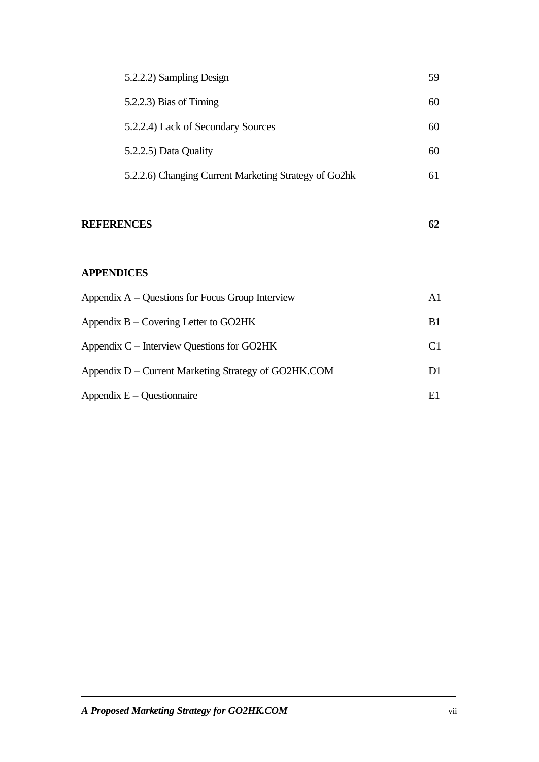5.2.2.2) Sampling Design 59

5.2.2.3) Bias of Timing 60

5.2.2.4) Lack of Secondary Sources 60

5.2.2.5) Data Quality 60

5.2.2.6) Changing Current Marketing Strategy of Go2hk 61

**REFERENCES** **62**

**APPENDICES**

Appendix A – Questions for Focus Group Interview A1

Appendix B – Covering Letter to GO2HK B1

Appendix C – Interview Questions for GO2HK C1

Appendix D – Current Marketing Strategy of GO2HK.COM D1

Appendix E – Questionnaire E1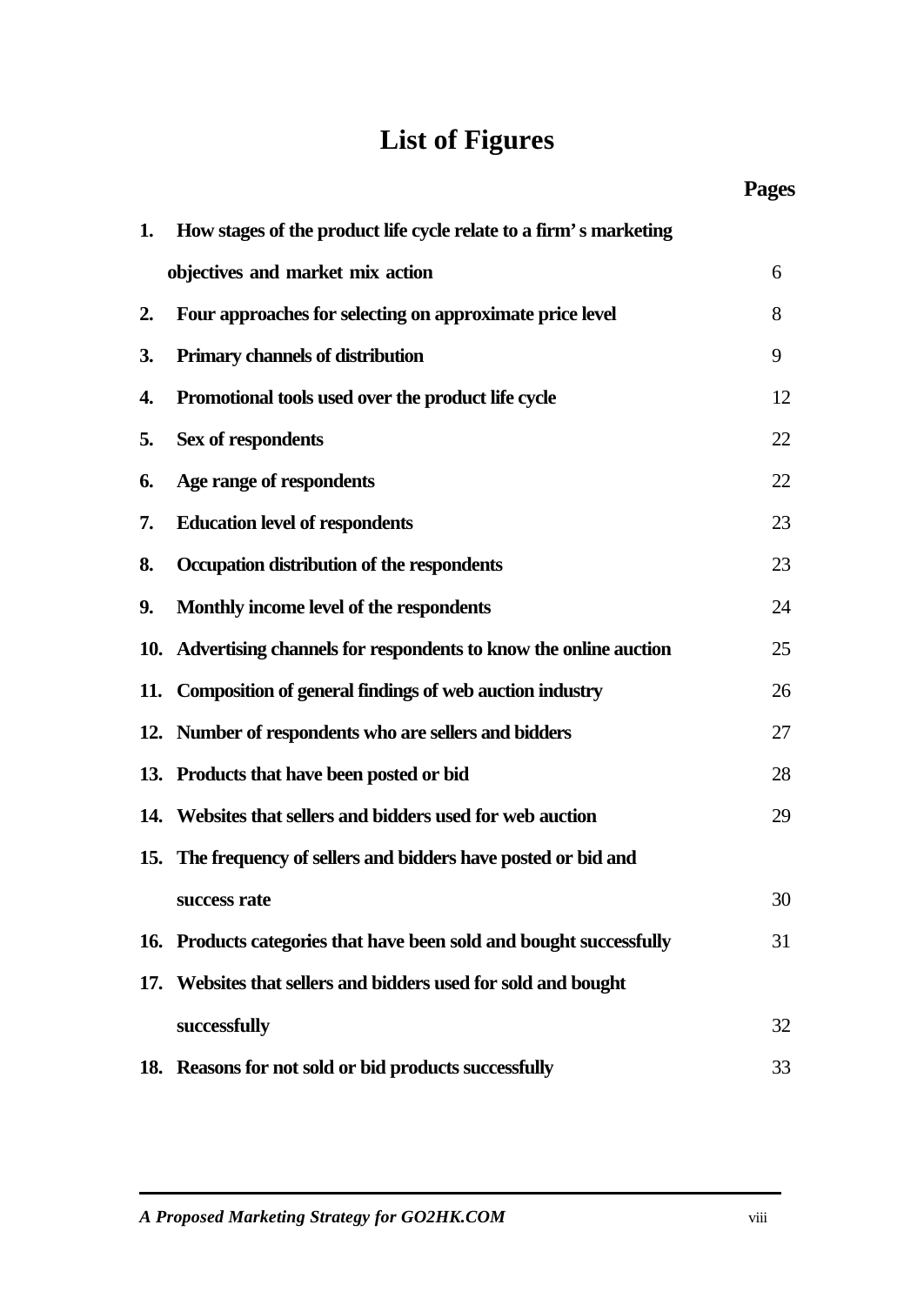# List of Figures

| | | Pages |
|---|---|---|
| 1. | How stages of the product life cycle relate to a firm's marketing objectives and market mix action | 6 |
| 2. | Four approaches for selecting on approximate price level | 8 |
| 3. | Primary channels of distribution | 9 |
| 4. | Promotional tools used over the product life cycle | 12 |
| 5. | Sex of respondents | 22 |
| 6. | Age range of respondents | 22 |
| 7. | Education level of respondents | 23 |
| 8. | Occupation distribution of the respondents | 23 |
| 9. | Monthly income level of the respondents | 24 |
| 10. | Advertising channels for respondents to know the online auction | 25 |
| 11. | Composition of general findings of web auction industry | 26 |
| 12. | Number of respondents who are sellers and bidders | 27 |
| 13. | Products that have been posted or bid | 28 |
| 14. | Websites that sellers and bidders used for web auction | 29 |
| 15. | The frequency of sellers and bidders have posted or bid and success rate | 30 |
| 16. | Products categories that have been sold and bought successfully | 31 |
| 17. | Websites that sellers and bidders used for sold and bought successfully | 32 |
| 18. | Reasons for not sold or bid products successfully | 33 |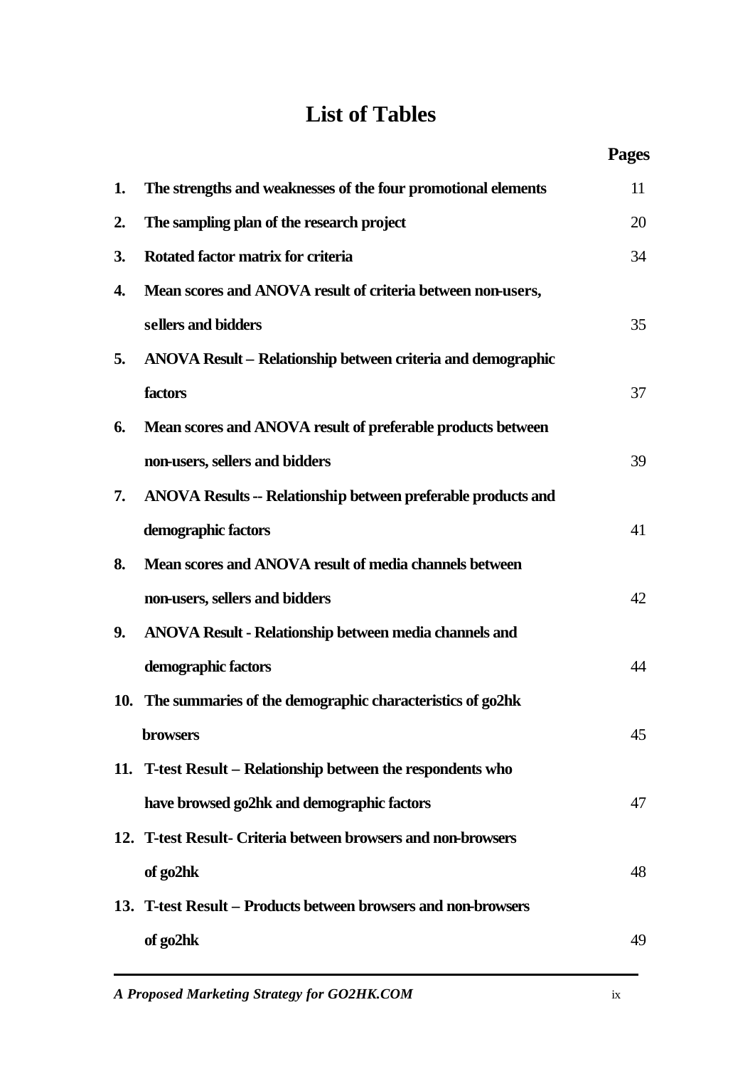# List of Tables

| | | Pages |
|---|---|---|
| 1. | The strengths and weaknesses of the four promotional elements | 11 |
| 2. | The sampling plan of the research project | 20 |
| 3. | Rotated factor matrix for criteria | 34 |
| 4. | Mean scores and ANOVA result of criteria between non-users, sellers and bidders | 35 |
| 5. | ANOVA Result – Relationship between criteria and demographic factors | 37 |
| 6. | Mean scores and ANOVA result of preferable products between non-users, sellers and bidders | 39 |
| 7. | ANOVA Results -- Relationship between preferable products and demographic factors | 41 |
| 8. | Mean scores and ANOVA result of media channels between non-users, sellers and bidders | 42 |
| 9. | ANOVA Result - Relationship between media channels and demographic factors | 44 |
| 10. | The summaries of the demographic characteristics of go2hk browsers | 45 |
| 11. | T-test Result – Relationship between the respondents who have browsed go2hk and demographic factors | 47 |
| 12. | T-test Result- Criteria between browsers and non-browsers of go2hk | 48 |
| 13. | T-test Result – Products between browsers and non-browsers of go2hk | 49 |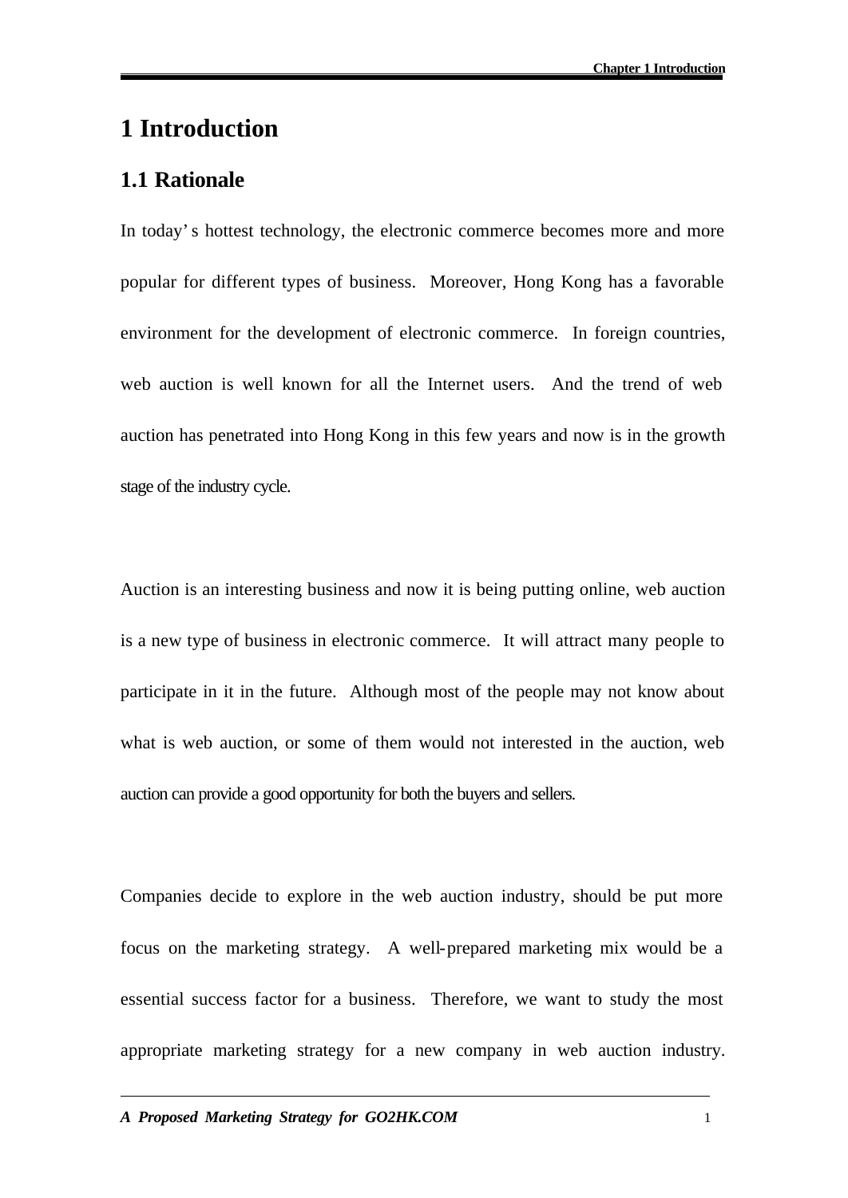# 1 Introduction

## 1.1 Rationale

In today's hottest technology, the electronic commerce becomes more and more popular for different types of business. Moreover, Hong Kong has a favorable environment for the development of electronic commerce. In foreign countries, web auction is well known for all the Internet users. And the trend of web auction has penetrated into Hong Kong in this few years and now is in the growth stage of the industry cycle.

Auction is an interesting business and now it is being putting online, web auction is a new type of business in electronic commerce. It will attract many people to participate in it in the future. Although most of the people may not know about what is web auction, or some of them would not interested in the auction, web auction can provide a good opportunity for both the buyers and sellers.

Companies decide to explore in the web auction industry, should be put more focus on the marketing strategy. A well-prepared marketing mix would be a essential success factor for a business. Therefore, we want to study the most appropriate marketing strategy for a new company in web auction industry.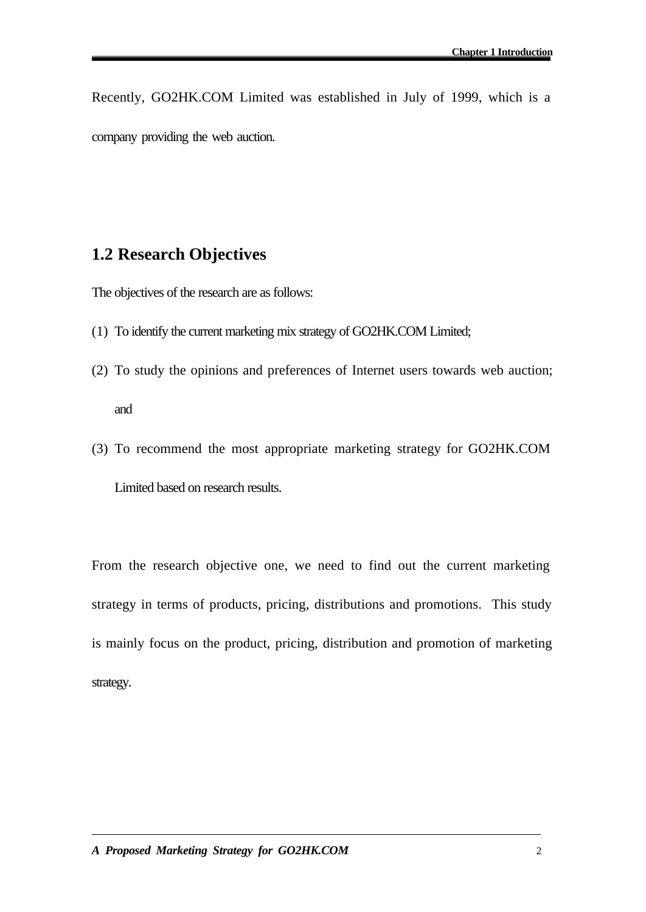Recently, GO2HK.COM Limited was established in July of 1999, which is a company providing the web auction.

## 1.2 Research Objectives

The objectives of the research are as follows:

(1) To identify the current marketing mix strategy of GO2HK.COM Limited;

(2) To study the opinions and preferences of Internet users towards web auction; and

(3) To recommend the most appropriate marketing strategy for GO2HK.COM Limited based on research results.

From the research objective one, we need to find out the current marketing strategy in terms of products, pricing, distributions and promotions. This study is mainly focus on the product, pricing, distribution and promotion of marketing strategy.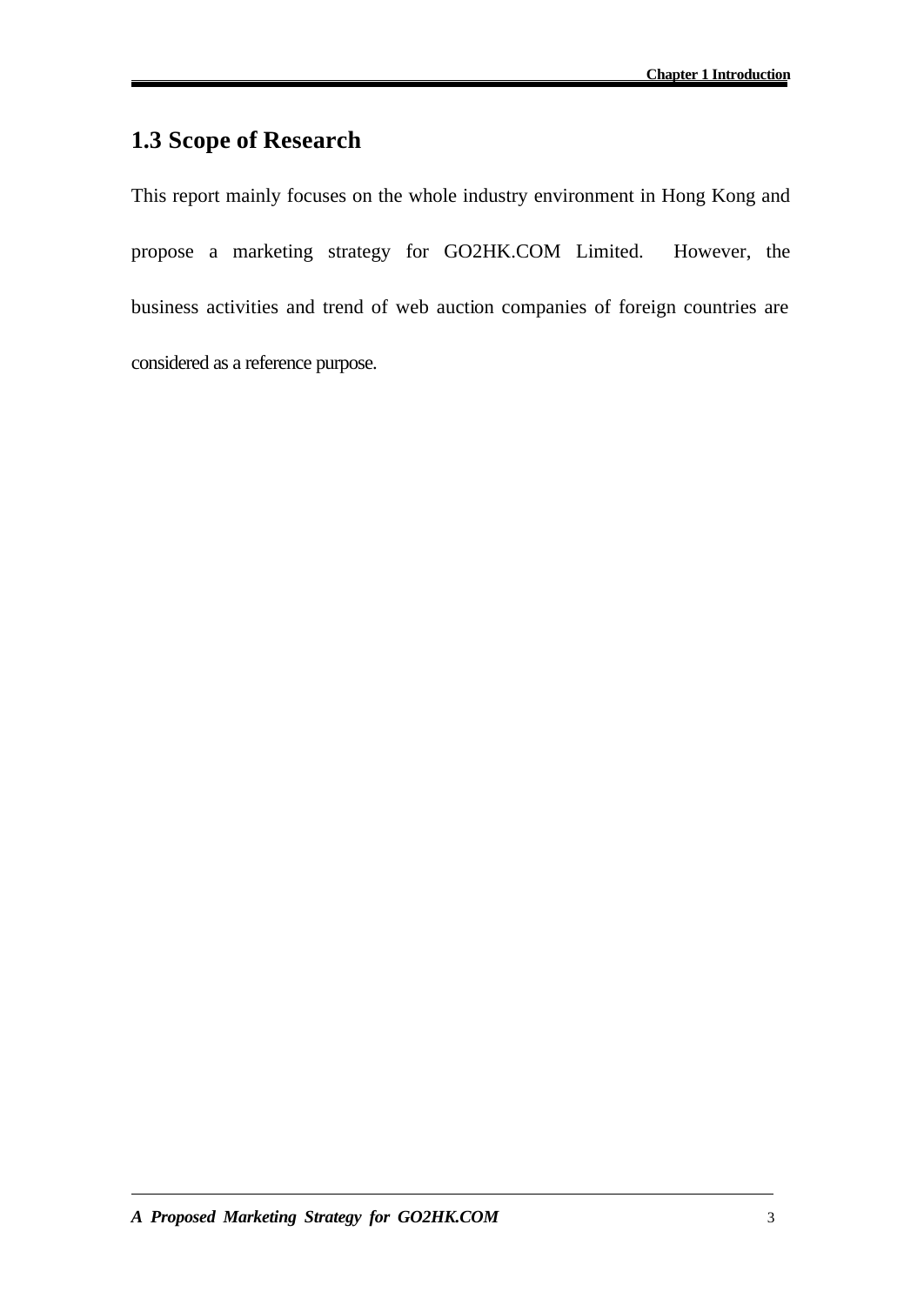## 1.3 Scope of Research

This report mainly focuses on the whole industry environment in Hong Kong and propose a marketing strategy for GO2HK.COM Limited. However, the business activities and trend of web auction companies of foreign countries are considered as a reference purpose.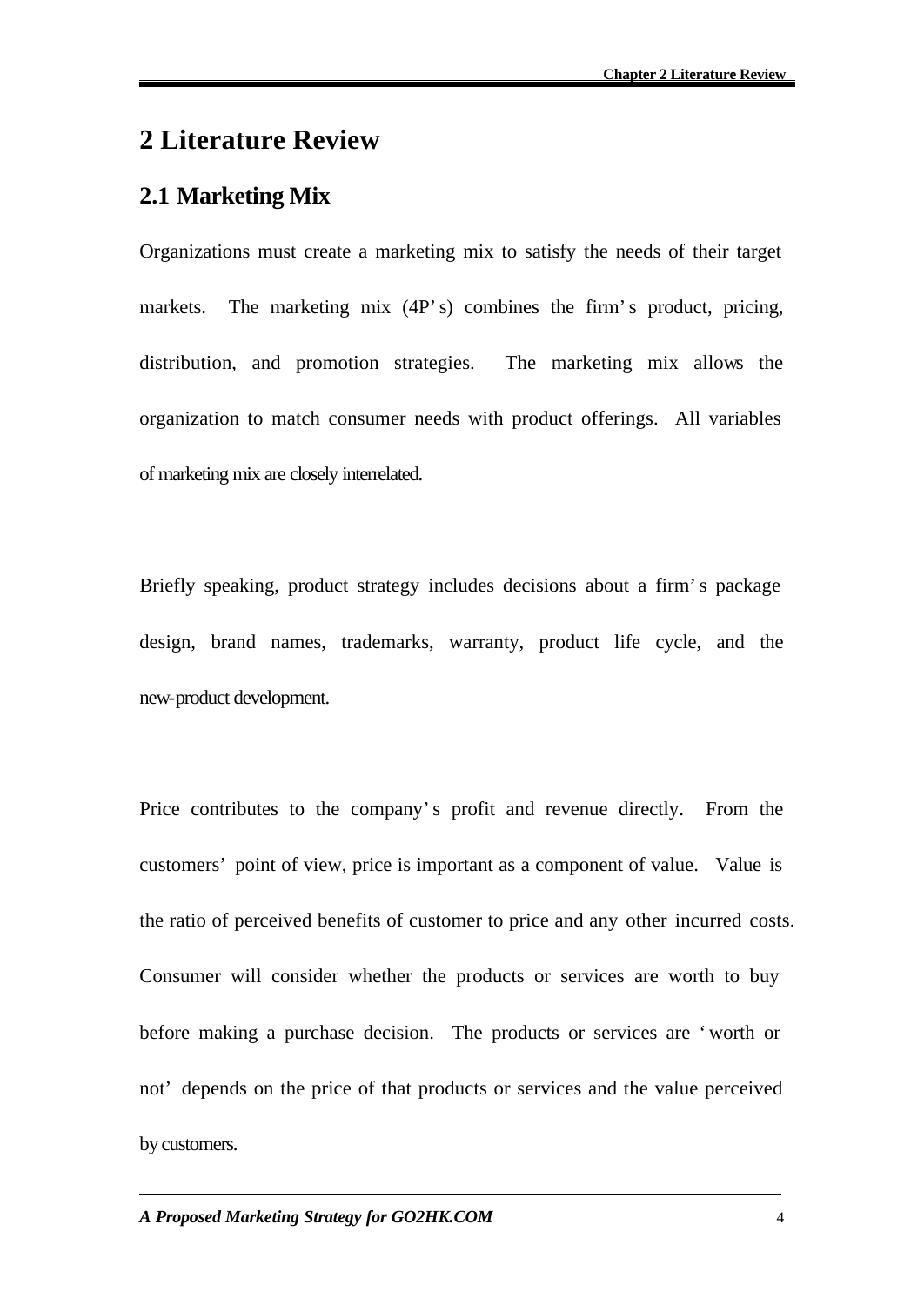# 2 Literature Review

## 2.1 Marketing Mix

Organizations must create a marketing mix to satisfy the needs of their target markets. The marketing mix (4P's) combines the firm's product, pricing, distribution, and promotion strategies. The marketing mix allows the organization to match consumer needs with product offerings. All variables of marketing mix are closely interrelated.

Briefly speaking, product strategy includes decisions about a firm's package design, brand names, trademarks, warranty, product life cycle, and the new-product development.

Price contributes to the company's profit and revenue directly. From the customers' point of view, price is important as a component of value. Value is the ratio of perceived benefits of customer to price and any other incurred costs. Consumer will consider whether the products or services are worth to buy before making a purchase decision. The products or services are 'worth or not' depends on the price of that products or services and the value perceived by customers.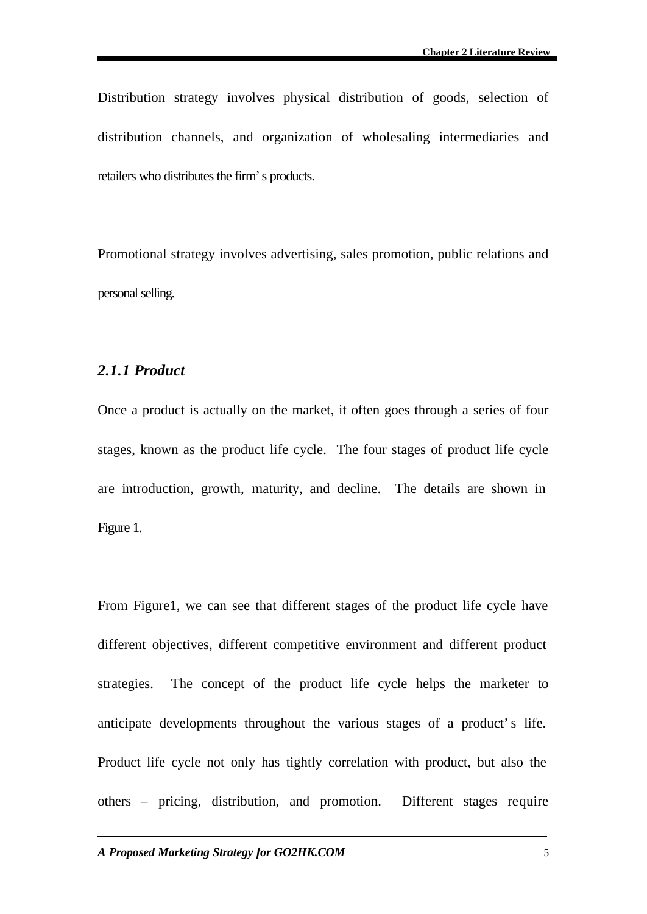Distribution strategy involves physical distribution of goods, selection of distribution channels, and organization of wholesaling intermediaries and retailers who distributes the firm's products.

Promotional strategy involves advertising, sales promotion, public relations and personal selling.

### *2.1.1 Product*

Once a product is actually on the market, it often goes through a series of four stages, known as the product life cycle. The four stages of product life cycle are introduction, growth, maturity, and decline. The details are shown in Figure 1.

From Figure1, we can see that different stages of the product life cycle have different objectives, different competitive environment and different product strategies. The concept of the product life cycle helps the marketer to anticipate developments throughout the various stages of a product's life. Product life cycle not only has tightly correlation with product, but also the others – pricing, distribution, and promotion. Different stages require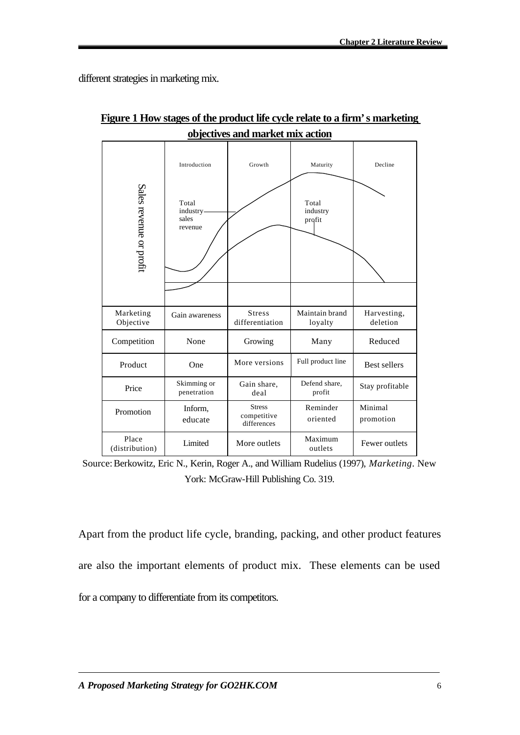different strategies in marketing mix.

**Figure 1 How stages of the product life cycle relate to a firm's marketing objectives and market mix action**

| Sales revenue or profit | Introduction | Growth | Maturity | Decline |
|---|---|---|---|---|
| | Total industry sales revenue | | Total industry profit | |
| Marketing Objective | Gain awareness | Stress differentiation | Maintain brand loyalty | Harvesting, deletion |
| Competition | None | Growing | Many | Reduced |
| Product | One | More versions | Full product line | Best sellers |
| Price | Skimming or penetration | Gain share, deal | Defend share, profit | Stay profitable |
| Promotion | Inform, educate | Stress competitive differences | Reminder oriented | Minimal promotion |
| Place (distribution) | Limited | More outlets | Maximum outlets | Fewer outlets |

Source: Berkowitz, Eric N., Kerin, Roger A., and William Rudelius (1997), *Marketing*. New York: McGraw-Hill Publishing Co. 319.

Apart from the product life cycle, branding, packing, and other product features are also the important elements of product mix. These elements can be used for a company to differentiate from its competitors.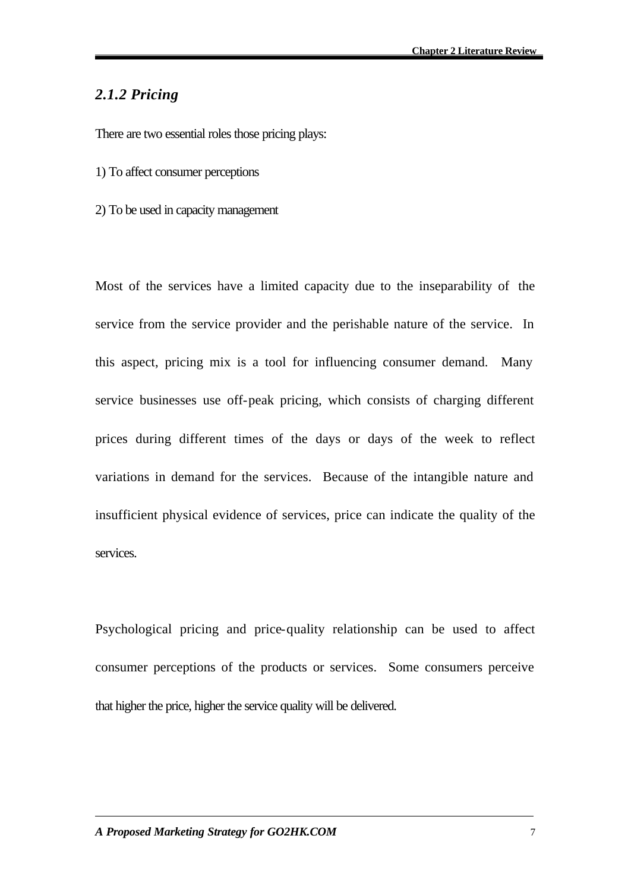### *2.1.2 Pricing*

There are two essential roles those pricing plays:

1) To affect consumer perceptions

2) To be used in capacity management

Most of the services have a limited capacity due to the inseparability of the service from the service provider and the perishable nature of the service. In this aspect, pricing mix is a tool for influencing consumer demand. Many service businesses use off-peak pricing, which consists of charging different prices during different times of the days or days of the week to reflect variations in demand for the services. Because of the intangible nature and insufficient physical evidence of services, price can indicate the quality of the services.

Psychological pricing and price-quality relationship can be used to affect consumer perceptions of the products or services. Some consumers perceive that higher the price, higher the service quality will be delivered.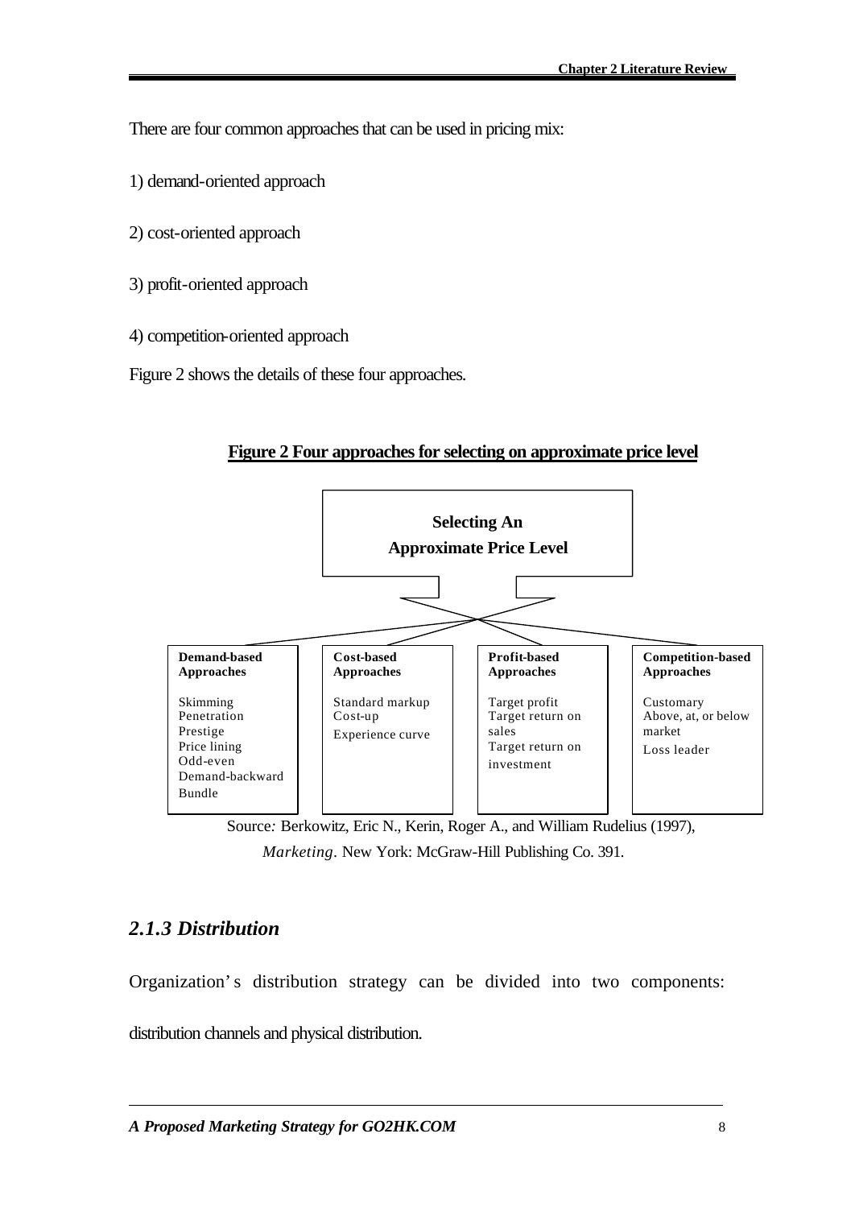There are four common approaches that can be used in pricing mix:

1) demand-oriented approach

2) cost-oriented approach

3) profit-oriented approach

4) competition-oriented approach

Figure 2 shows the details of these four approaches.

**Figure 2 Four approaches for selecting on approximate price level**

**Selecting An Approximate Price Level**

| **Demand-based Approaches** | **Cost-based Approaches** | **Profit-based Approaches** | **Competition-based Approaches** |
|---|---|---|---|
| Skimming<br>Penetration<br>Prestige<br>Price lining<br>Odd-even<br>Demand-backward<br>Bundle | Standard markup<br>Cost-up<br>Experience curve | Target profit<br>Target return on sales<br>Target return on investment | Customary<br>Above, at, or below market<br>Loss leader |

Source: Berkowitz, Eric N., Kerin, Roger A., and William Rudelius (1997), *Marketing*. New York: McGraw-Hill Publishing Co. 391.

### *2.1.3 Distribution*

Organization's distribution strategy can be divided into two components: distribution channels and physical distribution.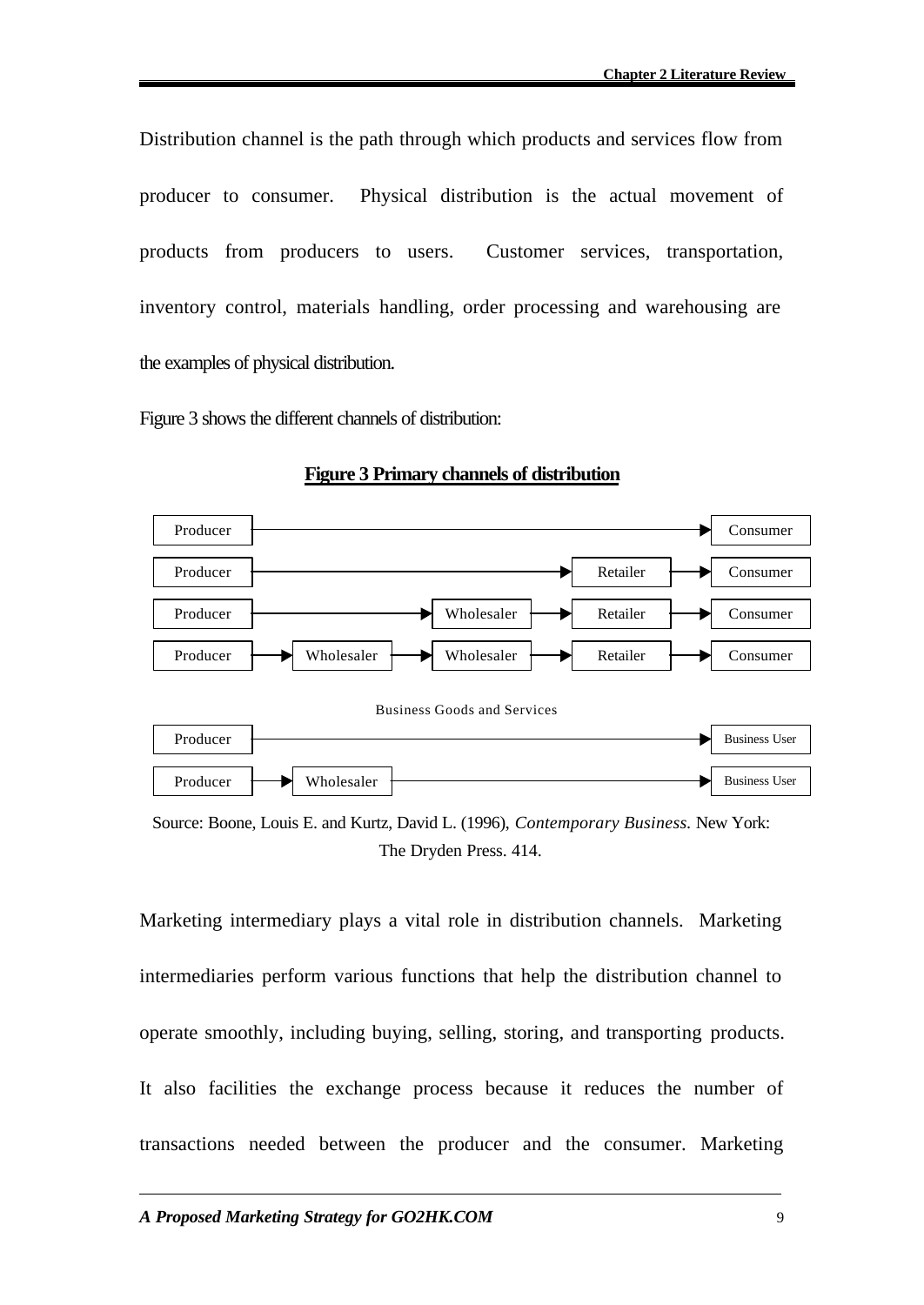Distribution channel is the path through which products and services flow from producer to consumer. Physical distribution is the actual movement of products from producers to users. Customer services, transportation, inventory control, materials handling, order processing and warehousing are the examples of physical distribution.

Figure 3 shows the different channels of distribution:

**Figure 3 Primary channels of distribution**

Producer → Consumer

Producer → Retailer → Consumer

Producer → Wholesaler → Retailer → Consumer

Producer → Wholesaler → Wholesaler → Retailer → Consumer

Business Goods and Services

Producer → Business User

Producer → Wholesaler → Business User

Source: Boone, Louis E. and Kurtz, David L. (1996), *Contemporary Business.* New York: The Dryden Press. 414.

Marketing intermediary plays a vital role in distribution channels. Marketing intermediaries perform various functions that help the distribution channel to operate smoothly, including buying, selling, storing, and transporting products. It also facilities the exchange process because it reduces the number of transactions needed between the producer and the consumer. Marketing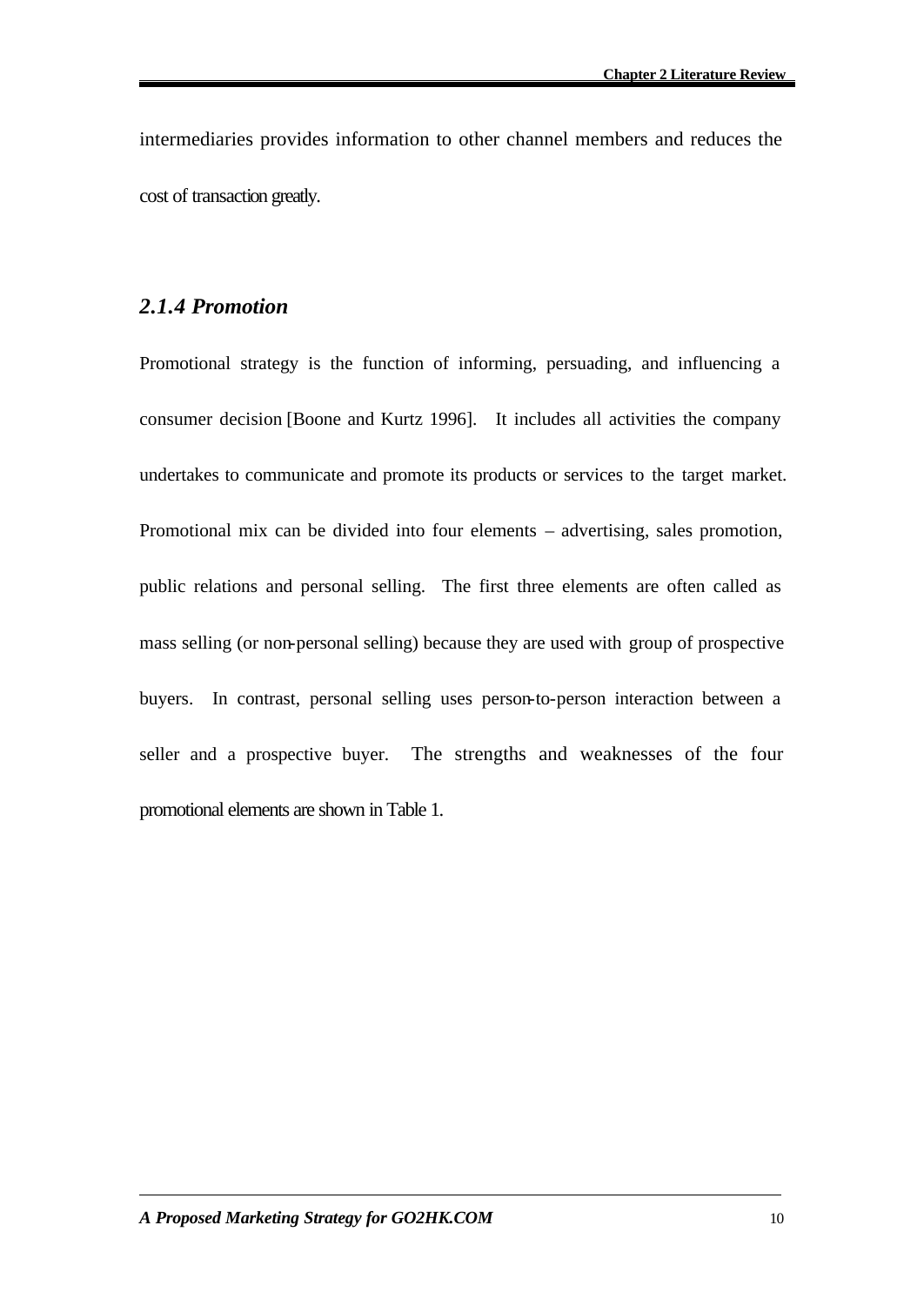intermediaries provides information to other channel members and reduces the cost of transaction greatly.

### *2.1.4 Promotion*

Promotional strategy is the function of informing, persuading, and influencing a consumer decision [Boone and Kurtz 1996]. It includes all activities the company undertakes to communicate and promote its products or services to the target market. Promotional mix can be divided into four elements – advertising, sales promotion, public relations and personal selling. The first three elements are often called as mass selling (or non-personal selling) because they are used with group of prospective buyers. In contrast, personal selling uses person-to-person interaction between a seller and a prospective buyer. The strengths and weaknesses of the four promotional elements are shown in Table 1.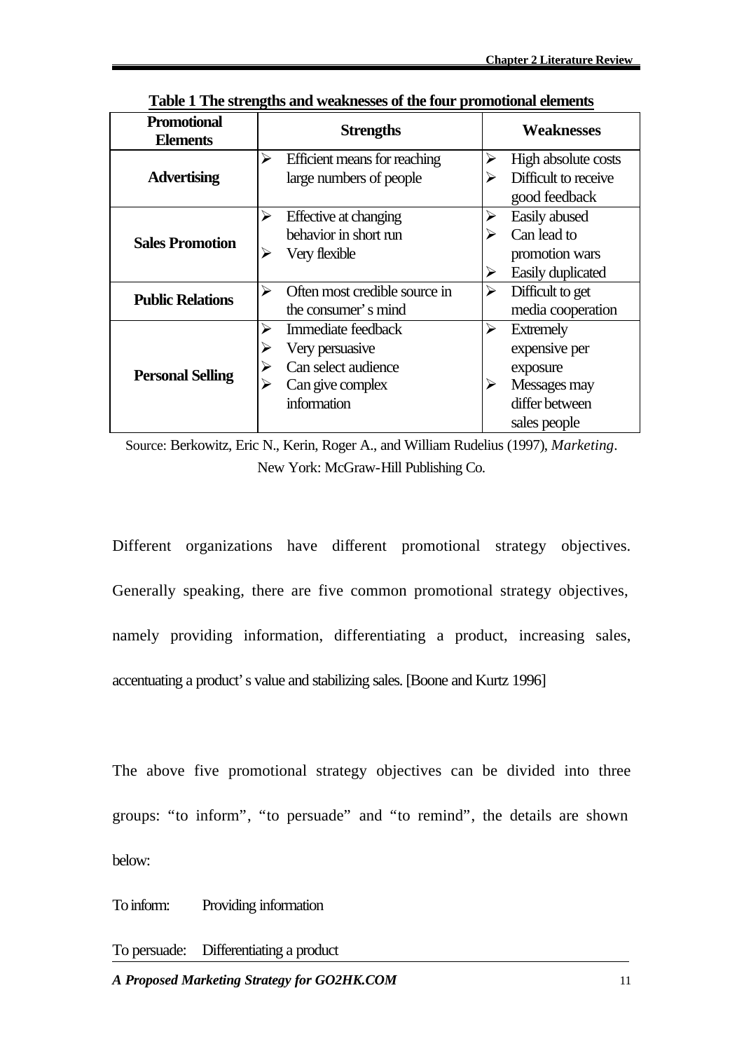**Table 1 The strengths and weaknesses of the four promotional elements**

| Promotional Elements | Strengths | Weaknesses |
|---|---|---|
| **Advertising** | ➢ Efficient means for reaching large numbers of people | ➢ High absolute costs<br>➢ Difficult to receive good feedback |
| **Sales Promotion** | ➢ Effective at changing behavior in short run<br>➢ Very flexible | ➢ Easily abused<br>➢ Can lead to promotion wars<br>➢ Easily duplicated |
| **Public Relations** | ➢ Often most credible source in the consumer's mind | ➢ Difficult to get media cooperation |
| **Personal Selling** | ➢ Immediate feedback<br>➢ Very persuasive<br>➢ Can select audience<br>➢ Can give complex information | ➢ Extremely expensive per exposure<br>➢ Messages may differ between sales people |

Source: Berkowitz, Eric N., Kerin, Roger A., and William Rudelius (1997), *Marketing*. New York: McGraw-Hill Publishing Co.

Different organizations have different promotional strategy objectives. Generally speaking, there are five common promotional strategy objectives, namely providing information, differentiating a product, increasing sales, accentuating a product's value and stabilizing sales. [Boone and Kurtz 1996]

The above five promotional strategy objectives can be divided into three groups: "to inform", "to persuade" and "to remind", the details are shown below:

To inform: Providing information

To persuade: Differentiating a product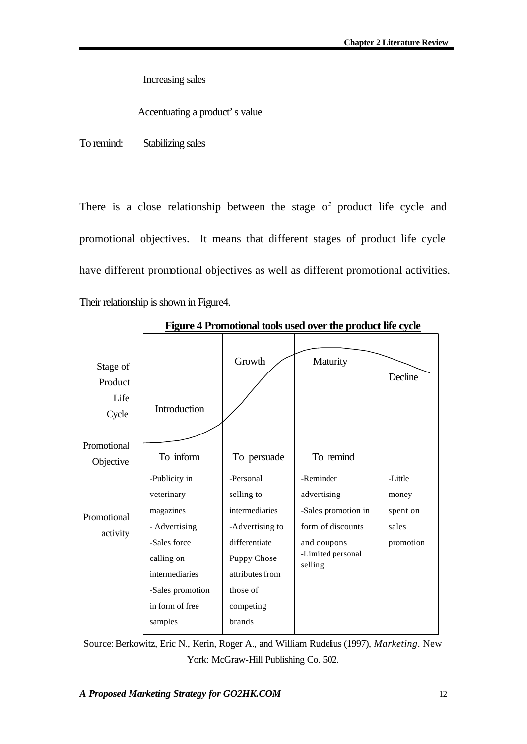Increasing sales

Accentuating a product's value

To remind: Stabilizing sales

There is a close relationship between the stage of product life cycle and promotional objectives. It means that different stages of product life cycle have different promotional objectives as well as different promotional activities. Their relationship is shown in Figure4.

**Figure 4 Promotional tools used over the product life cycle**

| Stage of Product Life Cycle | Introduction | Growth | Maturity | Decline |
|---|---|---|---|---|
| Promotional Objective | To inform | To persuade | To remind | |
| Promotional activity | -Publicity in veterinary magazines<br>- Advertising<br>-Sales force calling on intermediaries<br>-Sales promotion in form of free samples | -Personal selling to intermediaries<br>-Advertising to differentiate Puppy Chose attributes from those of competing brands | -Reminder advertising<br>-Sales promotion in form of discounts and coupons<br>-Limited personal selling | -Little money spent on sales promotion |

Source: Berkowitz, Eric N., Kerin, Roger A., and William Rudelius (1997), *Marketing*. New York: McGraw-Hill Publishing Co. 502.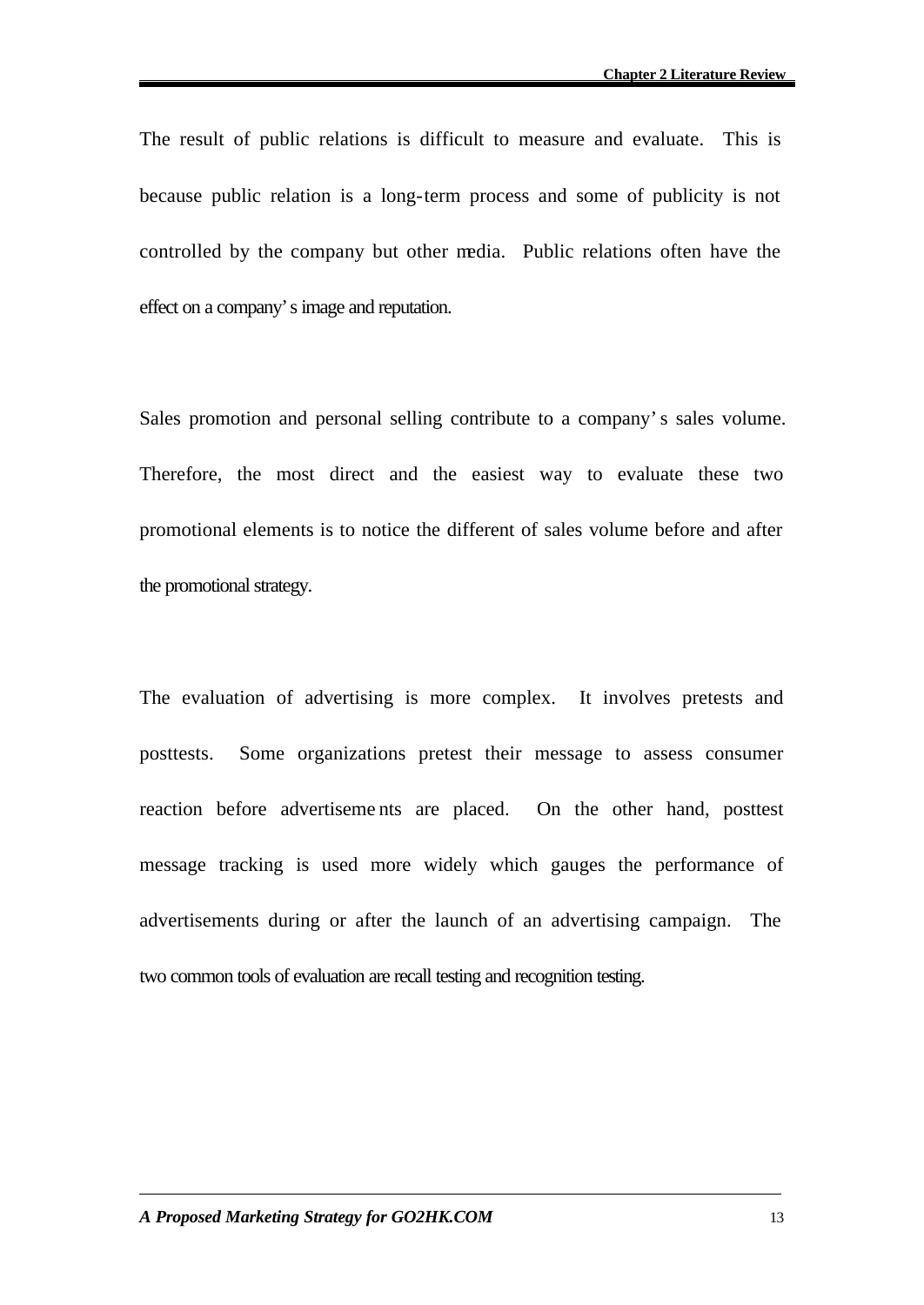The result of public relations is difficult to measure and evaluate. This is because public relation is a long-term process and some of publicity is not controlled by the company but other media. Public relations often have the effect on a company's image and reputation.

Sales promotion and personal selling contribute to a company's sales volume. Therefore, the most direct and the easiest way to evaluate these two promotional elements is to notice the different of sales volume before and after the promotional strategy.

The evaluation of advertising is more complex. It involves pretests and posttests. Some organizations pretest their message to assess consumer reaction before advertisements are placed. On the other hand, posttest message tracking is used more widely which gauges the performance of advertisements during or after the launch of an advertising campaign. The two common tools of evaluation are recall testing and recognition testing.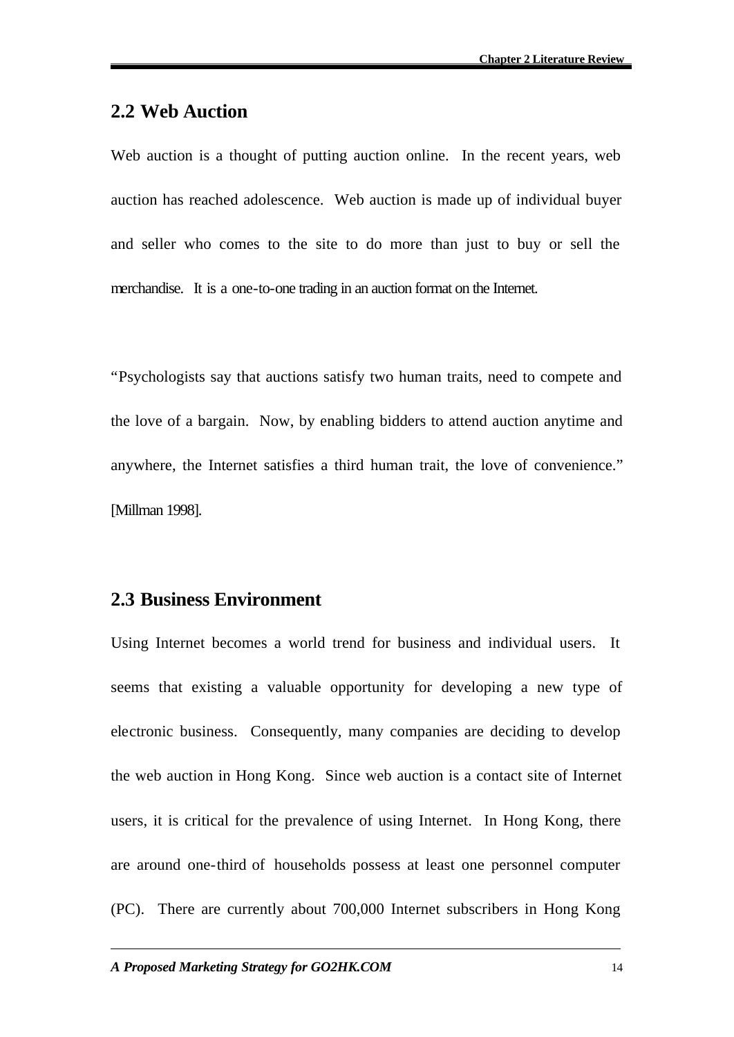## 2.2 Web Auction

Web auction is a thought of putting auction online. In the recent years, web auction has reached adolescence. Web auction is made up of individual buyer and seller who comes to the site to do more than just to buy or sell the merchandise. It is a one-to-one trading in an auction format on the Internet.

"Psychologists say that auctions satisfy two human traits, need to compete and the love of a bargain. Now, by enabling bidders to attend auction anytime and anywhere, the Internet satisfies a third human trait, the love of convenience." [Millman 1998].

## 2.3 Business Environment

Using Internet becomes a world trend for business and individual users. It seems that existing a valuable opportunity for developing a new type of electronic business. Consequently, many companies are deciding to develop the web auction in Hong Kong. Since web auction is a contact site of Internet users, it is critical for the prevalence of using Internet. In Hong Kong, there are around one-third of households possess at least one personnel computer (PC). There are currently about 700,000 Internet subscribers in Hong Kong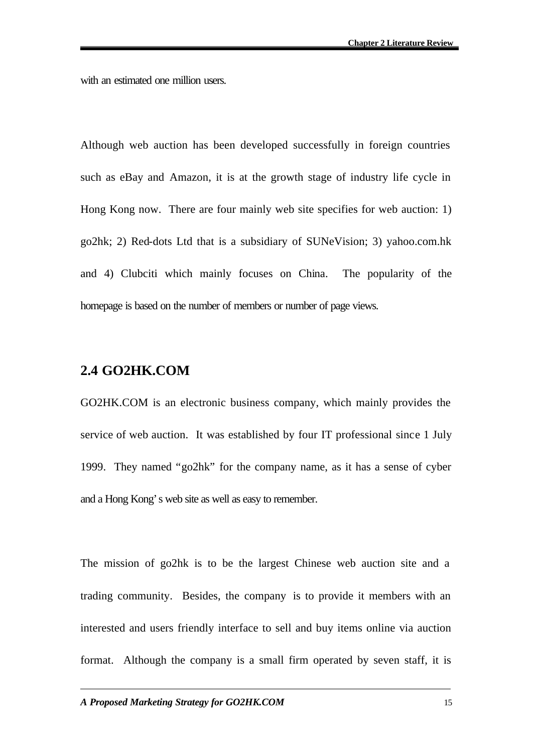with an estimated one million users.

Although web auction has been developed successfully in foreign countries such as eBay and Amazon, it is at the growth stage of industry life cycle in Hong Kong now. There are four mainly web site specifies for web auction: 1) go2hk; 2) Red-dots Ltd that is a subsidiary of SUNeVision; 3) yahoo.com.hk and 4) Clubciti which mainly focuses on China. The popularity of the homepage is based on the number of members or number of page views.

## 2.4 GO2HK.COM

GO2HK.COM is an electronic business company, which mainly provides the service of web auction. It was established by four IT professional since 1 July 1999. They named "go2hk" for the company name, as it has a sense of cyber and a Hong Kong's web site as well as easy to remember.

The mission of go2hk is to be the largest Chinese web auction site and a trading community. Besides, the company is to provide it members with an interested and users friendly interface to sell and buy items online via auction format. Although the company is a small firm operated by seven staff, it is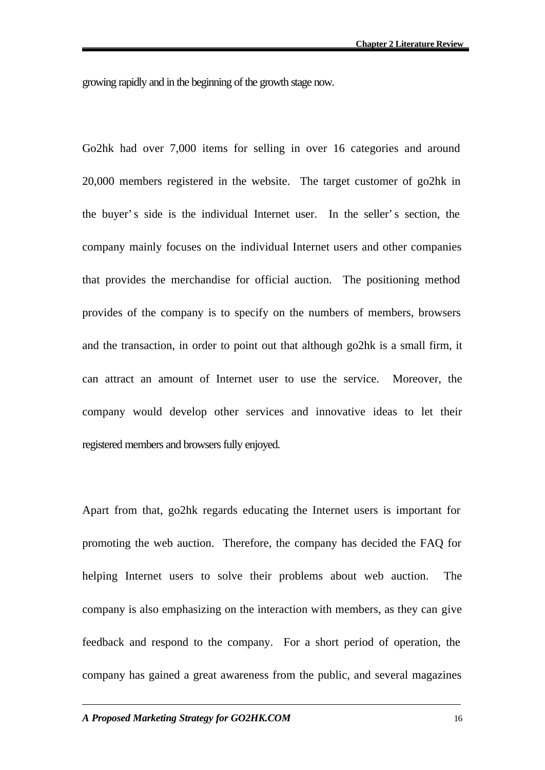growing rapidly and in the beginning of the growth stage now.

Go2hk had over 7,000 items for selling in over 16 categories and around 20,000 members registered in the website. The target customer of go2hk in the buyer's side is the individual Internet user. In the seller's section, the company mainly focuses on the individual Internet users and other companies that provides the merchandise for official auction. The positioning method provides of the company is to specify on the numbers of members, browsers and the transaction, in order to point out that although go2hk is a small firm, it can attract an amount of Internet user to use the service. Moreover, the company would develop other services and innovative ideas to let their registered members and browsers fully enjoyed.

Apart from that, go2hk regards educating the Internet users is important for promoting the web auction. Therefore, the company has decided the FAQ for helping Internet users to solve their problems about web auction. The company is also emphasizing on the interaction with members, as they can give feedback and respond to the company. For a short period of operation, the company has gained a great awareness from the public, and several magazines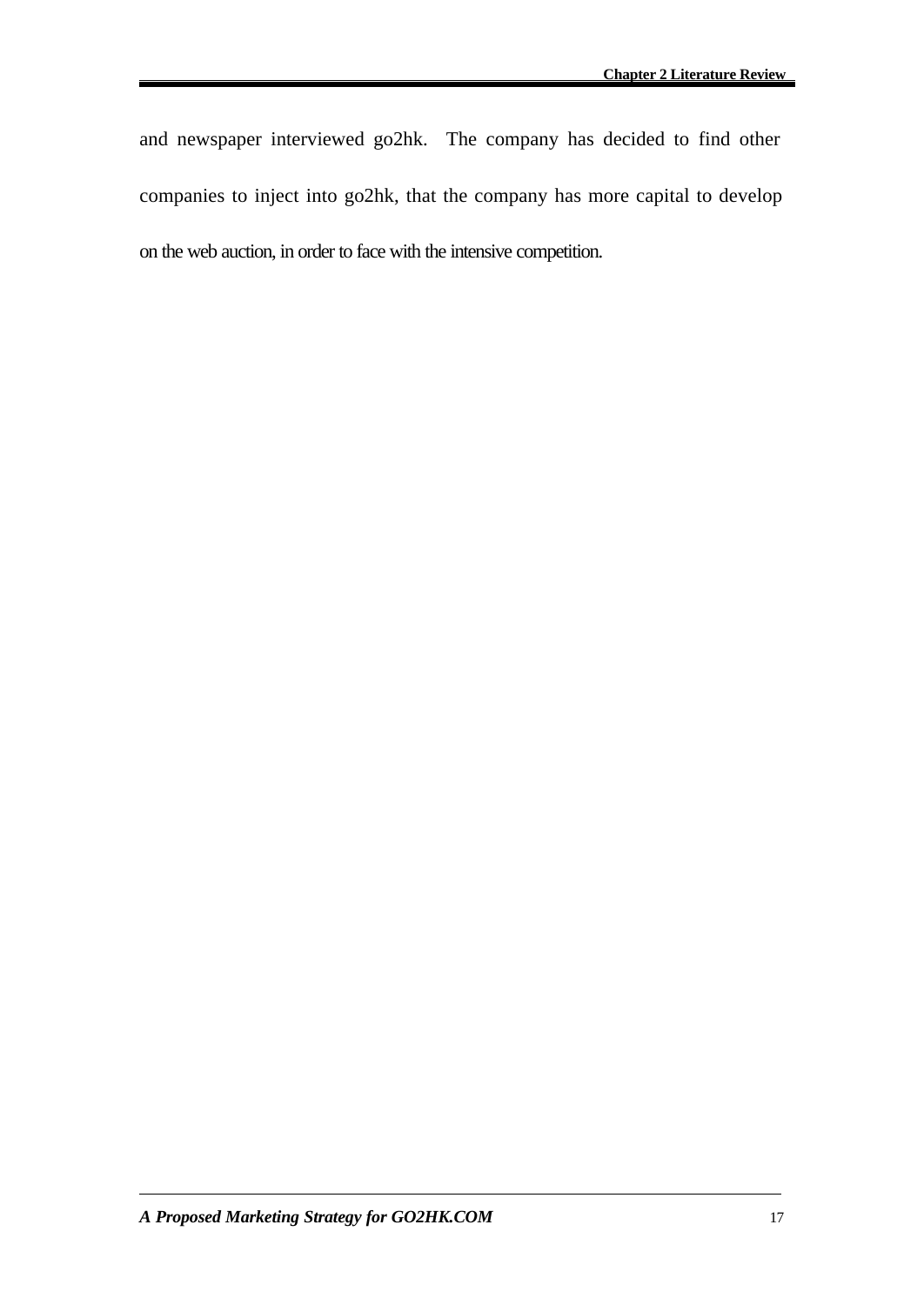and newspaper interviewed go2hk. The company has decided to find other companies to inject into go2hk, that the company has more capital to develop on the web auction, in order to face with the intensive competition.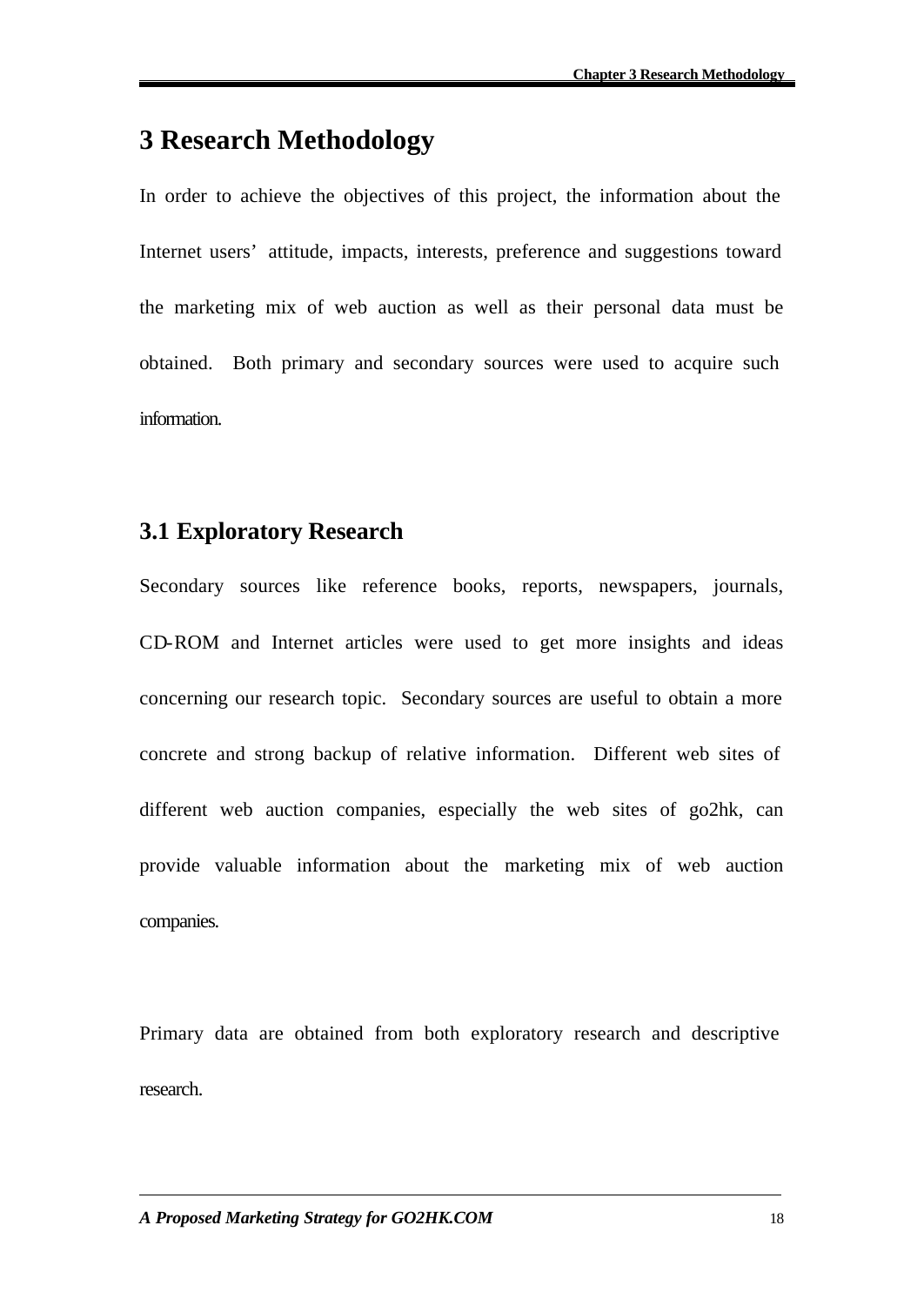# 3 Research Methodology

In order to achieve the objectives of this project, the information about the Internet users' attitude, impacts, interests, preference and suggestions toward the marketing mix of web auction as well as their personal data must be obtained. Both primary and secondary sources were used to acquire such information.

## 3.1 Exploratory Research

Secondary sources like reference books, reports, newspapers, journals, CD-ROM and Internet articles were used to get more insights and ideas concerning our research topic. Secondary sources are useful to obtain a more concrete and strong backup of relative information. Different web sites of different web auction companies, especially the web sites of go2hk, can provide valuable information about the marketing mix of web auction companies.

Primary data are obtained from both exploratory research and descriptive research.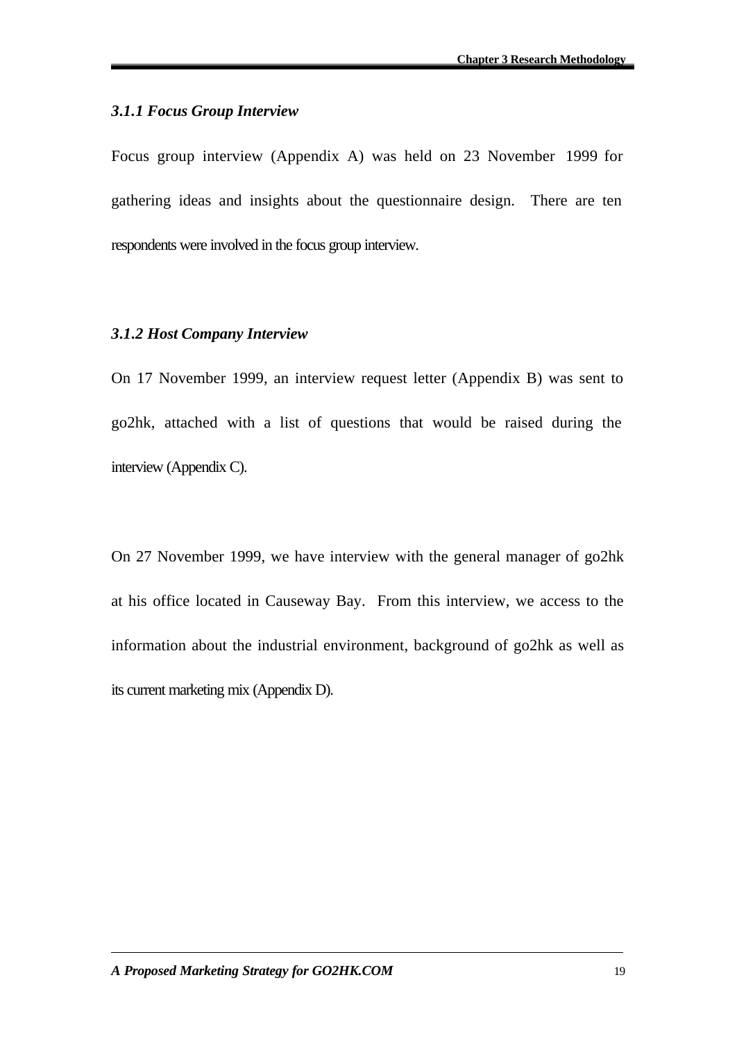### *3.1.1 Focus Group Interview*

Focus group interview (Appendix A) was held on 23 November 1999 for gathering ideas and insights about the questionnaire design. There are ten respondents were involved in the focus group interview.

### *3.1.2 Host Company Interview*

On 17 November 1999, an interview request letter (Appendix B) was sent to go2hk, attached with a list of questions that would be raised during the interview (Appendix C).

On 27 November 1999, we have interview with the general manager of go2hk at his office located in Causeway Bay. From this interview, we access to the information about the industrial environment, background of go2hk as well as its current marketing mix (Appendix D).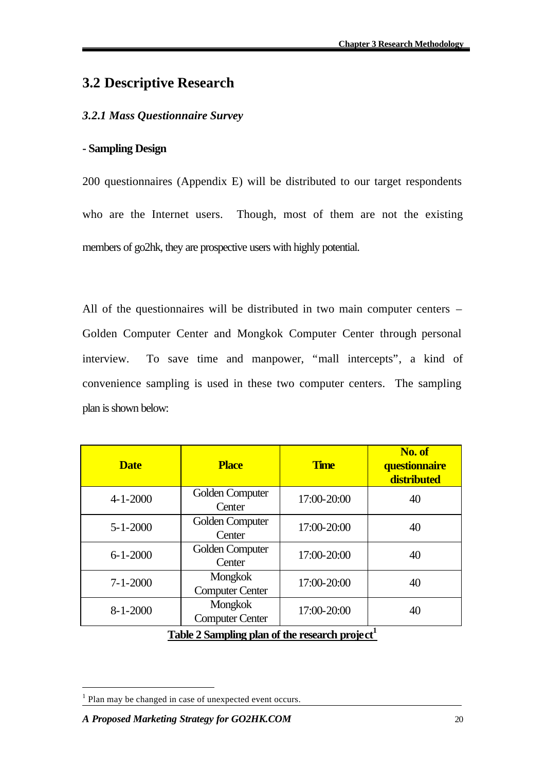## 3.2 Descriptive Research

### *3.2.1 Mass Questionnaire Survey*

**- Sampling Design**

200 questionnaires (Appendix E) will be distributed to our target respondents who are the Internet users. Though, most of them are not the existing members of go2hk, they are prospective users with highly potential.

All of the questionnaires will be distributed in two main computer centers – Golden Computer Center and Mongkok Computer Center through personal interview. To save time and manpower, "mall intercepts", a kind of convenience sampling is used in these two computer centers. The sampling plan is shown below:

| Date | Place | Time | No. of questionnaire distributed |
|---|---|---|---|
| 4-1-2000 | Golden Computer Center | 17:00-20:00 | 40 |
| 5-1-2000 | Golden Computer Center | 17:00-20:00 | 40 |
| 6-1-2000 | Golden Computer Center | 17:00-20:00 | 40 |
| 7-1-2000 | Mongkok Computer Center | 17:00-20:00 | 40 |
| 8-1-2000 | Mongkok Computer Center | 17:00-20:00 | 40 |

**Table 2 Sampling plan of the research project[1]**

[1] Plan may be changed in case of unexpected event occurs.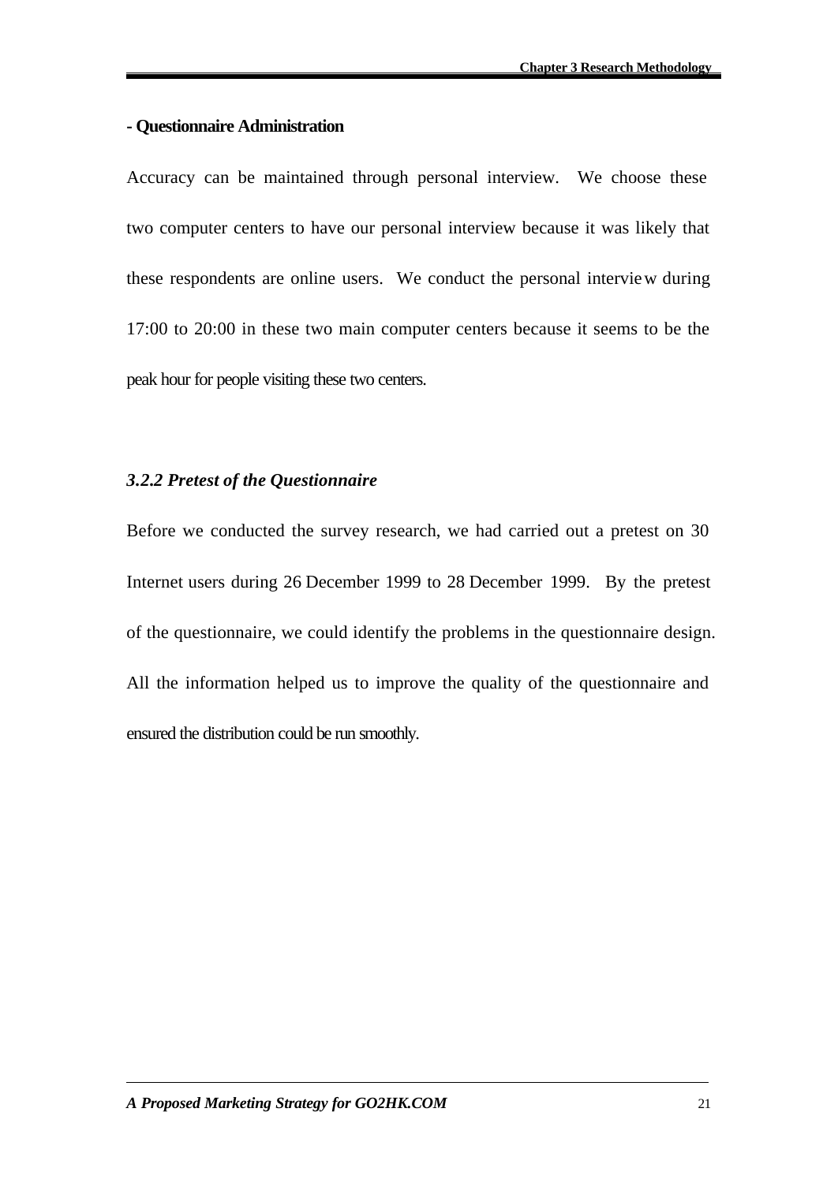**- Questionnaire Administration**

Accuracy can be maintained through personal interview. We choose these two computer centers to have our personal interview because it was likely that these respondents are online users. We conduct the personal interview during 17:00 to 20:00 in these two main computer centers because it seems to be the peak hour for people visiting these two centers.

### *3.2.2 Pretest of the Questionnaire*

Before we conducted the survey research, we had carried out a pretest on 30 Internet users during 26 December 1999 to 28 December 1999. By the pretest of the questionnaire, we could identify the problems in the questionnaire design. All the information helped us to improve the quality of the questionnaire and ensured the distribution could be run smoothly.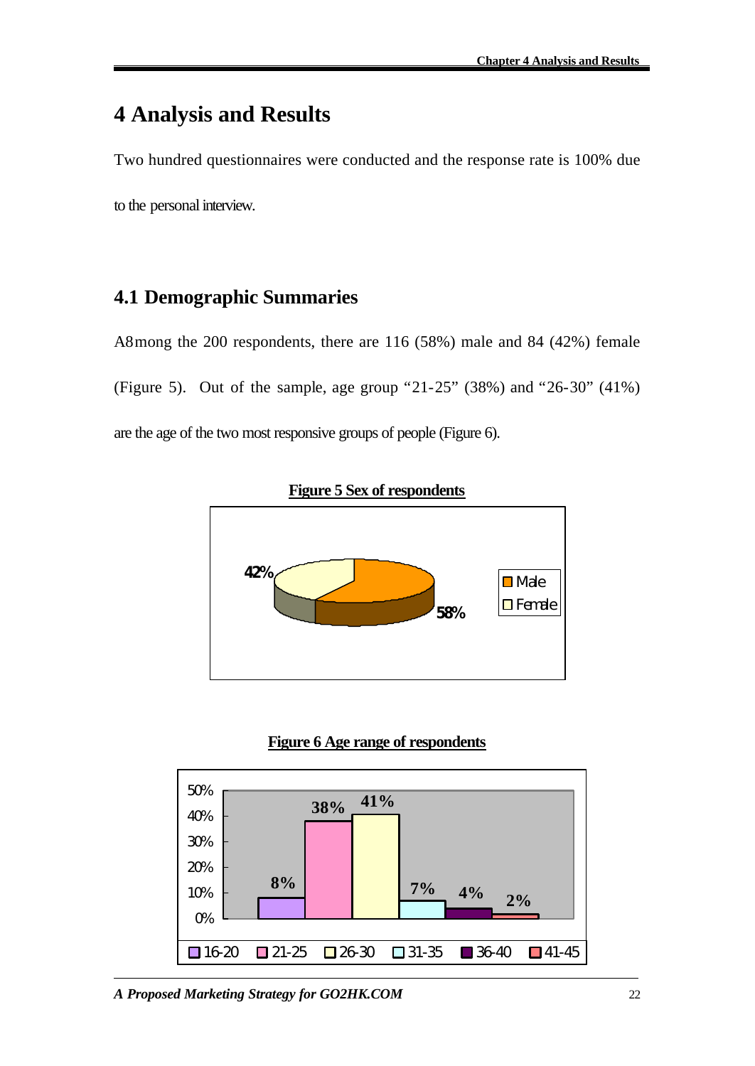# 4 Analysis and Results

Two hundred questionnaires were conducted and the response rate is 100% due to the personal interview.

## 4.1 Demographic Summaries

A8mong the 200 respondents, there are 116 (58%) male and 84 (42%) female (Figure 5). Out of the sample, age group "21-25" (38%) and "26-30" (41%) are the age of the two most responsive groups of people (Figure 6).

**Figure 5 Sex of respondents**

| Sex | Percentage |
|---|---|
| Male | 58% |
| Female | 42% |

**Figure 6 Age range of respondents**

| Age range | Percentage |
|---|---|
| 16-20 | 8% |
| 21-25 | 38% |
| 26-30 | 41% |
| 31-35 | 7% |
| 36-40 | 4% |
| 41-45 | 2% |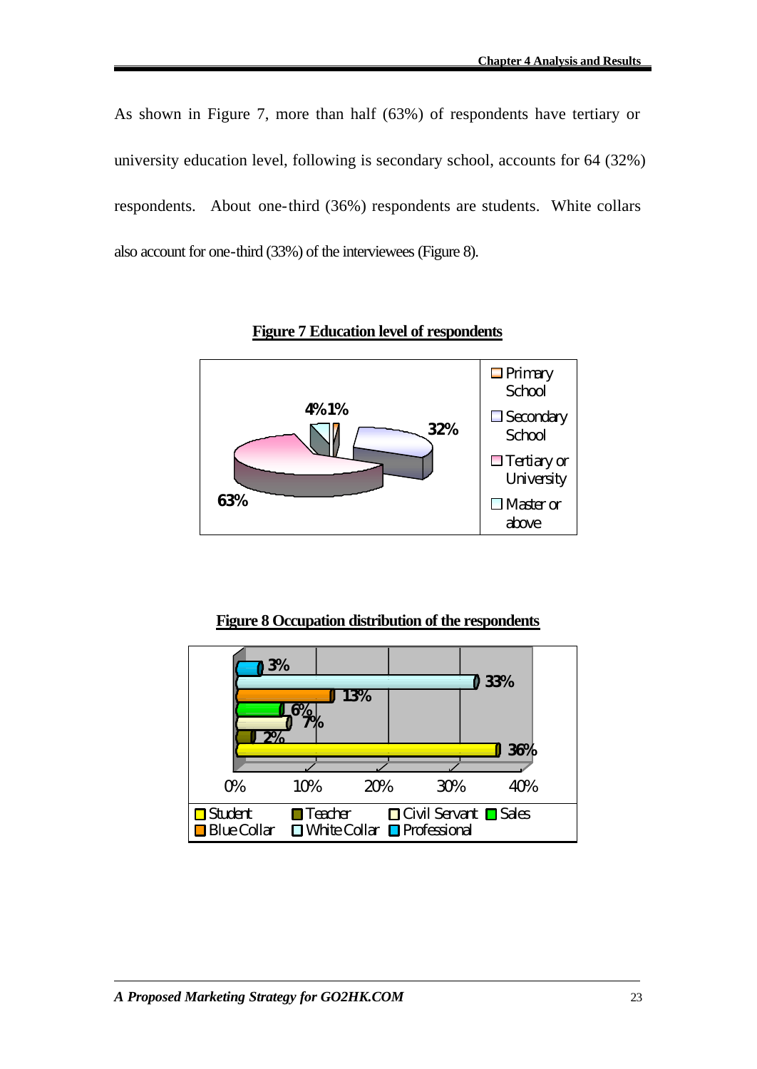As shown in Figure 7, more than half (63%) of respondents have tertiary or university education level, following is secondary school, accounts for 64 (32%) respondents. About one-third (36%) respondents are students. White collars also account for one-third (33%) of the interviewees (Figure 8).

**Figure 7 Education level of respondents**

**Figure 8 Occupation distribution of the respondents**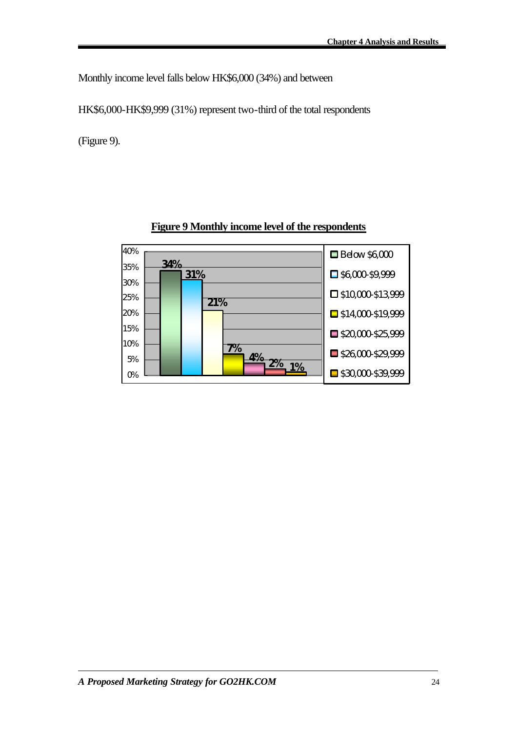Monthly income level falls below HK$6,000 (34%) and between HK$6,000-HK$9,999 (31%) represent two-third of the total respondents (Figure 9).

**Figure 9 Monthly income level of the respondents**

| Monthly income | Percentage |
|---|---|
| Below $6,000 | 34% |
| $6,000-$9,999 | 31% |
| $10,000-$13,999 | 21% |
| $14,000-$19,999 | 7% |
| $20,000-$25,999 | 4% |
| $26,000-$29,999 | 2% |
| $30,000-$39,999 | 1% |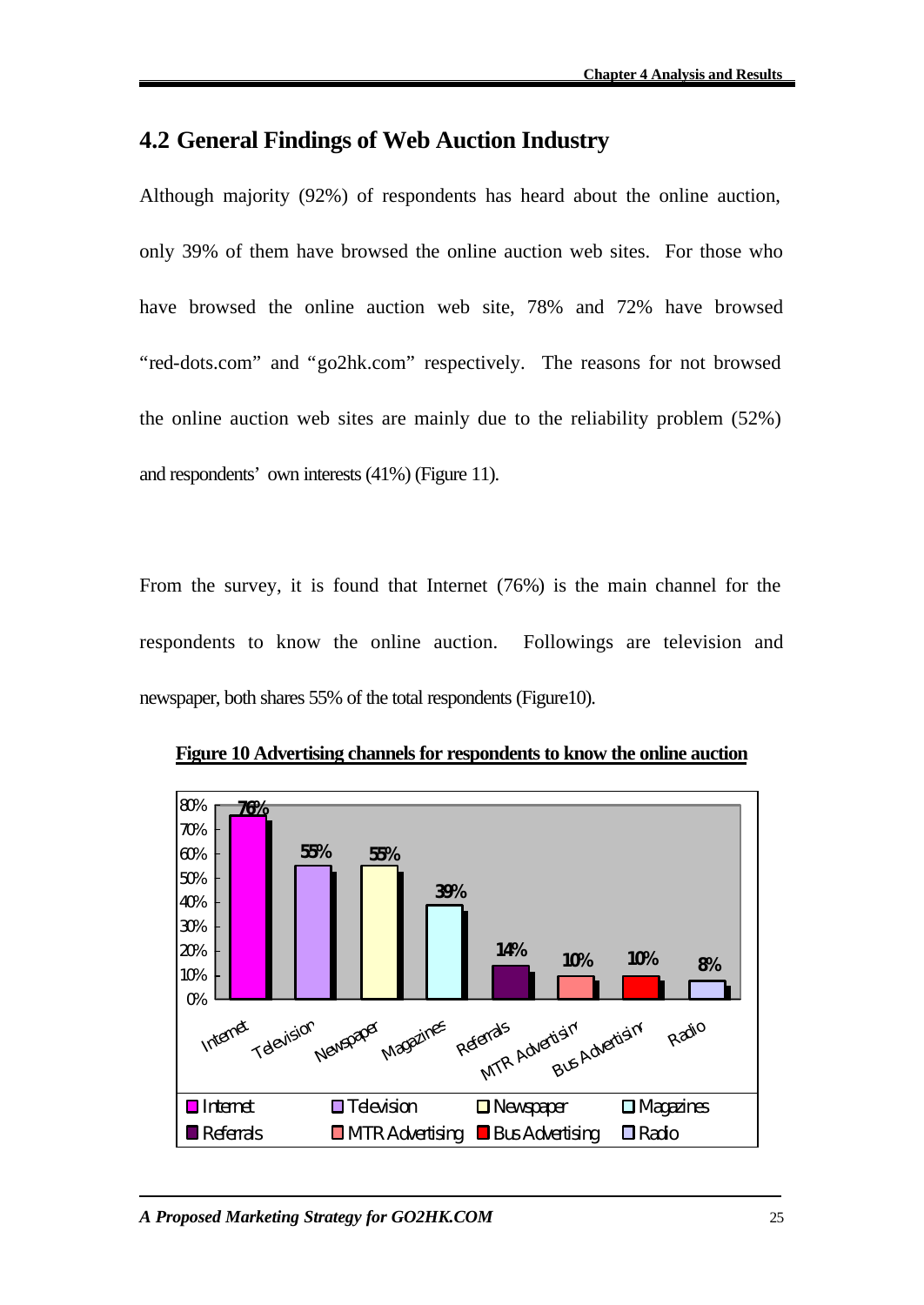## 4.2 General Findings of Web Auction Industry

Although majority (92%) of respondents has heard about the online auction, only 39% of them have browsed the online auction web sites. For those who have browsed the online auction web site, 78% and 72% have browsed "red-dots.com" and "go2hk.com" respectively. The reasons for not browsed the online auction web sites are mainly due to the reliability problem (52%) and respondents' own interests (41%) (Figure 11).

From the survey, it is found that Internet (76%) is the main channel for the respondents to know the online auction. Followings are television and newspaper, both shares 55% of the total respondents (Figure10).

**Figure 10 Advertising channels for respondents to know the online auction**

| Channel | Percentage |
|---|---|
| Internet | 76% |
| Television | 55% |
| Newspaper | 55% |
| Magazines | 39% |
| Referrals | 14% |
| MTR Advertising | 10% |
| Bus Advertising | 10% |
| Radio | 8% |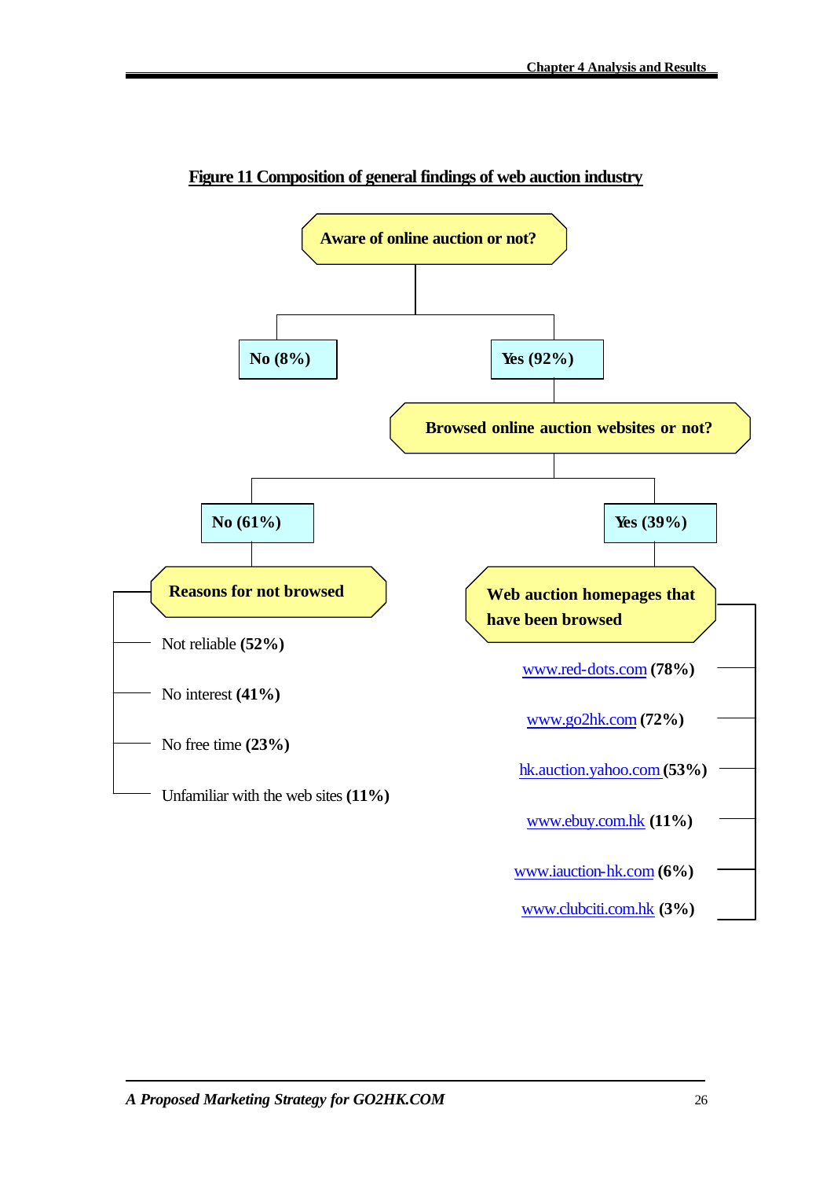**Figure 11 Composition of general findings of web auction industry**

**Aware of online auction or not?**

- **No (8%)**
- **Yes (92%)**
  - **Browsed online auction websites or not?**
    - **No (61%)**
      - **Reasons for not browsed**
        - Not reliable **(52%)**
        - No interest **(41%)**
        - No free time **(23%)**
        - Unfamiliar with the web sites **(11%)**
    - **Yes (39%)**
      - **Web auction homepages that have been browsed**
        - www.red-dots.com **(78%)**
        - www.go2hk.com **(72%)**
        - hk.auction.yahoo.com **(53%)**
        - www.ebuy.com.hk **(11%)**
        - www.iauction-hk.com **(6%)**
        - www.clubciti.com.hk **(3%)**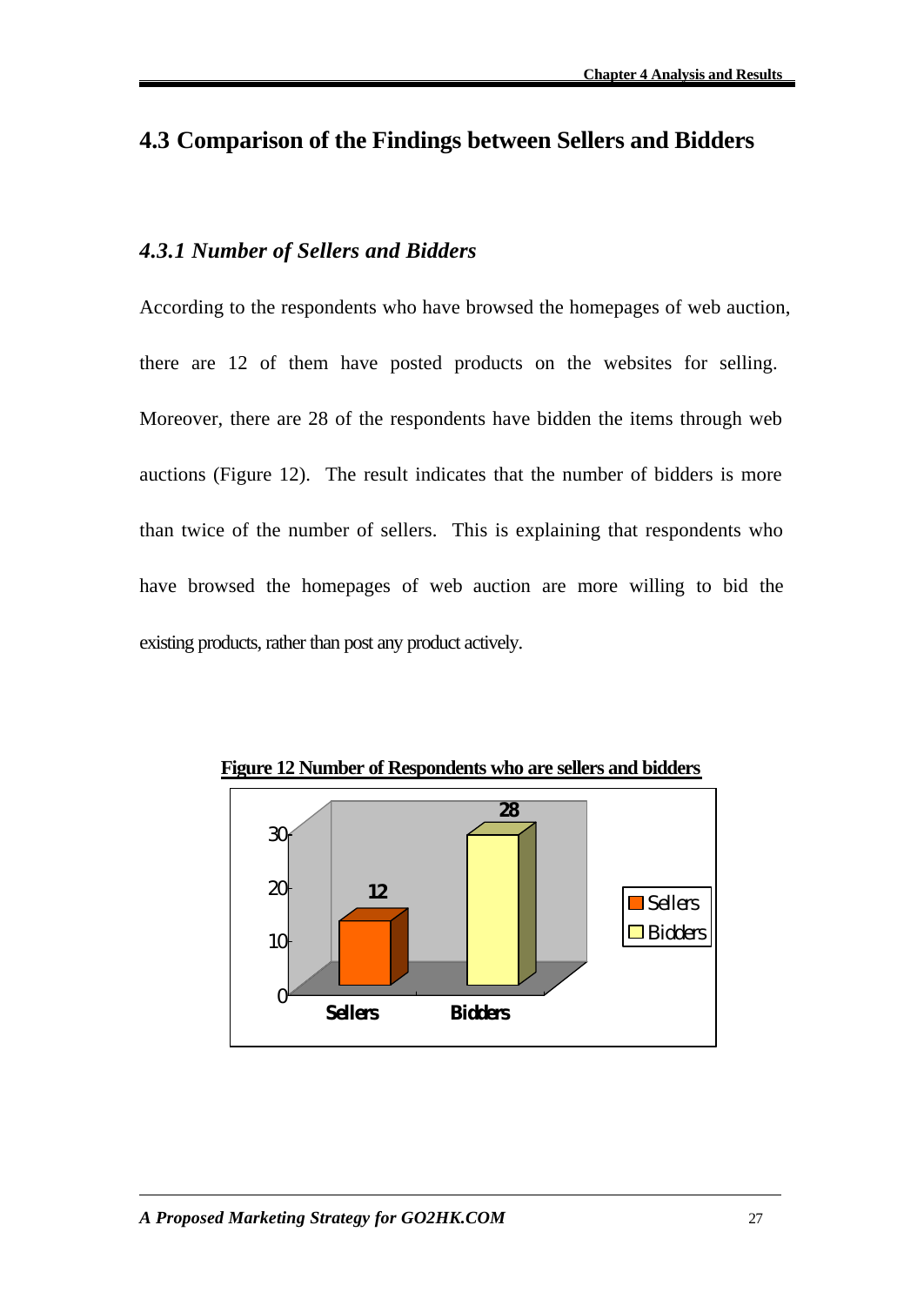## 4.3 Comparison of the Findings between Sellers and Bidders

### *4.3.1 Number of Sellers and Bidders*

According to the respondents who have browsed the homepages of web auction, there are 12 of them have posted products on the websites for selling. Moreover, there are 28 of the respondents have bidden the items through web auctions (Figure 12). The result indicates that the number of bidders is more than twice of the number of sellers. This is explaining that respondents who have browsed the homepages of web auction are more willing to bid the existing products, rather than post any product actively.

**Figure 12 Number of Respondents who are sellers and bidders**

| | Sellers | Bidders |
|---|---|---|
| Number of Respondents | 12 | 28 |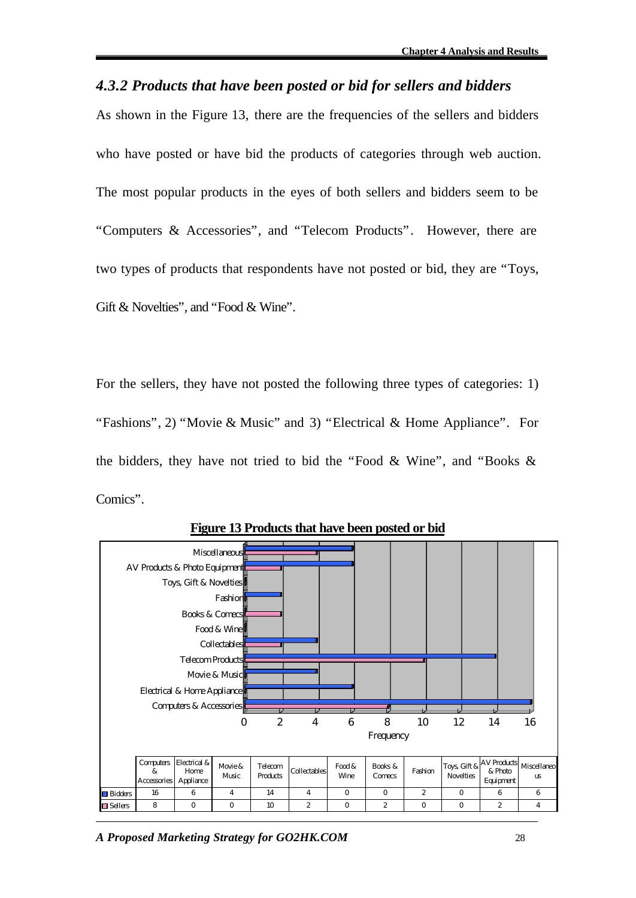### *4.3.2 Products that have been posted or bid for sellers and bidders*

As shown in the Figure 13, there are the frequencies of the sellers and bidders who have posted or have bid the products of categories through web auction. The most popular products in the eyes of both sellers and bidders seem to be "Computers & Accessories", and "Telecom Products". However, there are two types of products that respondents have not posted or bid, they are "Toys, Gift & Novelties", and "Food & Wine".

For the sellers, they have not posted the following three types of categories: 1) "Fashions", 2) "Movie & Music" and 3) "Electrical & Home Appliance". For the bidders, they have not tried to bid the "Food & Wine", and "Books & Comics".

**Figure 13 Products that have been posted or bid**

| | Computers & Accessories | Electrical & Home Appliance | Movie & Music | Telecom Products | Collectables | Food & Wine | Books & Comecs | Fashion | Toys, Gift & Novelties | AV Products & Photo Equipment | Miscellaneous |
|---|---|---|---|---|---|---|---|---|---|---|---|
| Bidders | 16 | 6 | 4 | 14 | 4 | 0 | 0 | 2 | 0 | 6 | 6 |
| Sellers | 8 | 0 | 0 | 10 | 2 | 0 | 2 | 0 | 0 | 2 | 4 |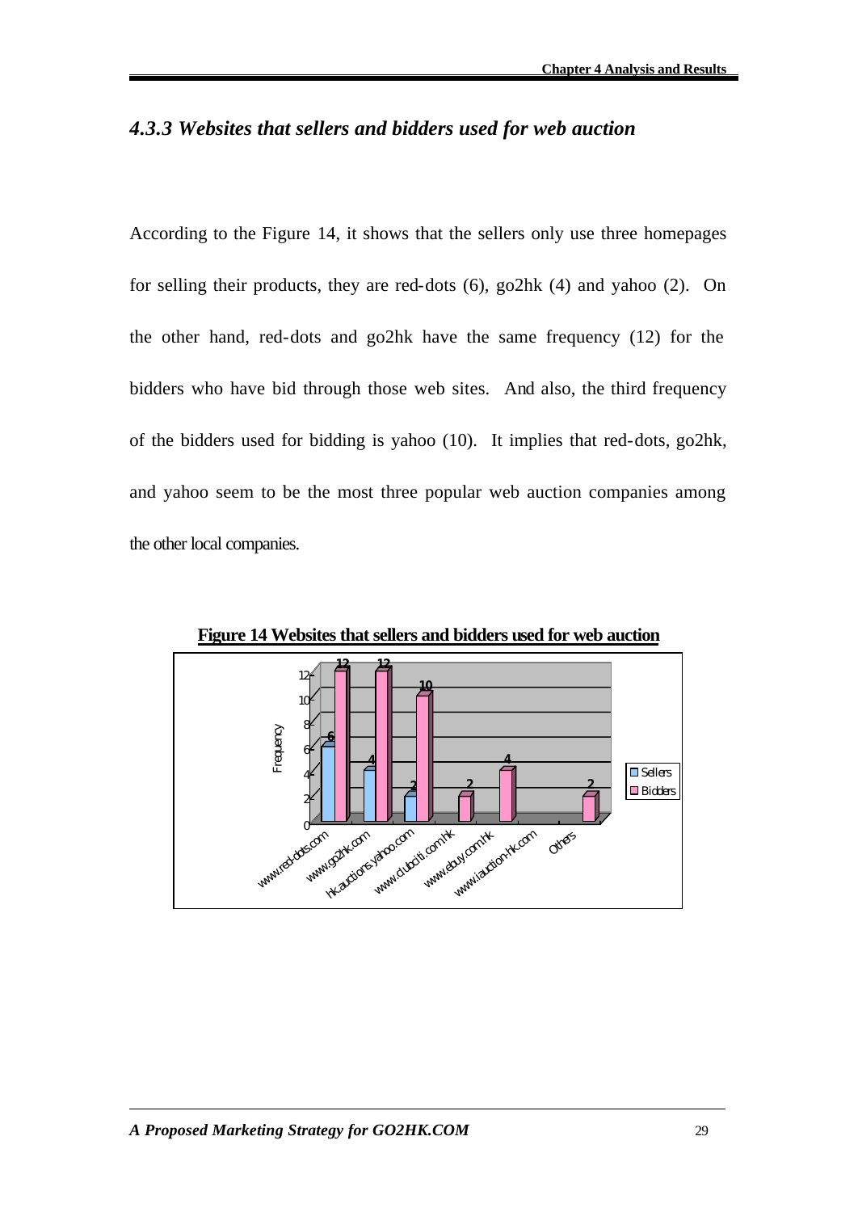### *4.3.3 Websites that sellers and bidders used for web auction*

According to the Figure 14, it shows that the sellers only use three homepages for selling their products, they are red-dots (6), go2hk (4) and yahoo (2). On the other hand, red-dots and go2hk have the same frequency (12) for the bidders who have bid through those web sites. And also, the third frequency of the bidders used for bidding is yahoo (10). It implies that red-dots, go2hk, and yahoo seem to be the most three popular web auction companies among the other local companies.

**Figure 14 Websites that sellers and bidders used for web auction**

| Website | Sellers | Bidders |
|---|---|---|
| www.red-dots.com | 6 | 12 |
| www.go2hk.com | 4 | 12 |
| hk.auctions.yahoo.com | 2 | 10 |
| www.clubciti.com.hk | | 2 |
| www.ebuy.com.hk | | 4 |
| www.iauction-hk.com | | |
| Others | | 2 |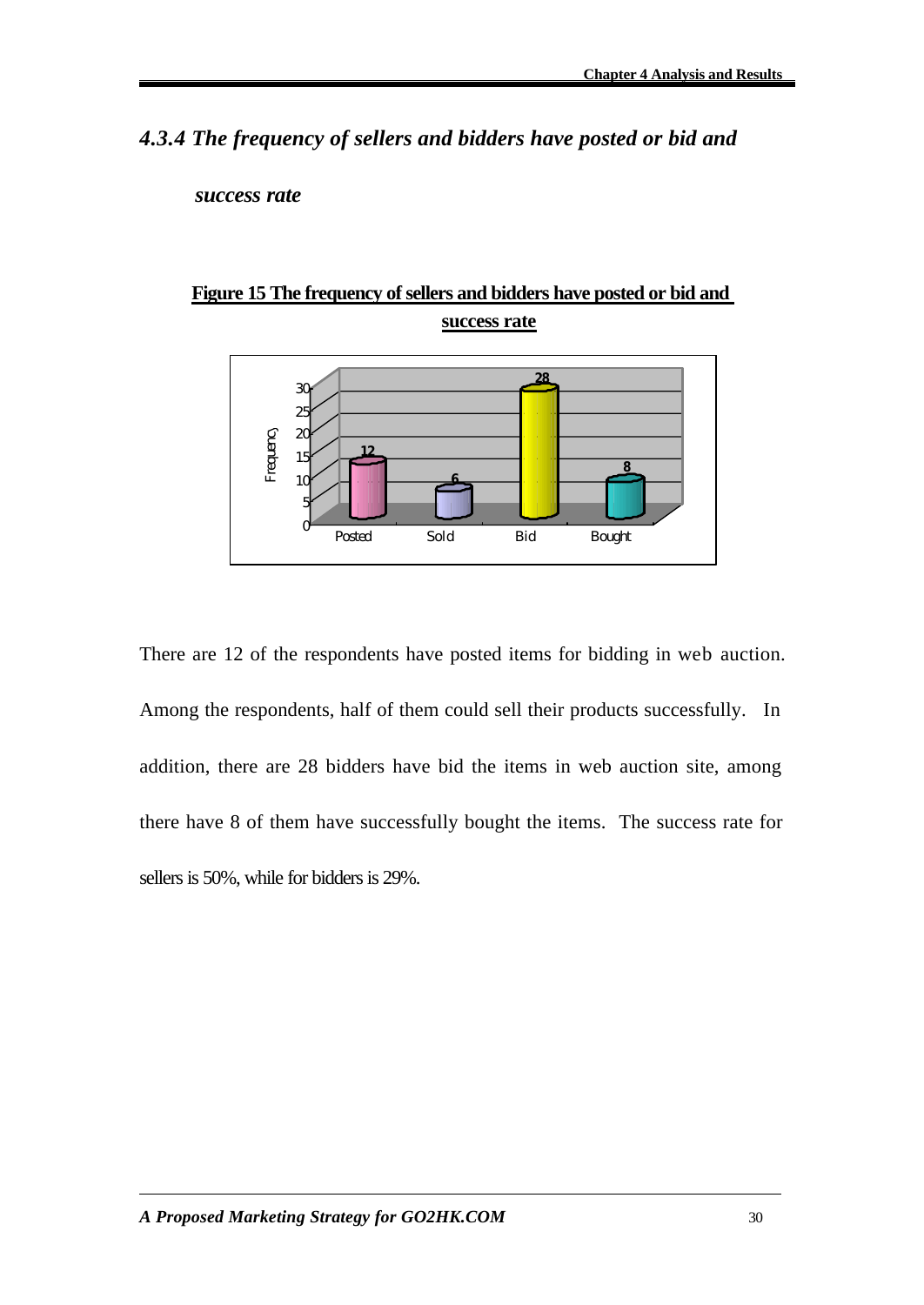### *4.3.4 The frequency of sellers and bidders have posted or bid and success rate*

**Figure 15 The frequency of sellers and bidders have posted or bid and success rate**

| | Posted | Sold | Bid | Bought |
|---|---|---|---|---|
| Frequency | 12 | 6 | 28 | 8 |

There are 12 of the respondents have posted items for bidding in web auction. Among the respondents, half of them could sell their products successfully. In addition, there are 28 bidders have bid the items in web auction site, among there have 8 of them have successfully bought the items. The success rate for sellers is 50%, while for bidders is 29%.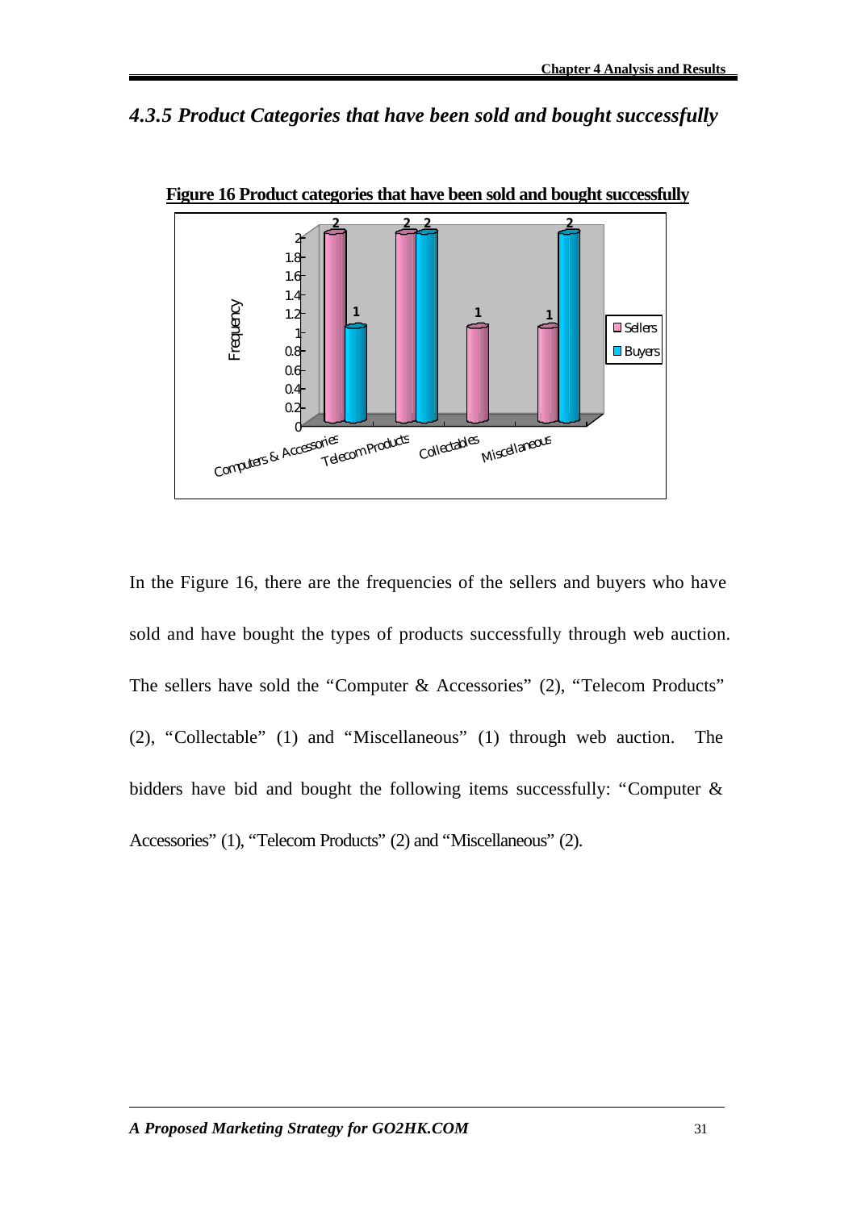## *4.3.5 Product Categories that have been sold and bought successfully*

**Figure 16 Product categories that have been sold and bought successfully**

In the Figure 16, there are the frequencies of the sellers and buyers who have sold and have bought the types of products successfully through web auction. The sellers have sold the "Computer & Accessories" (2), "Telecom Products" (2), "Collectable" (1) and "Miscellaneous" (1) through web auction. The bidders have bid and bought the following items successfully: "Computer & Accessories" (1), "Telecom Products" (2) and "Miscellaneous" (2).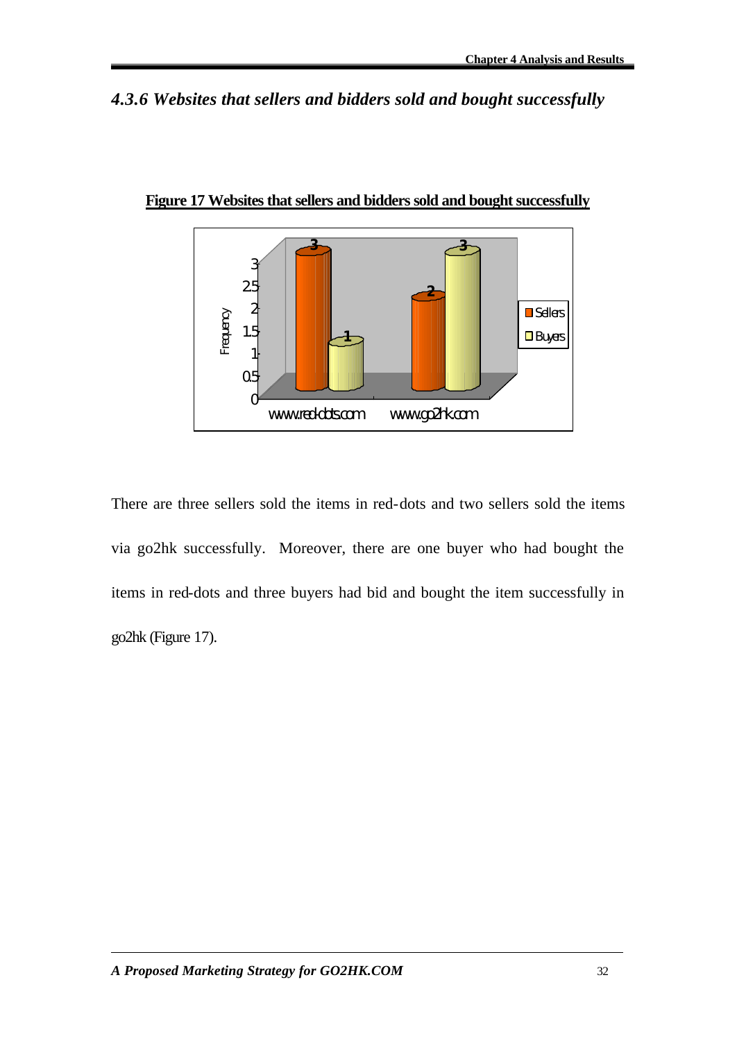### *4.3.6 Websites that sellers and bidders sold and bought successfully*

**Figure 17 Websites that sellers and bidders sold and bought successfully**

| | Sellers | Buyers |
|---|---|---|
| www.red-dots.com | 3 | 1 |
| www.go2hk.com | 2 | 3 |

There are three sellers sold the items in red-dots and two sellers sold the items via go2hk successfully. Moreover, there are one buyer who had bought the items in red-dots and three buyers had bid and bought the item successfully in go2hk (Figure 17).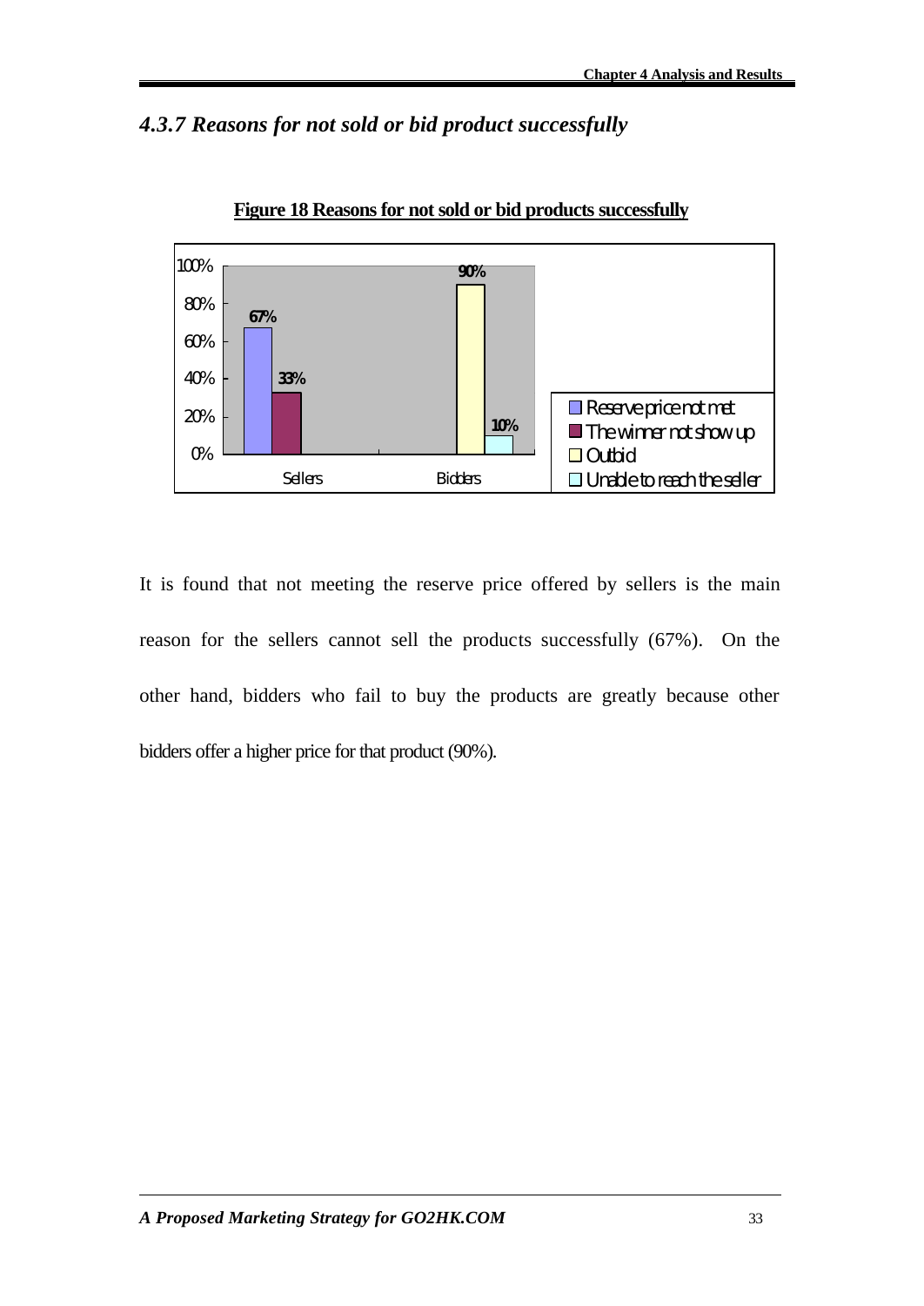### *4.3.7 Reasons for not sold or bid product successfully*

**Figure 18 Reasons for not sold or bid products successfully**

| | Reserve price not met | The winner not show up | Outbid | Unable to reach the seller |
|---|---|---|---|---|
| Sellers | 67% | 33% | | |
| Bidders | | | 90% | 10% |

It is found that not meeting the reserve price offered by sellers is the main reason for the sellers cannot sell the products successfully (67%). On the other hand, bidders who fail to buy the products are greatly because other bidders offer a higher price for that product (90%).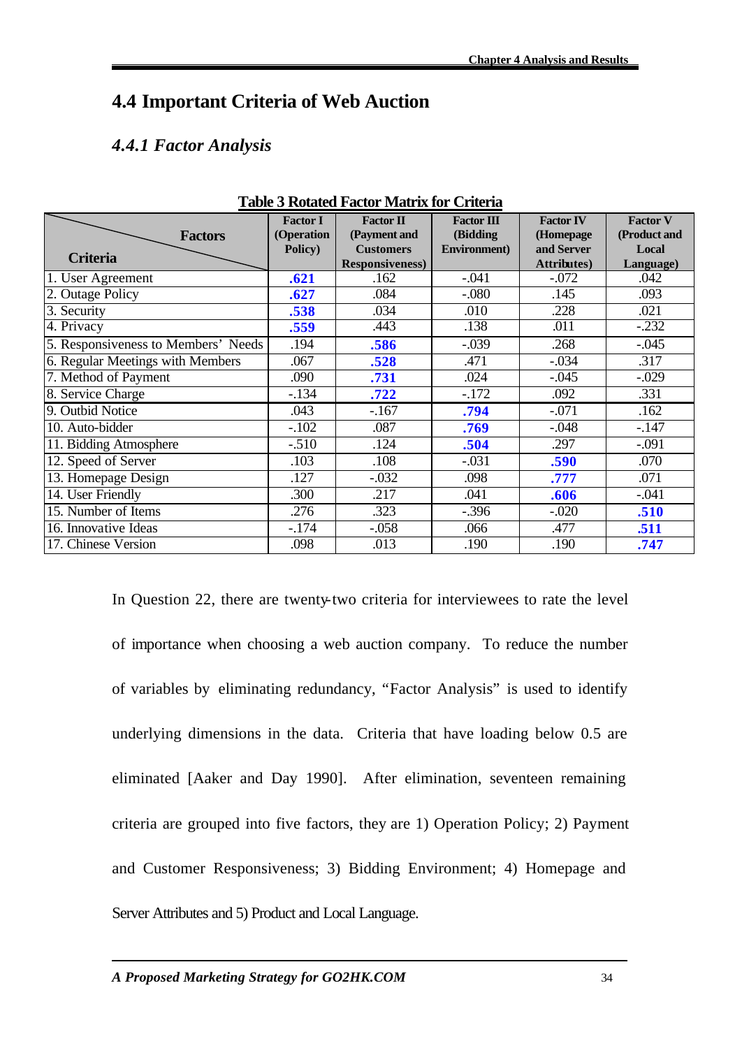## 4.4 Important Criteria of Web Auction

### *4.4.1 Factor Analysis*

**Table 3 Rotated Factor Matrix for Criteria**

| Criteria \ Factors | Factor I (Operation Policy) | Factor II (Payment and Customers Responsiveness) | Factor III (Bidding Environment) | Factor IV (Homepage and Server Attributes) | Factor V (Product and Local Language) |
|---|---|---|---|---|---|
| 1. User Agreement | **.621** | .162 | -.041 | -.072 | .042 |
| 2. Outage Policy | **.627** | .084 | -.080 | .145 | .093 |
| 3. Security | **.538** | .034 | .010 | .228 | .021 |
| 4. Privacy | **.559** | .443 | .138 | .011 | -.232 |
| 5. Responsiveness to Members' Needs | .194 | **.586** | -.039 | .268 | -.045 |
| 6. Regular Meetings with Members | .067 | **.528** | .471 | -.034 | .317 |
| 7. Method of Payment | .090 | **.731** | .024 | -.045 | -.029 |
| 8. Service Charge | -.134 | **.722** | -.172 | .092 | .331 |
| 9. Outbid Notice | .043 | -.167 | **.794** | -.071 | .162 |
| 10. Auto-bidder | -.102 | .087 | **.769** | -.048 | -.147 |
| 11. Bidding Atmosphere | -.510 | .124 | **.504** | .297 | -.091 |
| 12. Speed of Server | .103 | .108 | -.031 | **.590** | .070 |
| 13. Homepage Design | .127 | -.032 | .098 | **.777** | .071 |
| 14. User Friendly | .300 | .217 | .041 | **.606** | -.041 |
| 15. Number of Items | .276 | .323 | -.396 | -.020 | **.510** |
| 16. Innovative Ideas | -.174 | -.058 | .066 | .477 | **.511** |
| 17. Chinese Version | .098 | .013 | .190 | .190 | **.747** |

In Question 22, there are twenty-two criteria for interviewees to rate the level of importance when choosing a web auction company. To reduce the number of variables by eliminating redundancy, "Factor Analysis" is used to identify underlying dimensions in the data. Criteria that have loading below 0.5 are eliminated [Aaker and Day 1990]. After elimination, seventeen remaining criteria are grouped into five factors, they are 1) Operation Policy; 2) Payment and Customer Responsiveness; 3) Bidding Environment; 4) Homepage and Server Attributes and 5) Product and Local Language.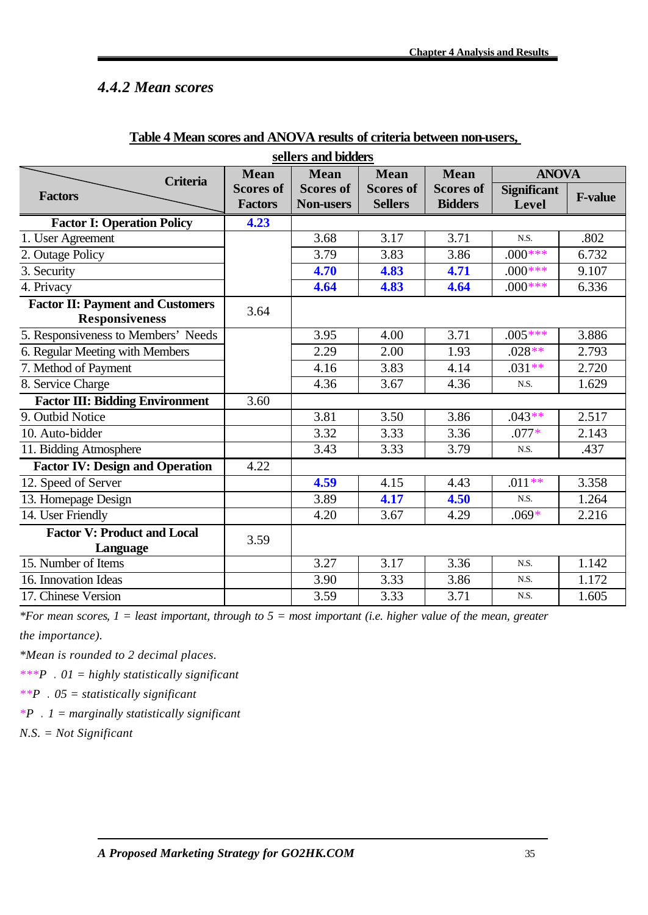### *4.4.2 Mean scores*

**Table 4 Mean scores and ANOVA results of criteria between non-users, sellers and bidders**

| Factors \ Criteria | Mean Scores of Factors | Mean Scores of Non-users | Mean Scores of Sellers | Mean Scores of Bidders | ANOVA | |
|---|---|---|---|---|---|---|
| | | | | | Significant Level | F-value |
| **Factor I: Operation Policy** | **4.23** | | | | | |
| 1. User Agreement | | 3.68 | 3.17 | 3.71 | N.S. | .802 |
| 2. Outage Policy | | 3.79 | 3.83 | 3.86 | .000*** | 6.732 |
| 3. Security | | **4.70** | **4.83** | **4.71** | .000*** | 9.107 |
| 4. Privacy | | **4.64** | **4.83** | **4.64** | .000*** | 6.336 |
| **Factor II: Payment and Customers Responsiveness** | 3.64 | | | | | |
| 5. Responsiveness to Members' Needs | | 3.95 | 4.00 | 3.71 | .005*** | 3.886 |
| 6. Regular Meeting with Members | | 2.29 | 2.00 | 1.93 | .028** | 2.793 |
| 7. Method of Payment | | 4.16 | 3.83 | 4.14 | .031** | 2.720 |
| 8. Service Charge | | 4.36 | 3.67 | 4.36 | N.S. | 1.629 |
| **Factor III: Bidding Environment** | 3.60 | | | | | |
| 9. Outbid Notice | | 3.81 | 3.50 | 3.86 | .043** | 2.517 |
| 10. Auto-bidder | | 3.32 | 3.33 | 3.36 | .077* | 2.143 |
| 11. Bidding Atmosphere | | 3.43 | 3.33 | 3.79 | N.S. | .437 |
| **Factor IV: Design and Operation** | 4.22 | | | | | |
| 12. Speed of Server | | **4.59** | 4.15 | 4.43 | .011** | 3.358 |
| 13. Homepage Design | | 3.89 | **4.17** | **4.50** | N.S. | 1.264 |
| 14. User Friendly | | 4.20 | 3.67 | 4.29 | .069* | 2.216 |
| **Factor V: Product and Local Language** | 3.59 | | | | | |
| 15. Number of Items | | 3.27 | 3.17 | 3.36 | N.S. | 1.142 |
| 16. Innovation Ideas | | 3.90 | 3.33 | 3.86 | N.S. | 1.172 |
| 17. Chinese Version | | 3.59 | 3.33 | 3.71 | N.S. | 1.605 |

*\*For mean scores, 1 = least important, through to 5 = most important (i.e. higher value of the mean, greater the importance).*

*\*Mean is rounded to 2 decimal places.*

*\*\*\*P . 01 = highly statistically significant*

*\*\*P . 05 = statistically significant*

*\*P . 1 = marginally statistically significant*

*N.S. = Not Significant*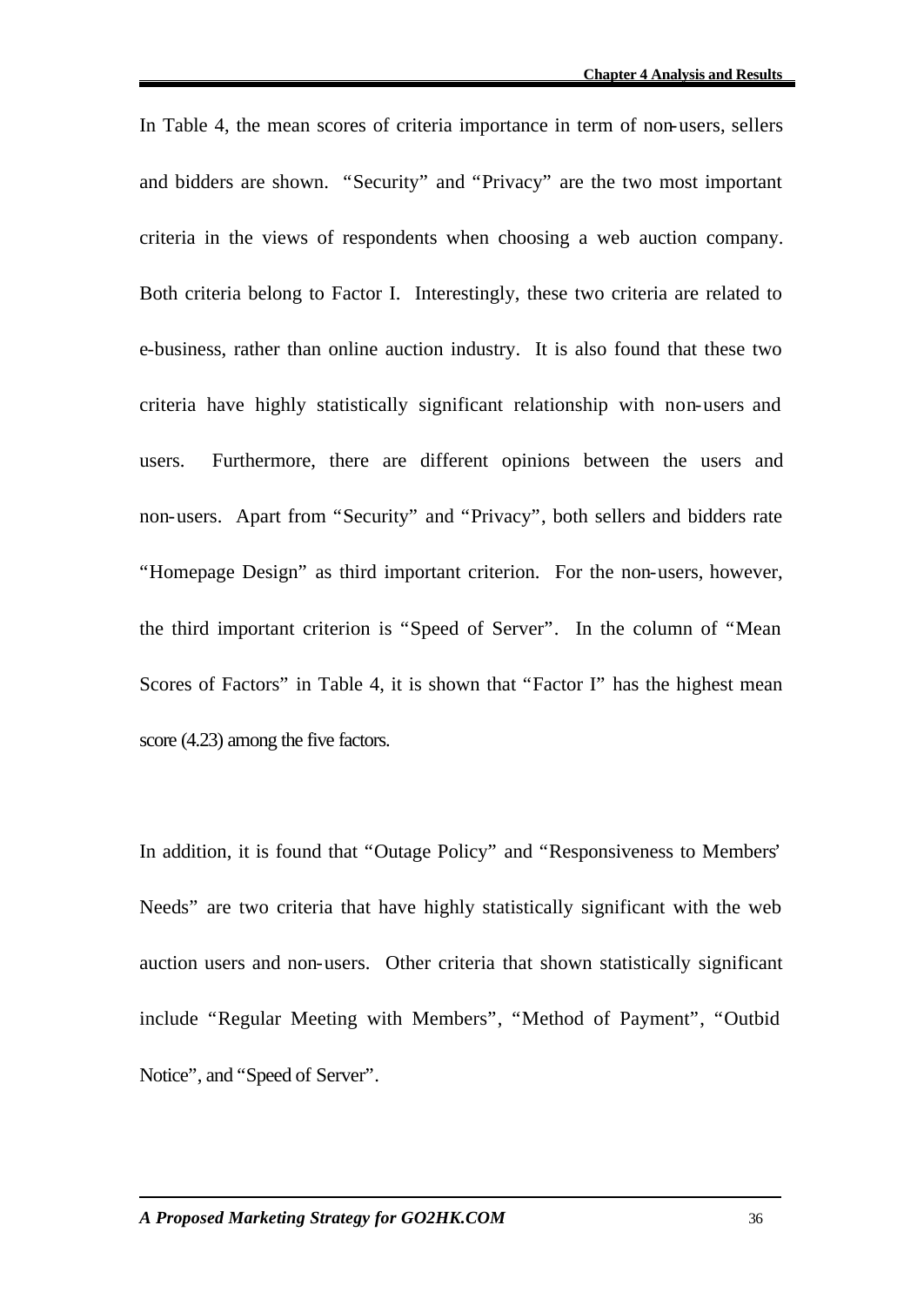In Table 4, the mean scores of criteria importance in term of non-users, sellers and bidders are shown. "Security" and "Privacy" are the two most important criteria in the views of respondents when choosing a web auction company. Both criteria belong to Factor I. Interestingly, these two criteria are related to e-business, rather than online auction industry. It is also found that these two criteria have highly statistically significant relationship with non-users and users. Furthermore, there are different opinions between the users and non-users. Apart from "Security" and "Privacy", both sellers and bidders rate "Homepage Design" as third important criterion. For the non-users, however, the third important criterion is "Speed of Server". In the column of "Mean Scores of Factors" in Table 4, it is shown that "Factor I" has the highest mean score (4.23) among the five factors.

In addition, it is found that "Outage Policy" and "Responsiveness to Members' Needs" are two criteria that have highly statistically significant with the web auction users and non-users. Other criteria that shown statistically significant include "Regular Meeting with Members", "Method of Payment", "Outbid Notice", and "Speed of Server".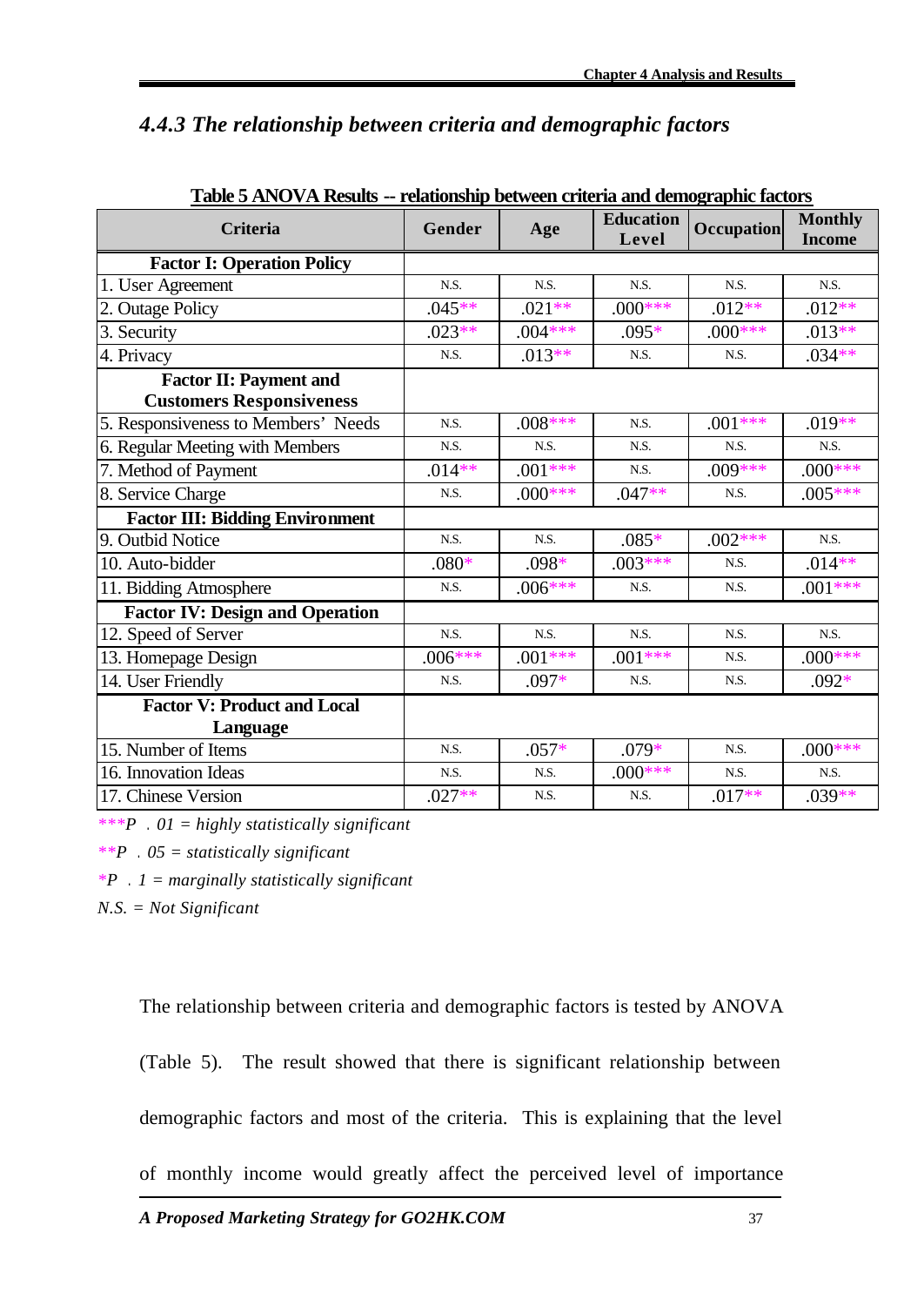### *4.4.3 The relationship between criteria and demographic factors*

**Table 5 ANOVA Results -- relationship between criteria and demographic factors**

| Criteria | Gender | Age | Education Level | Occupation | Monthly Income |
|---|---|---|---|---|---|
| **Factor I: Operation Policy** | | | | | |
| 1. User Agreement | N.S. | N.S. | N.S. | N.S. | N.S. |
| 2. Outage Policy | .045** | .021** | .000*** | .012** | .012** |
| 3. Security | .023** | .004*** | .095* | .000*** | .013** |
| 4. Privacy | N.S. | .013** | N.S. | N.S. | .034** |
| **Factor II: Payment and Customers Responsiveness** | | | | | |
| 5. Responsiveness to Members' Needs | N.S. | .008*** | N.S. | .001*** | .019** |
| 6. Regular Meeting with Members | N.S. | N.S. | N.S. | N.S. | N.S. |
| 7. Method of Payment | .014** | .001*** | N.S. | .009*** | .000*** |
| 8. Service Charge | N.S. | .000*** | .047** | N.S. | .005*** |
| **Factor III: Bidding Environment** | | | | | |
| 9. Outbid Notice | N.S. | N.S. | .085* | .002*** | N.S. |
| 10. Auto-bidder | .080* | .098* | .003*** | N.S. | .014** |
| 11. Bidding Atmosphere | N.S. | .006*** | N.S. | N.S. | .001*** |
| **Factor IV: Design and Operation** | | | | | |
| 12. Speed of Server | N.S. | N.S. | N.S. | N.S. | N.S. |
| 13. Homepage Design | .006*** | .001*** | .001*** | N.S. | .000*** |
| 14. User Friendly | N.S. | .097* | N.S. | N.S. | .092* |
| **Factor V: Product and Local Language** | | | | | |
| 15. Number of Items | N.S. | .057* | .079* | N.S. | .000*** |
| 16. Innovation Ideas | N.S. | N.S. | .000*** | N.S. | N.S. |
| 17. Chinese Version | .027** | N.S. | N.S. | .017** | .039** |

****P . 01 = highly statistically significant*

***P . 05 = statistically significant*

**P . 1 = marginally statistically significant*

*N.S. = Not Significant*

The relationship between criteria and demographic factors is tested by ANOVA (Table 5). The result showed that there is significant relationship between demographic factors and most of the criteria. This is explaining that the level of monthly income would greatly affect the perceived level of importance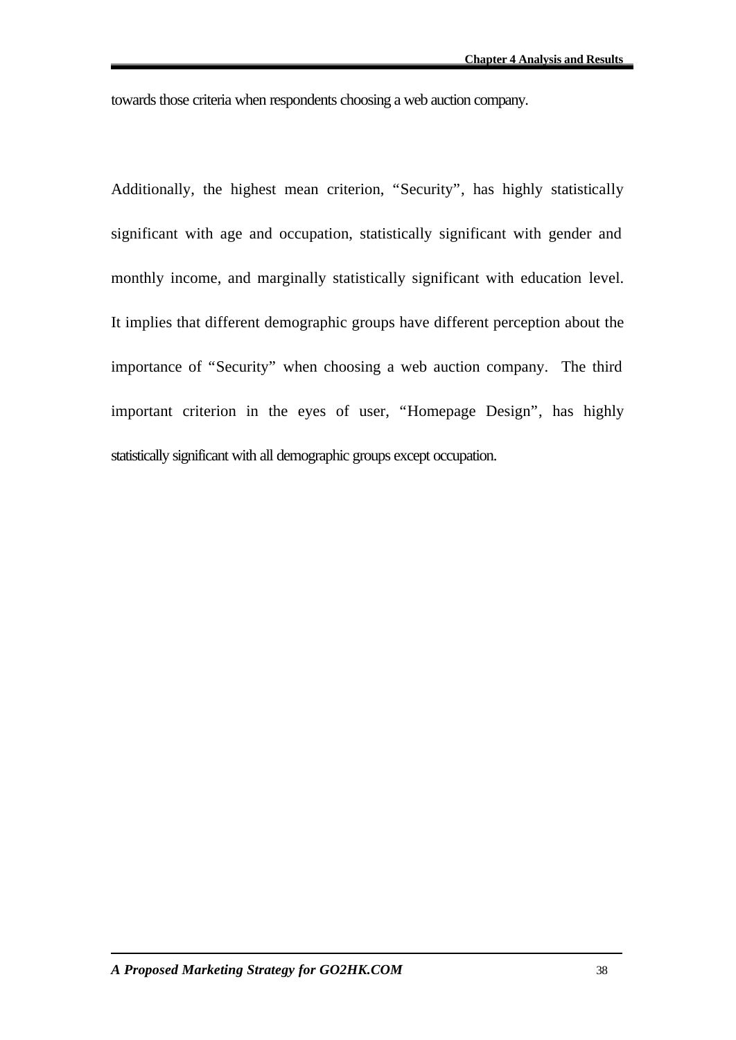towards those criteria when respondents choosing a web auction company.

Additionally, the highest mean criterion, "Security", has highly statistically significant with age and occupation, statistically significant with gender and monthly income, and marginally statistically significant with education level. It implies that different demographic groups have different perception about the importance of "Security" when choosing a web auction company. The third important criterion in the eyes of user, "Homepage Design", has highly statistically significant with all demographic groups except occupation.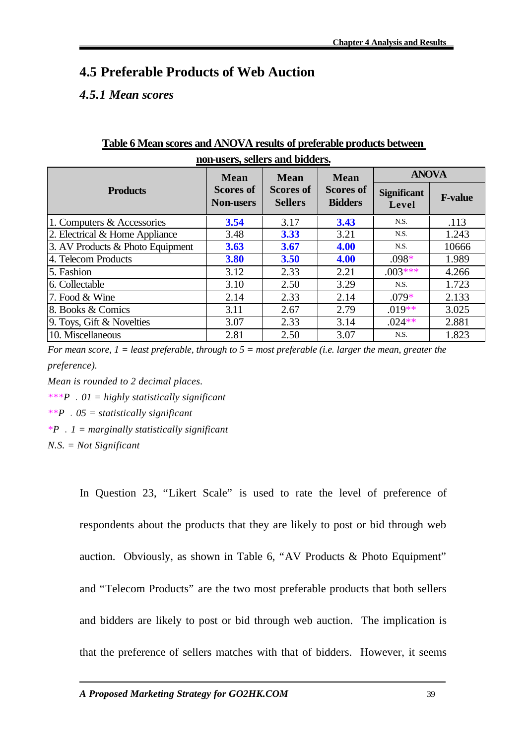## 4.5 Preferable Products of Web Auction

### *4.5.1 Mean scores*

**Table 6 Mean scores and ANOVA results of preferable products between non-users, sellers and bidders.**

| Products | Mean Scores of Non-users | Mean Scores of Sellers | Mean Scores of Bidders | ANOVA | |
|---|---|---|---|---|---|
| | | | | Significant Level | F-value |
| 1. Computers & Accessories | **3.54** | 3.17 | **3.43** | N.S. | .113 |
| 2. Electrical & Home Appliance | 3.48 | **3.33** | 3.21 | N.S. | 1.243 |
| 3. AV Products & Photo Equipment | **3.63** | **3.67** | **4.00** | N.S. | 10666 |
| 4. Telecom Products | **3.80** | **3.50** | **4.00** | .098* | 1.989 |
| 5. Fashion | 3.12 | 2.33 | 2.21 | .003*** | 4.266 |
| 6. Collectable | 3.10 | 2.50 | 3.29 | N.S. | 1.723 |
| 7. Food & Wine | 2.14 | 2.33 | 2.14 | .079* | 2.133 |
| 8. Books & Comics | 3.11 | 2.67 | 2.79 | .019** | 3.025 |
| 9. Toys, Gift & Novelties | 3.07 | 2.33 | 3.14 | .024** | 2.881 |
| 10. Miscellaneous | 2.81 | 2.50 | 3.07 | N.S. | 1.823 |

*For mean score, 1 = least preferable, through to 5 = most preferable (i.e. larger the mean, greater the preference).*

*Mean is rounded to 2 decimal places.*

****P . 01 = highly statistically significant*

***P . 05 = statistically significant*

**P . 1 = marginally statistically significant*

*N.S. = Not Significant*

In Question 23, "Likert Scale" is used to rate the level of preference of respondents about the products that they are likely to post or bid through web auction. Obviously, as shown in Table 6, "AV Products & Photo Equipment" and "Telecom Products" are the two most preferable products that both sellers and bidders are likely to post or bid through web auction. The implication is that the preference of sellers matches with that of bidders. However, it seems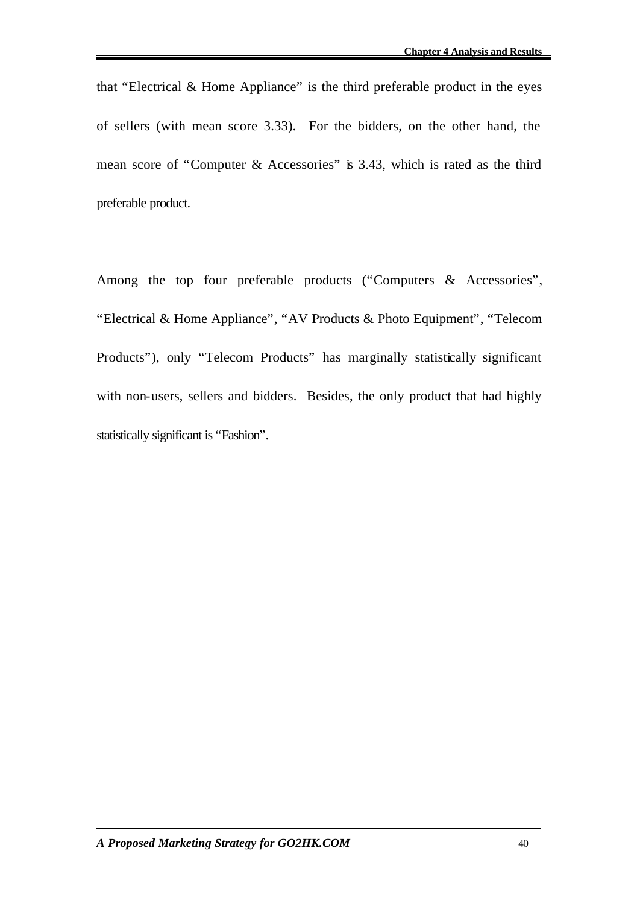that "Electrical & Home Appliance" is the third preferable product in the eyes of sellers (with mean score 3.33). For the bidders, on the other hand, the mean score of "Computer & Accessories" is 3.43, which is rated as the third preferable product.

Among the top four preferable products ("Computers & Accessories", "Electrical & Home Appliance", "AV Products & Photo Equipment", "Telecom Products"), only "Telecom Products" has marginally statistically significant with non-users, sellers and bidders. Besides, the only product that had highly statistically significant is "Fashion".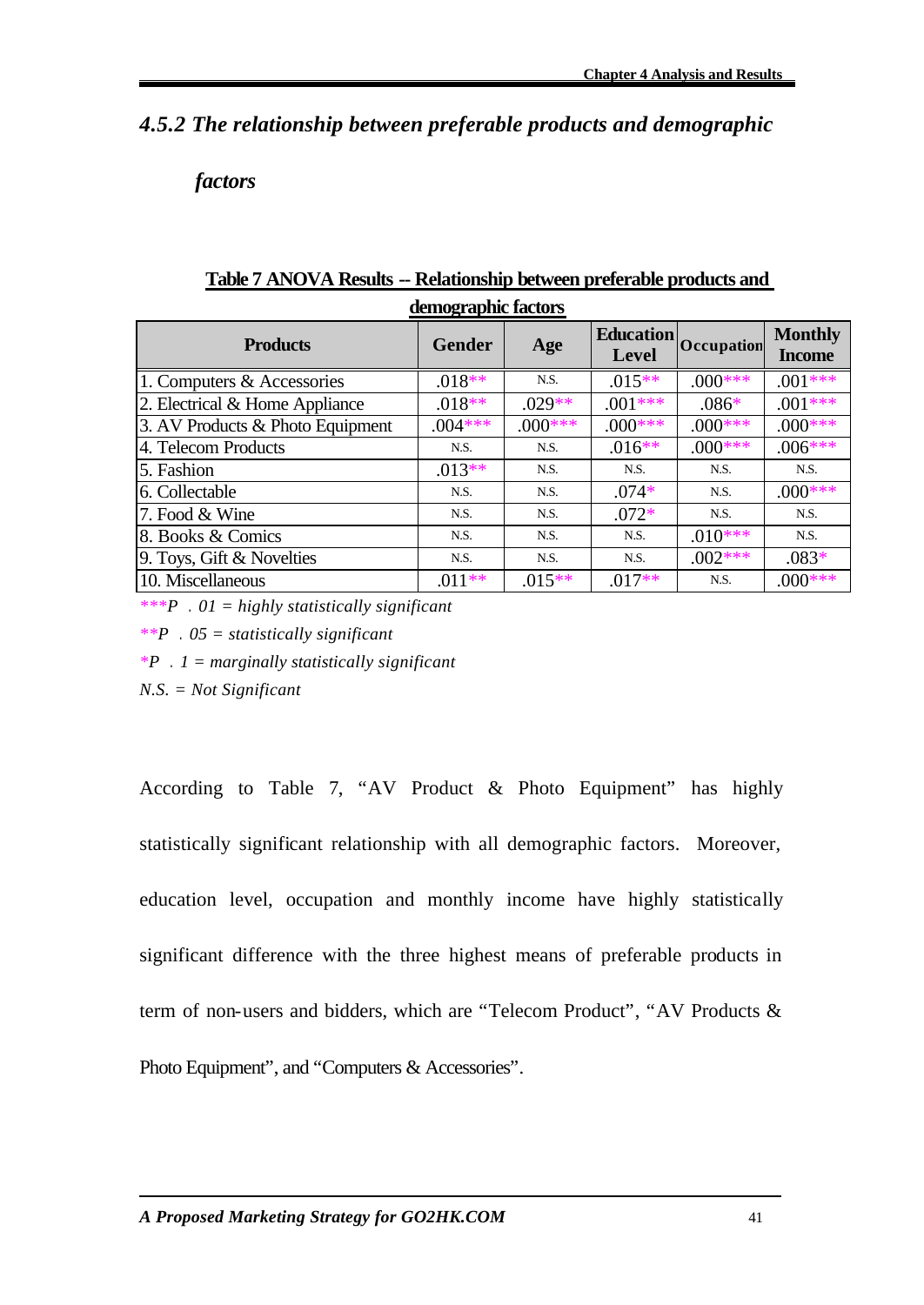## *4.5.2 The relationship between preferable products and demographic factors*

**Table 7 ANOVA Results -- Relationship between preferable products and demographic factors**

| Products | Gender | Age | Education Level | Occupation | Monthly Income |
|---|---|---|---|---|---|
| 1. Computers & Accessories | .018** | N.S. | .015** | .000*** | .001*** |
| 2. Electrical & Home Appliance | .018** | .029** | .001*** | .086* | .001*** |
| 3. AV Products & Photo Equipment | .004*** | .000*** | .000*** | .000*** | .000*** |
| 4. Telecom Products | N.S. | N.S. | .016** | .000*** | .006*** |
| 5. Fashion | .013** | N.S. | N.S. | N.S. | N.S. |
| 6. Collectable | N.S. | N.S. | .074* | N.S. | .000*** |
| 7. Food & Wine | N.S. | N.S. | .072* | N.S. | N.S. |
| 8. Books & Comics | N.S. | N.S. | N.S. | .010*** | N.S. |
| 9. Toys, Gift & Novelties | N.S. | N.S. | N.S. | .002*** | .083* |
| 10. Miscellaneous | .011** | .015** | .017** | N.S. | .000*** |

****P . 01 = highly statistically significant*

***P . 05 = statistically significant*

**P . 1 = marginally statistically significant*

*N.S. = Not Significant*

According to Table 7, "AV Product & Photo Equipment" has highly statistically significant relationship with all demographic factors. Moreover, education level, occupation and monthly income have highly statistically significant difference with the three highest means of preferable products in term of non-users and bidders, which are "Telecom Product", "AV Products & Photo Equipment", and "Computers & Accessories".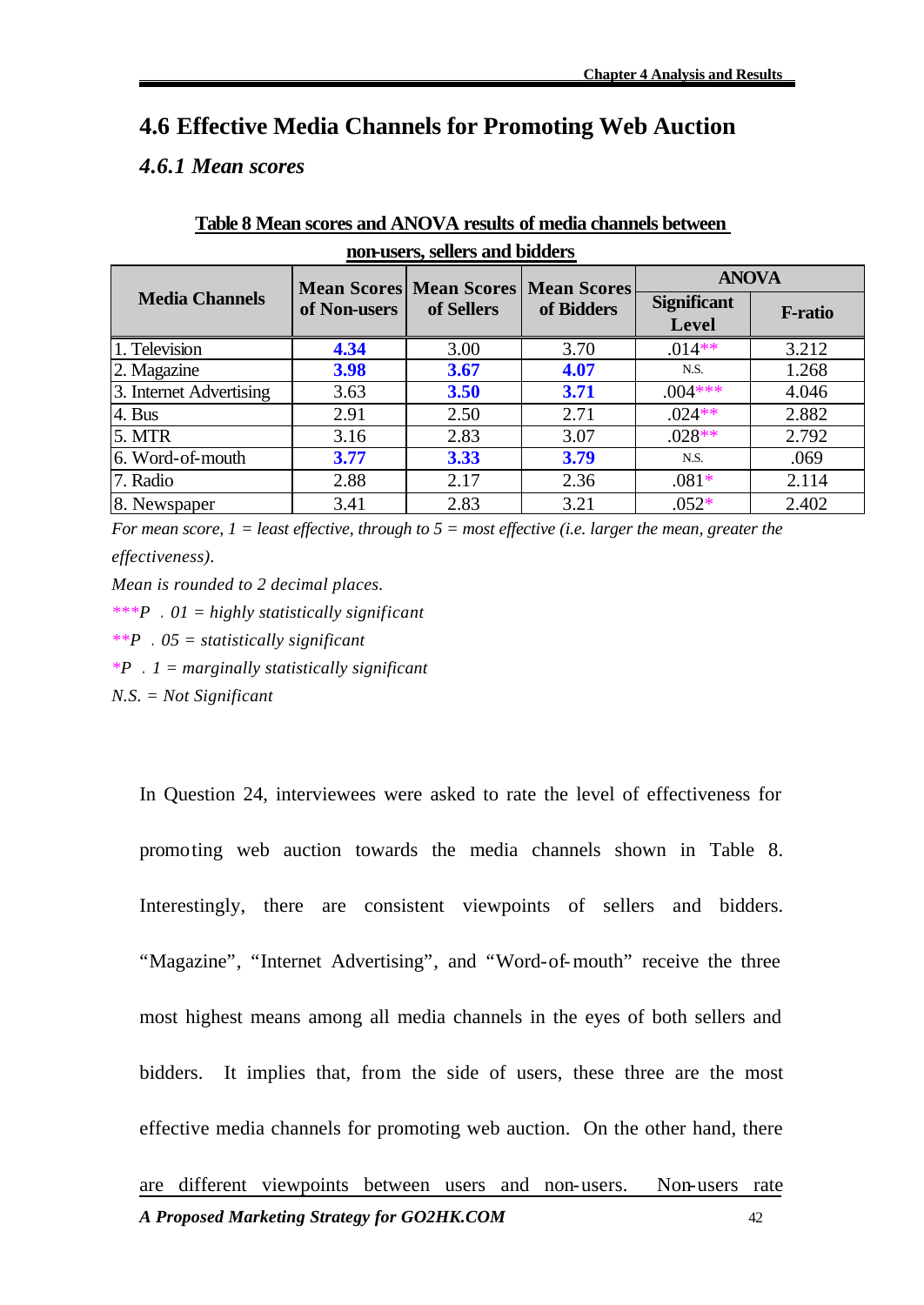## 4.6 Effective Media Channels for Promoting Web Auction

### *4.6.1 Mean scores*

**Table 8 Mean scores and ANOVA results of media channels between non-users, sellers and bidders**

| Media Channels | Mean Scores of Non-users | Mean Scores of Sellers | Mean Scores of Bidders | ANOVA | |
|---|---|---|---|---|---|
| | | | | Significant Level | F-ratio |
| 1. Television | **4.34** | 3.00 | 3.70 | .014** | 3.212 |
| 2. Magazine | **3.98** | **3.67** | **4.07** | N.S. | 1.268 |
| 3. Internet Advertising | 3.63 | **3.50** | **3.71** | .004*** | 4.046 |
| 4. Bus | 2.91 | 2.50 | 2.71 | .024** | 2.882 |
| 5. MTR | 3.16 | 2.83 | 3.07 | .028** | 2.792 |
| 6. Word-of-mouth | **3.77** | **3.33** | **3.79** | N.S. | .069 |
| 7. Radio | 2.88 | 2.17 | 2.36 | .081* | 2.114 |
| 8. Newspaper | 3.41 | 2.83 | 3.21 | .052* | 2.402 |

*For mean score, 1 = least effective, through to 5 = most effective (i.e. larger the mean, greater the effectiveness).*

*Mean is rounded to 2 decimal places.*

****P . 01 = highly statistically significant*

***P . 05 = statistically significant*

**P . 1 = marginally statistically significant*

*N.S. = Not Significant*

In Question 24, interviewees were asked to rate the level of effectiveness for promoting web auction towards the media channels shown in Table 8. Interestingly, there are consistent viewpoints of sellers and bidders. "Magazine", "Internet Advertising", and "Word-of-mouth" receive the three most highest means among all media channels in the eyes of both sellers and bidders. It implies that, from the side of users, these three are the most effective media channels for promoting web auction. On the other hand, there are different viewpoints between users and non-users. Non-users rate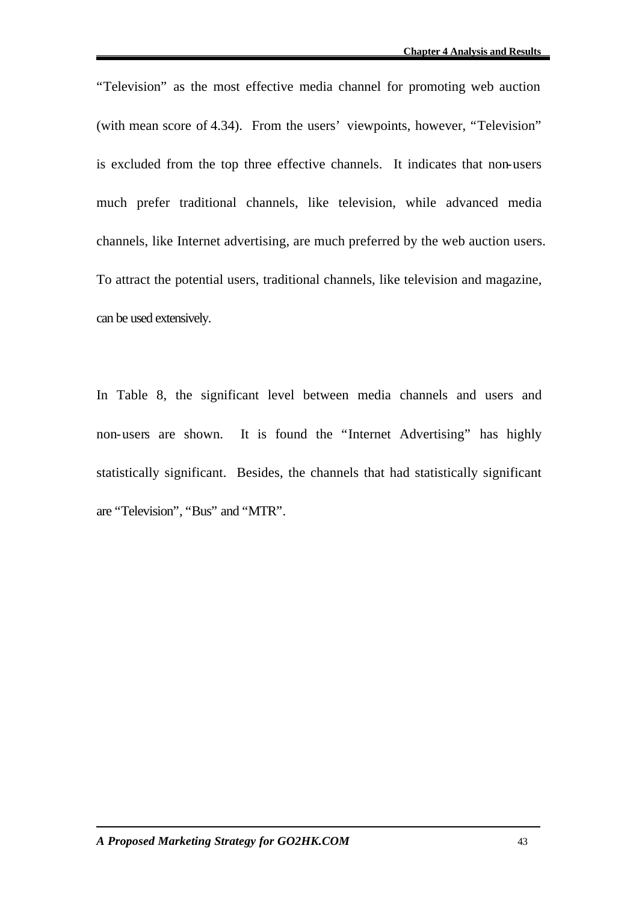"Television" as the most effective media channel for promoting web auction (with mean score of 4.34). From the users' viewpoints, however, "Television" is excluded from the top three effective channels. It indicates that non-users much prefer traditional channels, like television, while advanced media channels, like Internet advertising, are much preferred by the web auction users. To attract the potential users, traditional channels, like television and magazine, can be used extensively.

In Table 8, the significant level between media channels and users and non-users are shown. It is found the "Internet Advertising" has highly statistically significant. Besides, the channels that had statistically significant are "Television", "Bus" and "MTR".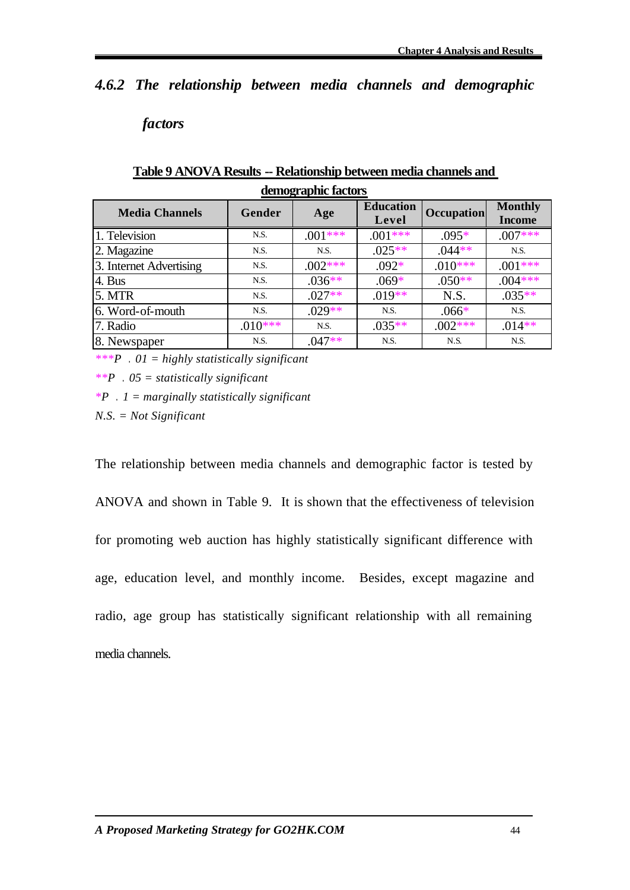### *4.6.2 The relationship between media channels and demographic factors*

**Table 9 ANOVA Results -- Relationship between media channels and demographic factors**

| Media Channels | Gender | Age | Education Level | Occupation | Monthly Income |
|---|---|---|---|---|---|
| 1. Television | N.S. | .001*** | .001*** | .095* | .007*** |
| 2. Magazine | N.S. | N.S. | .025** | .044** | N.S. |
| 3. Internet Advertising | N.S. | .002*** | .092* | .010*** | .001*** |
| 4. Bus | N.S. | .036** | .069* | .050** | .004*** |
| 5. MTR | N.S. | .027** | .019** | N.S. | .035** |
| 6. Word-of-mouth | N.S. | .029** | N.S. | .066* | N.S. |
| 7. Radio | .010*** | N.S. | .035** | .002*** | .014** |
| 8. Newspaper | N.S. | .047** | N.S. | N.S. | N.S. |

****P . 01 = highly statistically significant*

***P . 05 = statistically significant*

**P . 1 = marginally statistically significant*

*N.S. = Not Significant*

The relationship between media channels and demographic factor is tested by ANOVA and shown in Table 9. It is shown that the effectiveness of television for promoting web auction has highly statistically significant difference with age, education level, and monthly income. Besides, except magazine and radio, age group has statistically significant relationship with all remaining media channels.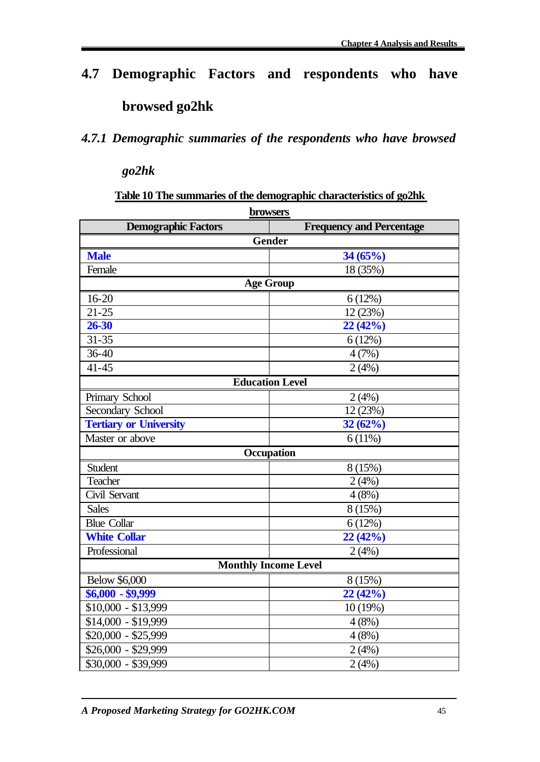## 4.7 Demographic Factors and respondents who have browsed go2hk

### *4.7.1 Demographic summaries of the respondents who have browsed go2hk*

**Table 10 The summaries of the demographic characteristics of go2hk browsers**

| Demographic Factors | Frequency and Percentage |
|---|---|
| **Gender** | |
| **Male** | **34 (65%)** |
| Female | 18 (35%) |
| **Age Group** | |
| 16-20 | 6 (12%) |
| 21-25 | 12 (23%) |
| **26-30** | **22 (42%)** |
| 31-35 | 6 (12%) |
| 36-40 | 4 (7%) |
| 41-45 | 2 (4%) |
| **Education Level** | |
| Primary School | 2 (4%) |
| Secondary School | 12 (23%) |
| **Tertiary or University** | **32 (62%)** |
| Master or above | 6 (11%) |
| **Occupation** | |
| Student | 8 (15%) |
| Teacher | 2 (4%) |
| Civil Servant | 4 (8%) |
| Sales | 8 (15%) |
| Blue Collar | 6 (12%) |
| **White Collar** | **22 (42%)** |
| Professional | 2 (4%) |
| **Monthly Income Level** | |
| Below $6,000 | 8 (15%) |
| **$6,000 - $9,999** | **22 (42%)** |
| $10,000 - $13,999 | 10 (19%) |
| $14,000 - $19,999 | 4 (8%) |
| $20,000 - $25,999 | 4 (8%) |
| $26,000 - $29,999 | 2 (4%) |
| $30,000 - $39,999 | 2 (4%) |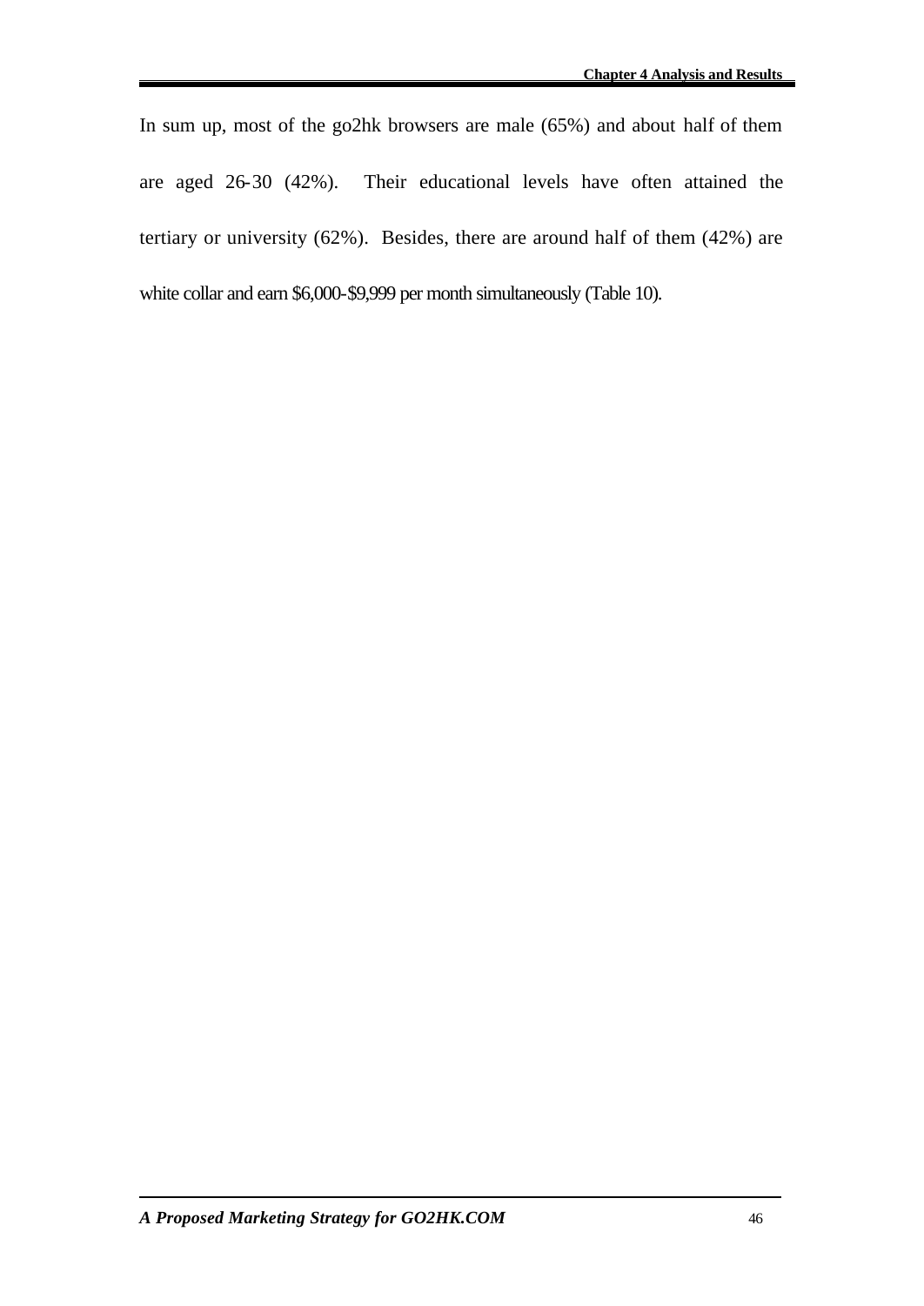In sum up, most of the go2hk browsers are male (65%) and about half of them are aged 26-30 (42%). Their educational levels have often attained the tertiary or university (62%). Besides, there are around half of them (42%) are white collar and earn $6,000-$9,999 per month simultaneously (Table 10).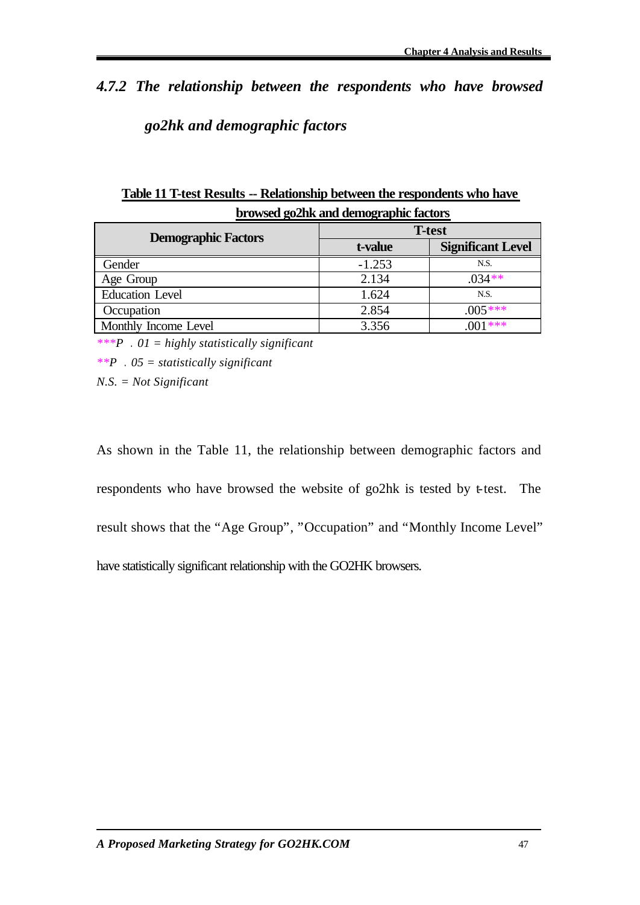### *4.7.2 The relationship between the respondents who have browsed go2hk and demographic factors*

**Table 11 T-test Results -- Relationship between the respondents who have browsed go2hk and demographic factors**

| Demographic Factors | T-test | |
|---|---|---|
| | t-value | Significant Level |
| Gender | -1.253 | N.S. |
| Age Group | 2.134 | .034** |
| Education Level | 1.624 | N.S. |
| Occupation | 2.854 | .005*** |
| Monthly Income Level | 3.356 | .001*** |

****P* ． *01 = highly statistically significant*

***P* ． *05 = statistically significant*

*N.S. = Not Significant*

As shown in the Table 11, the relationship between demographic factors and respondents who have browsed the website of go2hk is tested by t-test. The result shows that the "Age Group", "Occupation" and "Monthly Income Level" have statistically significant relationship with the GO2HK browsers.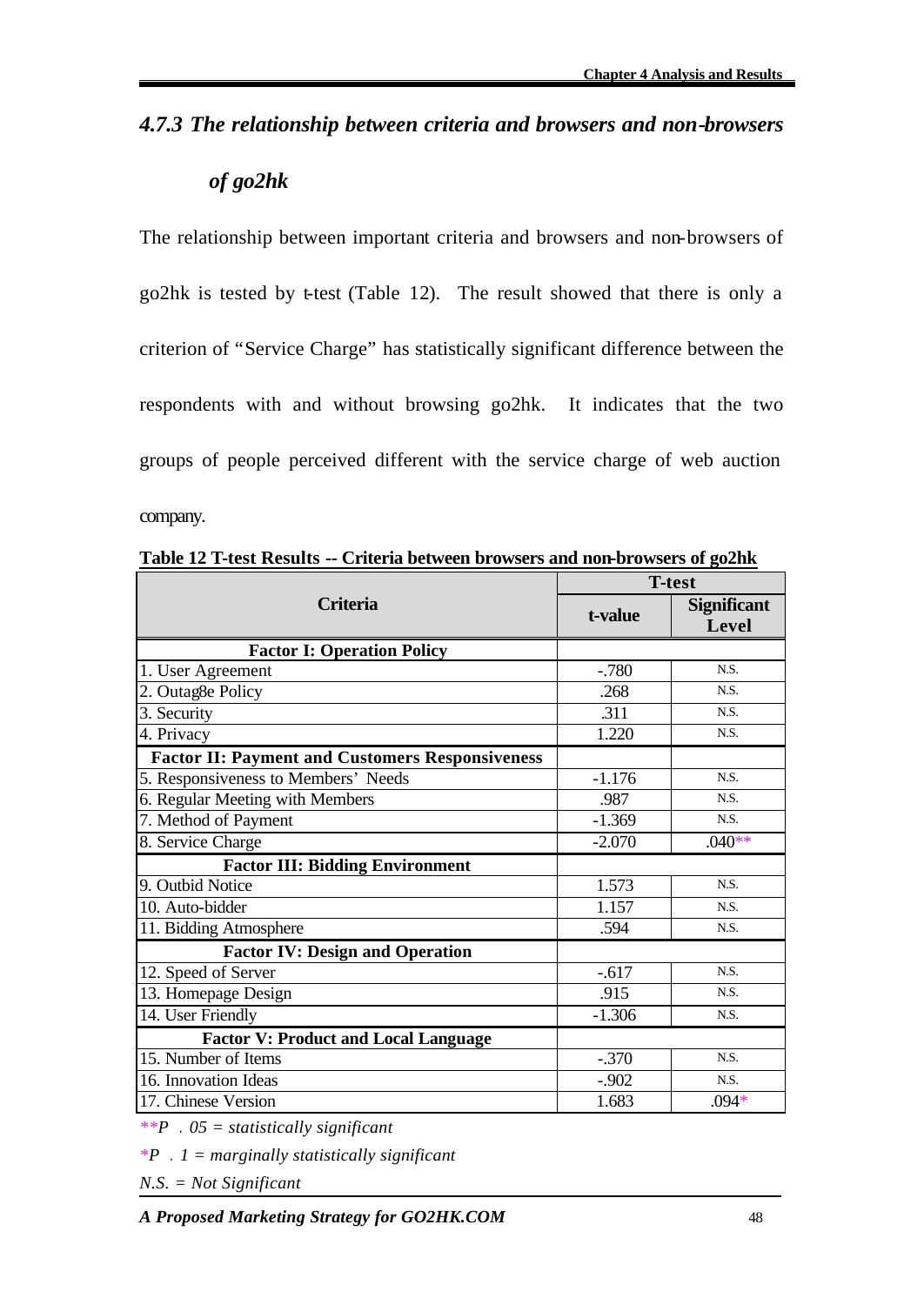### *4.7.3 The relationship between criteria and browsers and non-browsers of go2hk*

The relationship between important criteria and browsers and non-browsers of go2hk is tested by t-test (Table 12). The result showed that there is only a criterion of "Service Charge" has statistically significant difference between the respondents with and without browsing go2hk. It indicates that the two groups of people perceived different with the service charge of web auction company.

**Table 12 T-test Results -- Criteria between browsers and non-browsers of go2hk**

| Criteria | T-test | |
|---|---|---|
| | t-value | Significant Level |
| **Factor I: Operation Policy** | | |
| 1. User Agreement | -.780 | N.S. |
| 2. Outag8e Policy | .268 | N.S. |
| 3. Security | .311 | N.S. |
| 4. Privacy | 1.220 | N.S. |
| **Factor II: Payment and Customers Responsiveness** | | |
| 5. Responsiveness to Members' Needs | -1.176 | N.S. |
| 6. Regular Meeting with Members | .987 | N.S. |
| 7. Method of Payment | -1.369 | N.S. |
| 8. Service Charge | -2.070 | .040** |
| **Factor III: Bidding Environment** | | |
| 9. Outbid Notice | 1.573 | N.S. |
| 10. Auto-bidder | 1.157 | N.S. |
| 11. Bidding Atmosphere | .594 | N.S. |
| **Factor IV: Design and Operation** | | |
| 12. Speed of Server | -.617 | N.S. |
| 13. Homepage Design | .915 | N.S. |
| 14. User Friendly | -1.306 | N.S. |
| **Factor V: Product and Local Language** | | |
| 15. Number of Items | -.370 | N.S. |
| 16. Innovation Ideas | -.902 | N.S. |
| 17. Chinese Version | 1.683 | .094* |

*\*\*P . 05 = statistically significant*

*\*P . 1 = marginally statistically significant*

*N.S. = Not Significant*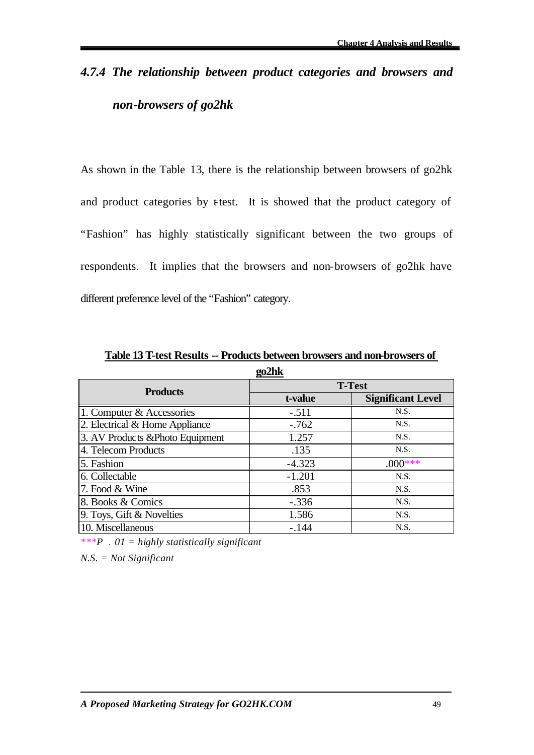### *4.7.4 The relationship between product categories and browsers and non-browsers of go2hk*

As shown in the Table 13, there is the relationship between browsers of go2hk and product categories by t-test. It is showed that the product category of "Fashion" has highly statistically significant between the two groups of respondents. It implies that the browsers and non-browsers of go2hk have different preference level of the "Fashion" category.

**Table 13 T-test Results -- Products between browsers and non-browsers of go2hk**

| Products | T-Test | |
|---|---|---|
| | t-value | Significant Level |
| 1. Computer & Accessories | -.511 | N.S. |
| 2. Electrical & Home Appliance | -.762 | N.S. |
| 3. AV Products &Photo Equipment | 1.257 | N.S. |
| 4. Telecom Products | .135 | N.S. |
| 5. Fashion | -4.323 | .000*** |
| 6. Collectable | -1.201 | N.S. |
| 7. Food & Wine | .853 | N.S. |
| 8. Books & Comics | -.336 | N.S. |
| 9. Toys, Gift & Novelties | 1.586 | N.S. |
| 10. Miscellaneous | -.144 | N.S. |

****P . 01 = highly statistically significant*

*N.S. = Not Significant*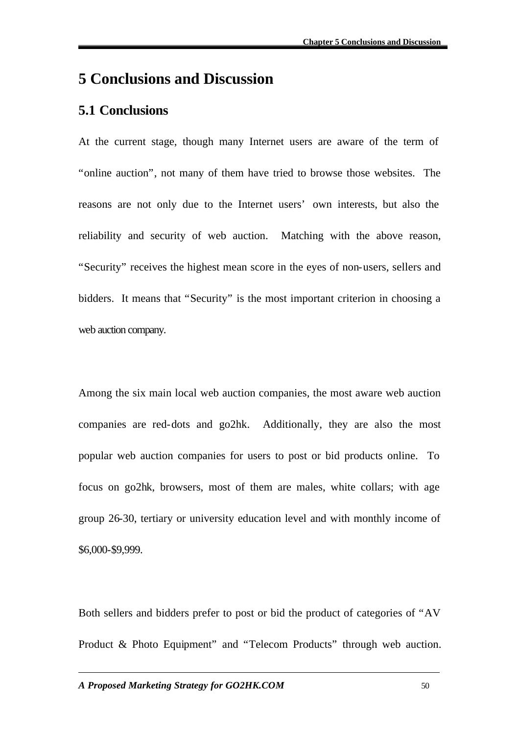# 5 Conclusions and Discussion

## 5.1 Conclusions

At the current stage, though many Internet users are aware of the term of "online auction", not many of them have tried to browse those websites. The reasons are not only due to the Internet users' own interests, but also the reliability and security of web auction. Matching with the above reason, "Security" receives the highest mean score in the eyes of non-users, sellers and bidders. It means that "Security" is the most important criterion in choosing a web auction company.

Among the six main local web auction companies, the most aware web auction companies are red-dots and go2hk. Additionally, they are also the most popular web auction companies for users to post or bid products online. To focus on go2hk, browsers, most of them are males, white collars; with age group 26-30, tertiary or university education level and with monthly income of $6,000-$9,999.

Both sellers and bidders prefer to post or bid the product of categories of "AV Product & Photo Equipment" and "Telecom Products" through web auction.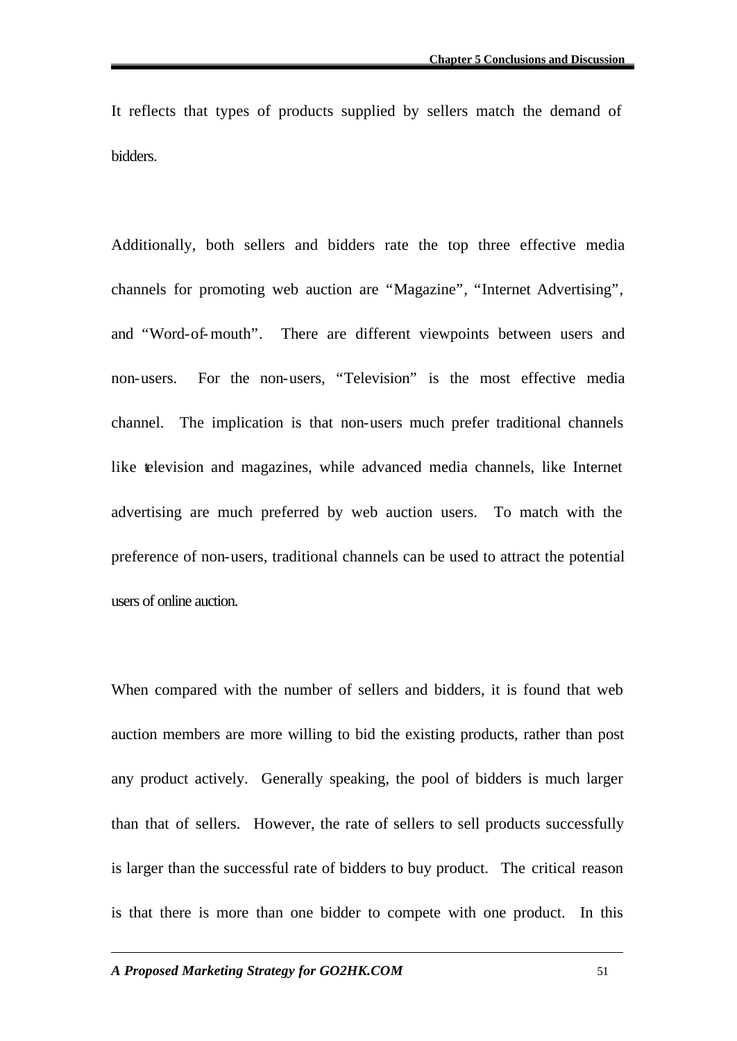It reflects that types of products supplied by sellers match the demand of bidders.

Additionally, both sellers and bidders rate the top three effective media channels for promoting web auction are "Magazine", "Internet Advertising", and "Word-of-mouth". There are different viewpoints between users and non-users. For the non-users, "Television" is the most effective media channel. The implication is that non-users much prefer traditional channels like television and magazines, while advanced media channels, like Internet advertising are much preferred by web auction users. To match with the preference of non-users, traditional channels can be used to attract the potential users of online auction.

When compared with the number of sellers and bidders, it is found that web auction members are more willing to bid the existing products, rather than post any product actively. Generally speaking, the pool of bidders is much larger than that of sellers. However, the rate of sellers to sell products successfully is larger than the successful rate of bidders to buy product. The critical reason is that there is more than one bidder to compete with one product. In this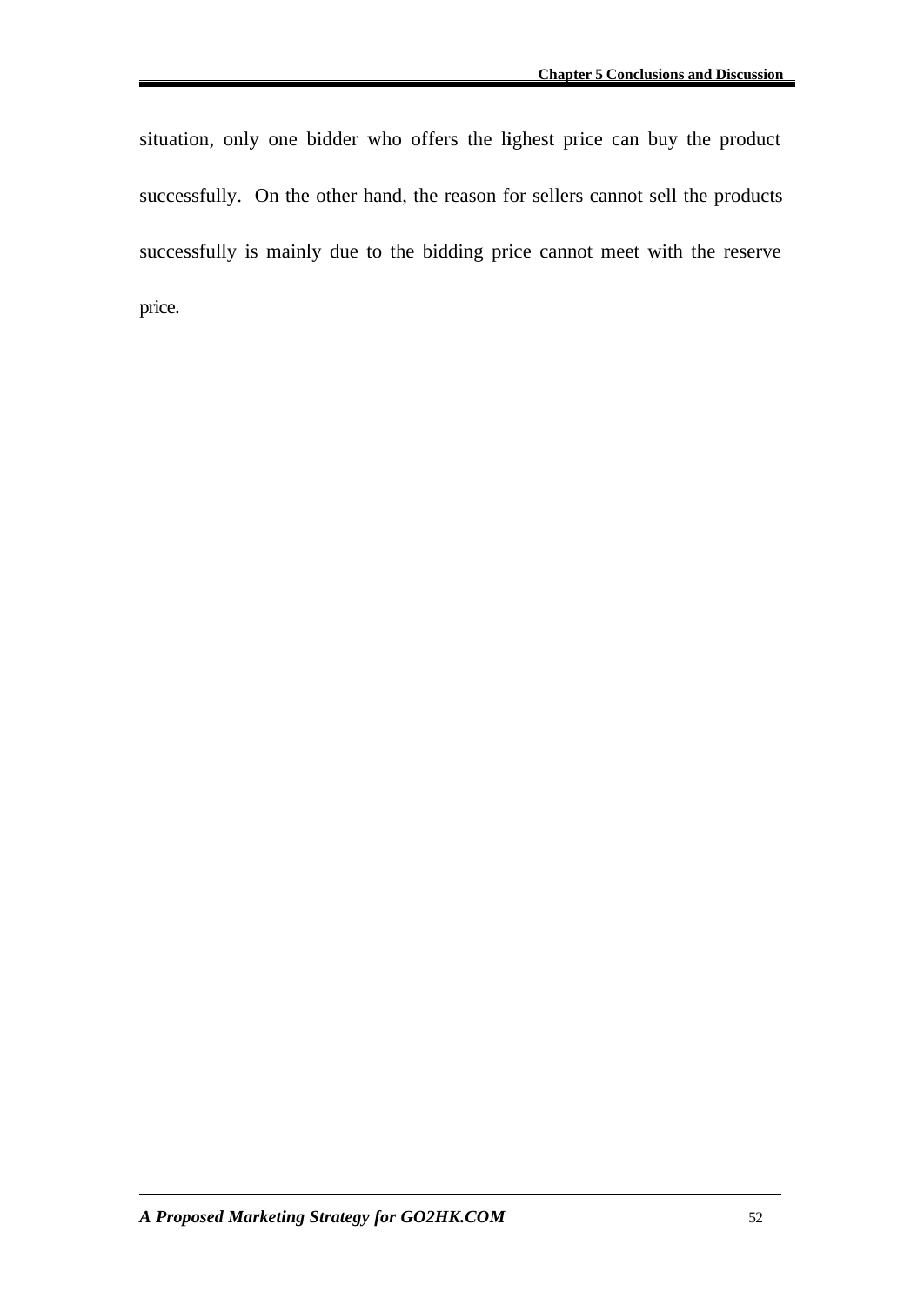situation, only one bidder who offers the highest price can buy the product successfully. On the other hand, the reason for sellers cannot sell the products successfully is mainly due to the bidding price cannot meet with the reserve price.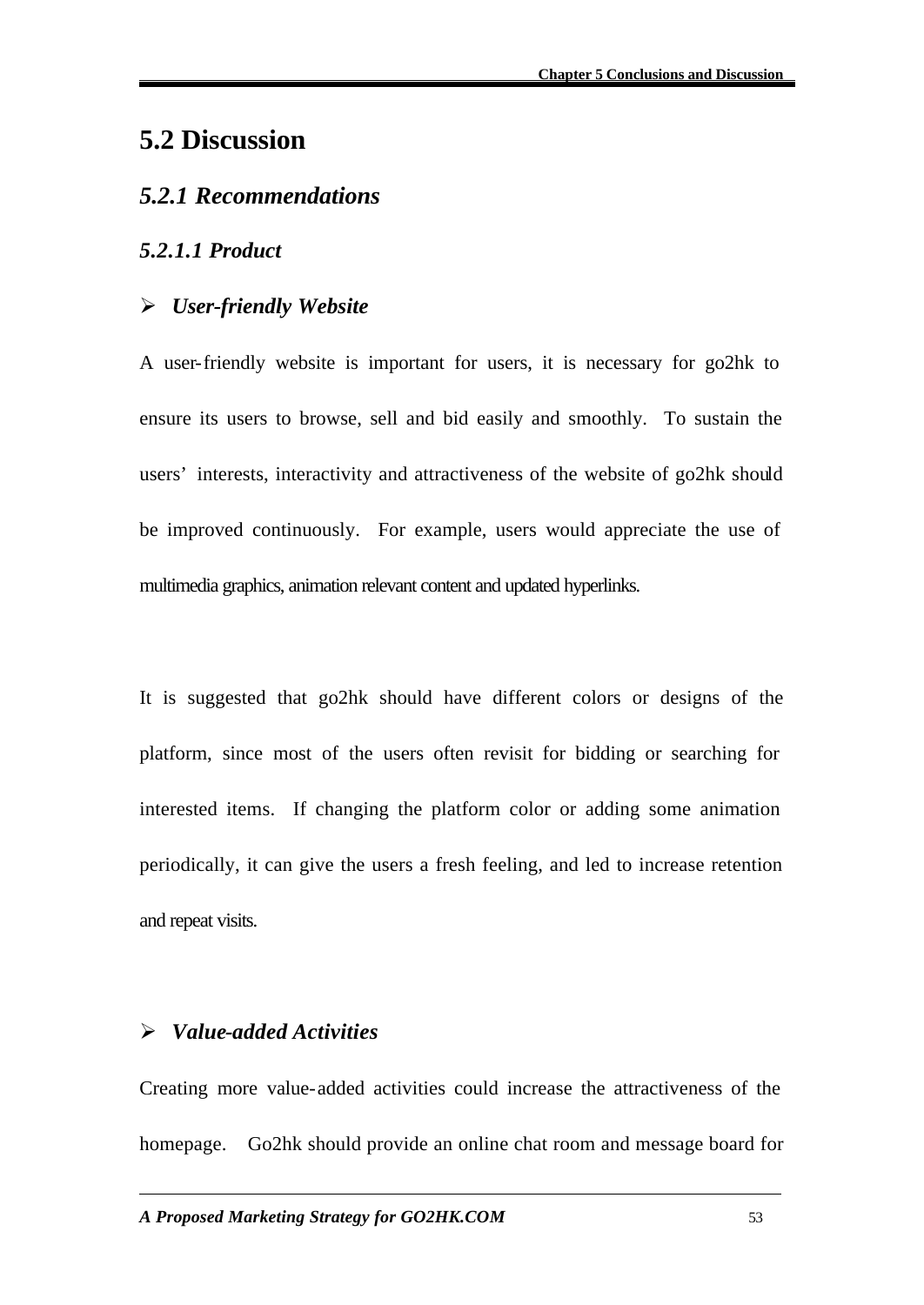## 5.2 Discussion

### *5.2.1 Recommendations*

#### *5.2.1.1 Product*

- ***User-friendly Website***

A user-friendly website is important for users, it is necessary for go2hk to ensure its users to browse, sell and bid easily and smoothly. To sustain the users' interests, interactivity and attractiveness of the website of go2hk should be improved continuously. For example, users would appreciate the use of multimedia graphics, animation relevant content and updated hyperlinks.

It is suggested that go2hk should have different colors or designs of the platform, since most of the users often revisit for bidding or searching for interested items. If changing the platform color or adding some animation periodically, it can give the users a fresh feeling, and led to increase retention and repeat visits.

- ***Value-added Activities***

Creating more value-added activities could increase the attractiveness of the homepage. Go2hk should provide an online chat room and message board for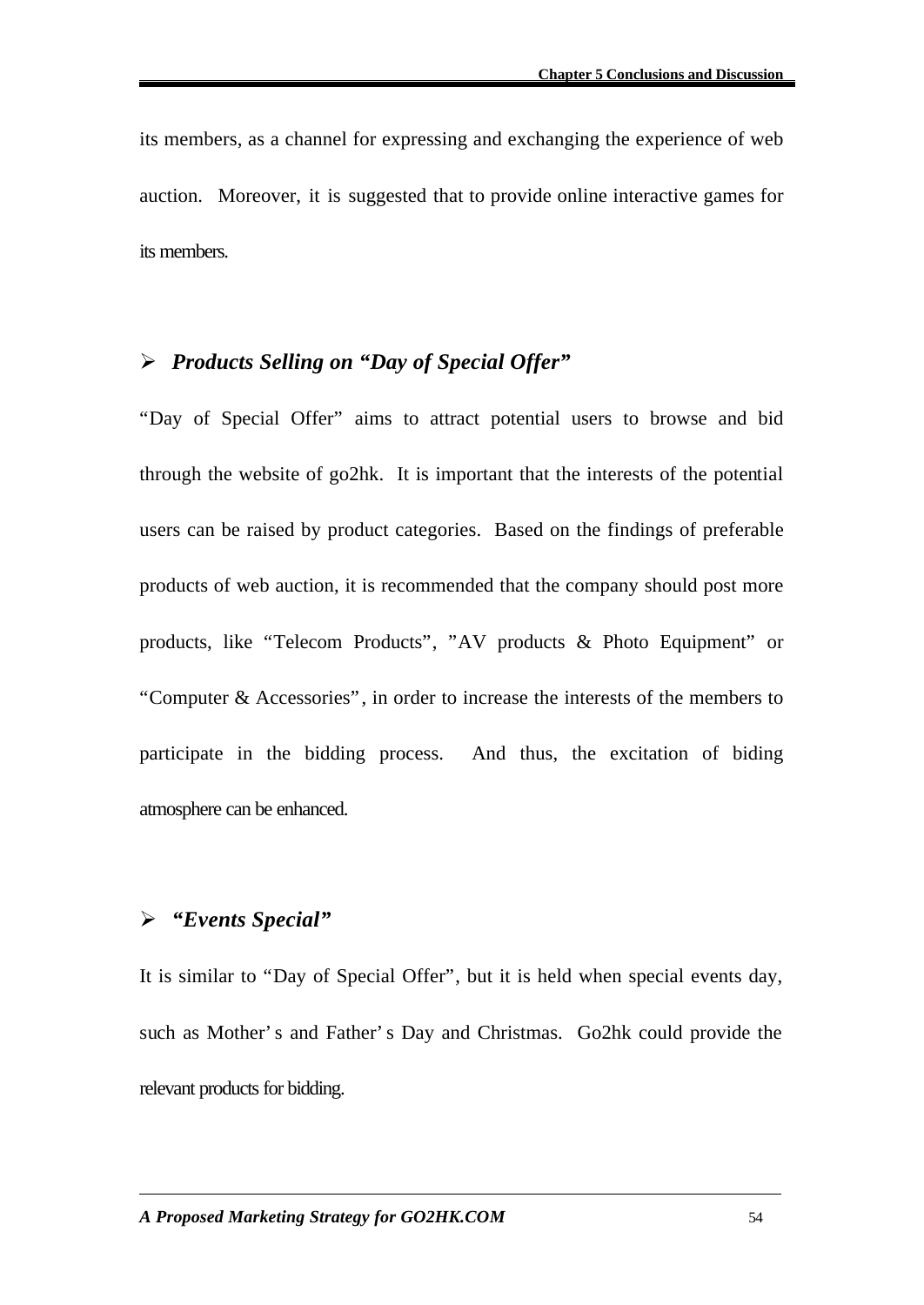its members, as a channel for expressing and exchanging the experience of web auction. Moreover, it is suggested that to provide online interactive games for its members.

- ***Products Selling on "Day of Special Offer"***

"Day of Special Offer" aims to attract potential users to browse and bid through the website of go2hk. It is important that the interests of the potential users can be raised by product categories. Based on the findings of preferable products of web auction, it is recommended that the company should post more products, like "Telecom Products", "AV products & Photo Equipment" or "Computer & Accessories", in order to increase the interests of the members to participate in the bidding process. And thus, the excitation of biding atmosphere can be enhanced.

- ***"Events Special"***

It is similar to "Day of Special Offer", but it is held when special events day, such as Mother's and Father's Day and Christmas. Go2hk could provide the relevant products for bidding.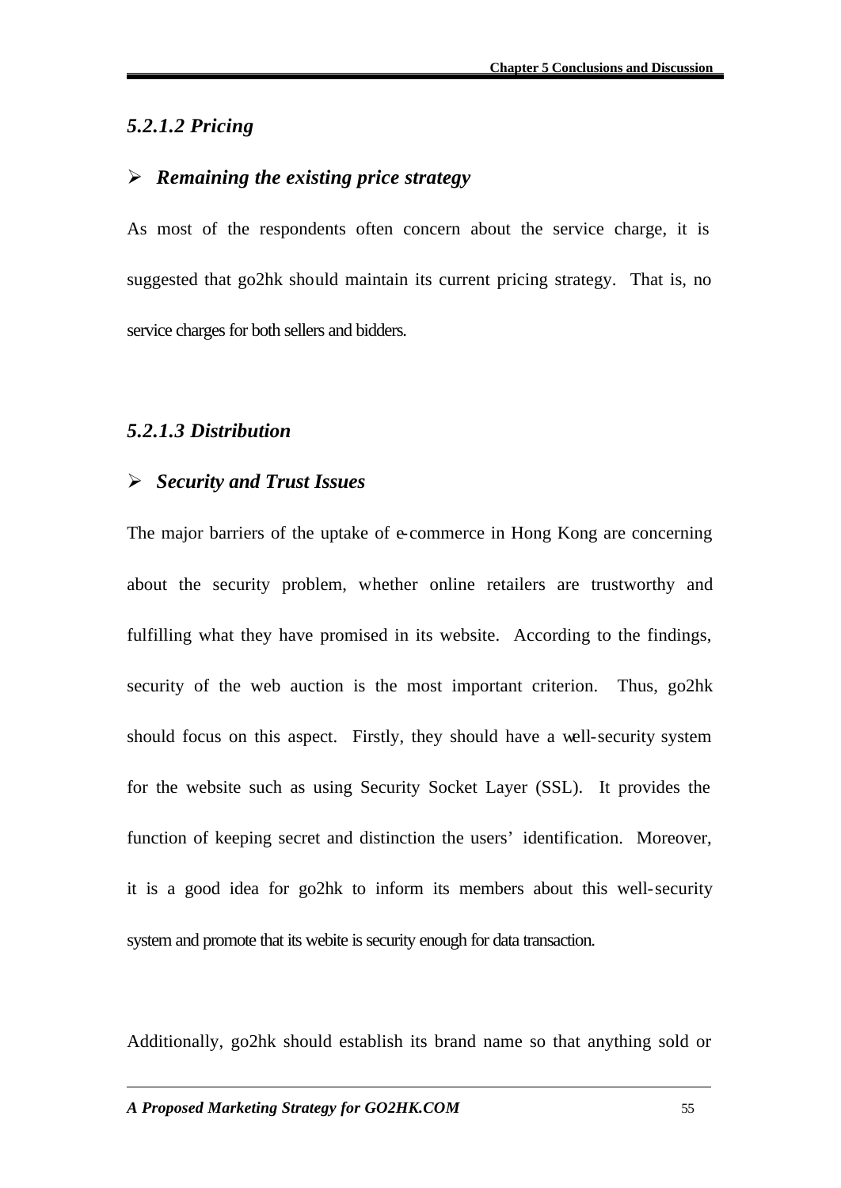#### *5.2.1.2 Pricing*

➢ ***Remaining the existing price strategy***

As most of the respondents often concern about the service charge, it is suggested that go2hk should maintain its current pricing strategy. That is, no service charges for both sellers and bidders.

#### *5.2.1.3 Distribution*

➢ ***Security and Trust Issues***

The major barriers of the uptake of e-commerce in Hong Kong are concerning about the security problem, whether online retailers are trustworthy and fulfilling what they have promised in its website. According to the findings, security of the web auction is the most important criterion. Thus, go2hk should focus on this aspect. Firstly, they should have a well-security system for the website such as using Security Socket Layer (SSL). It provides the function of keeping secret and distinction the users' identification. Moreover, it is a good idea for go2hk to inform its members about this well-security system and promote that its webite is security enough for data transaction.

Additionally, go2hk should establish its brand name so that anything sold or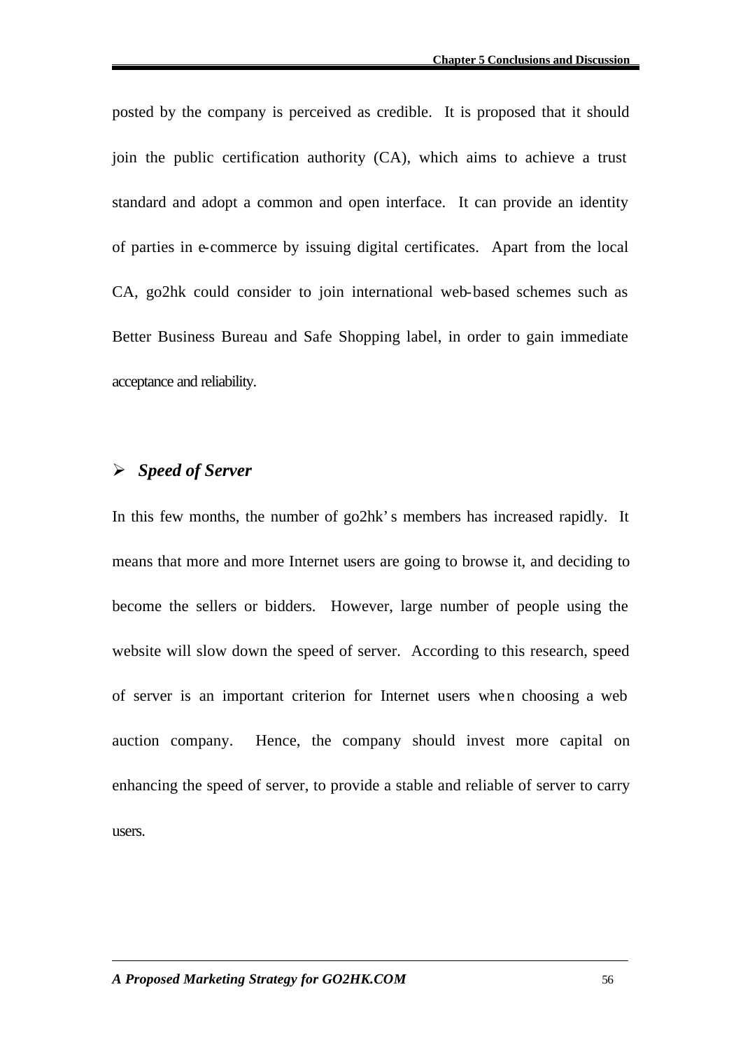posted by the company is perceived as credible. It is proposed that it should join the public certification authority (CA), which aims to achieve a trust standard and adopt a common and open interface. It can provide an identity of parties in e-commerce by issuing digital certificates. Apart from the local CA, go2hk could consider to join international web-based schemes such as Better Business Bureau and Safe Shopping label, in order to gain immediate acceptance and reliability.

- ***Speed of Server***

In this few months, the number of go2hk's members has increased rapidly. It means that more and more Internet users are going to browse it, and deciding to become the sellers or bidders. However, large number of people using the website will slow down the speed of server. According to this research, speed of server is an important criterion for Internet users when choosing a web auction company. Hence, the company should invest more capital on enhancing the speed of server, to provide a stable and reliable of server to carry users.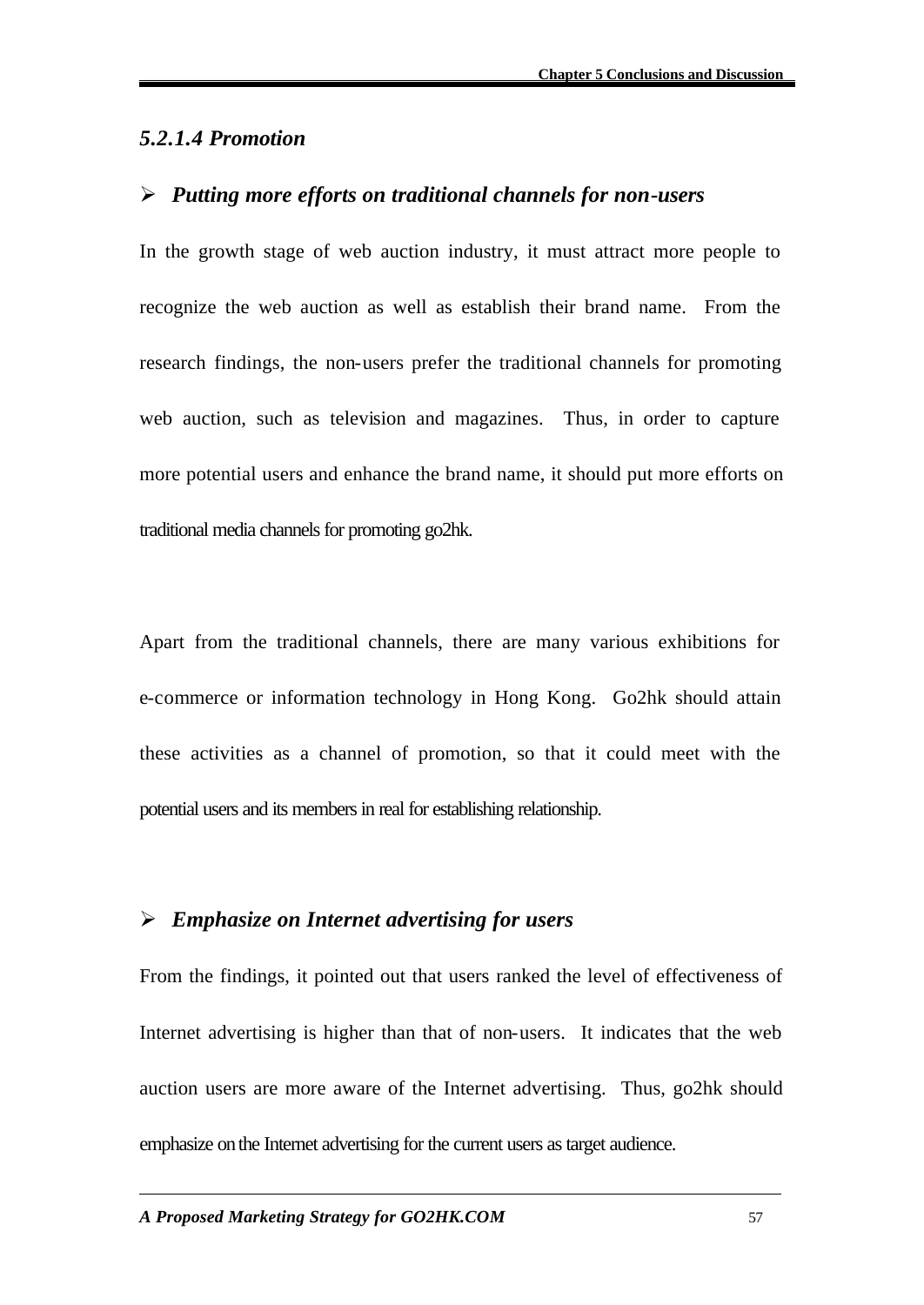#### *5.2.1.4 Promotion*

- ***Putting more efforts on traditional channels for non-users***

In the growth stage of web auction industry, it must attract more people to recognize the web auction as well as establish their brand name. From the research findings, the non-users prefer the traditional channels for promoting web auction, such as television and magazines. Thus, in order to capture more potential users and enhance the brand name, it should put more efforts on traditional media channels for promoting go2hk.

Apart from the traditional channels, there are many various exhibitions for e-commerce or information technology in Hong Kong. Go2hk should attain these activities as a channel of promotion, so that it could meet with the potential users and its members in real for establishing relationship.

- ***Emphasize on Internet advertising for users***

From the findings, it pointed out that users ranked the level of effectiveness of Internet advertising is higher than that of non-users. It indicates that the web auction users are more aware of the Internet advertising. Thus, go2hk should emphasize on the Internet advertising for the current users as target audience.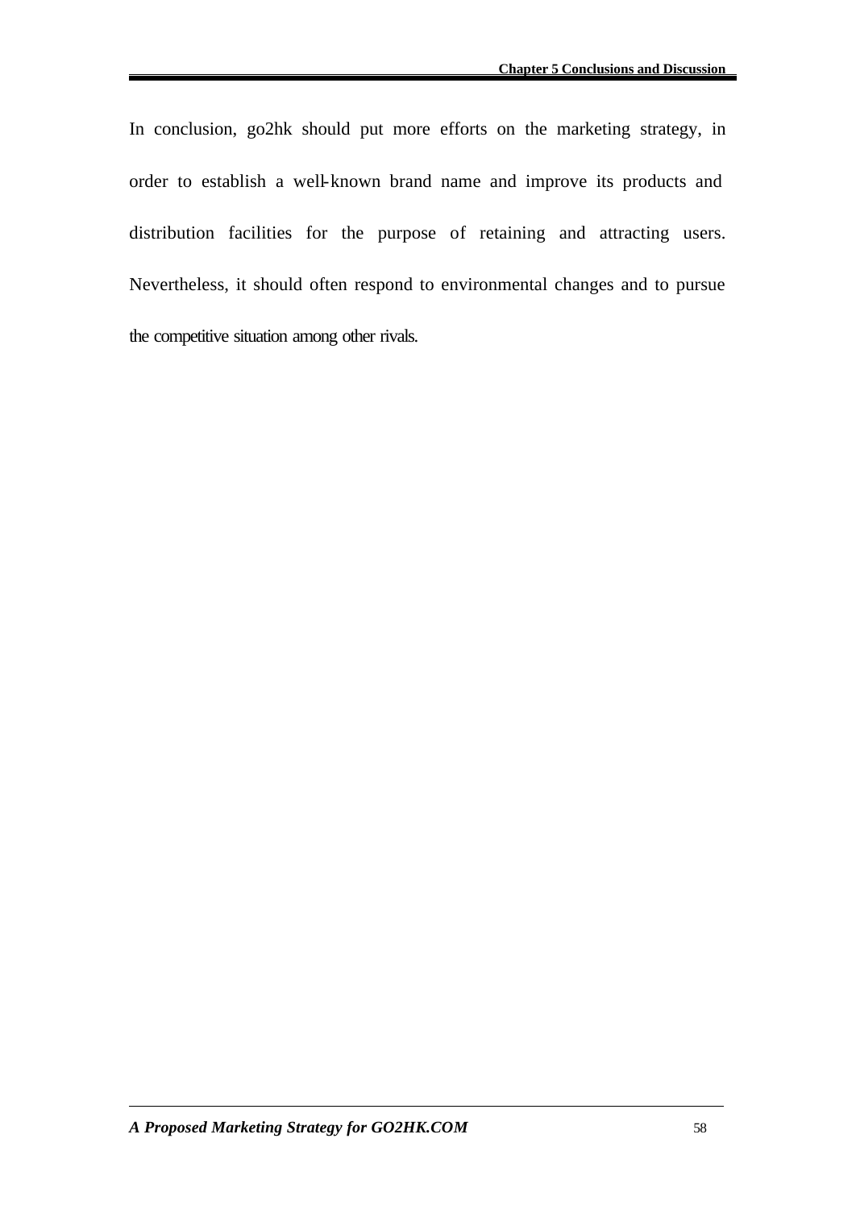In conclusion, go2hk should put more efforts on the marketing strategy, in order to establish a well-known brand name and improve its products and distribution facilities for the purpose of retaining and attracting users. Nevertheless, it should often respond to environmental changes and to pursue the competitive situation among other rivals.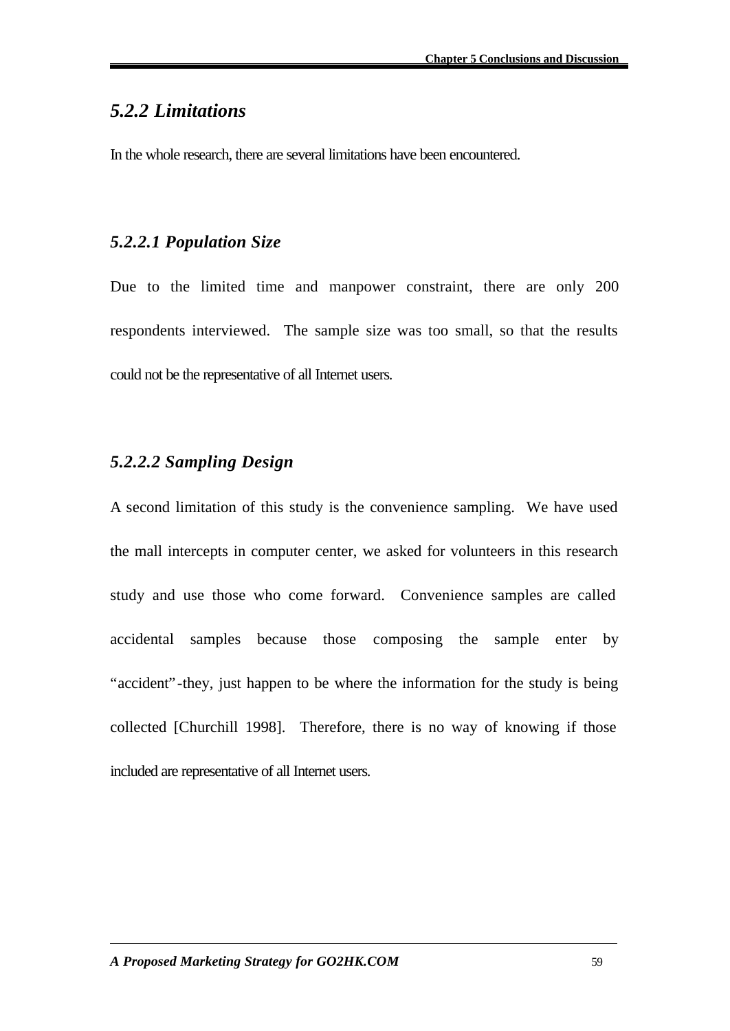### *5.2.2 Limitations*

In the whole research, there are several limitations have been encountered.

#### *5.2.2.1 Population Size*

Due to the limited time and manpower constraint, there are only 200 respondents interviewed. The sample size was too small, so that the results could not be the representative of all Internet users.

#### *5.2.2.2 Sampling Design*

A second limitation of this study is the convenience sampling. We have used the mall intercepts in computer center, we asked for volunteers in this research study and use those who come forward. Convenience samples are called accidental samples because those composing the sample enter by "accident"-they, just happen to be where the information for the study is being collected [Churchill 1998]. Therefore, there is no way of knowing if those included are representative of all Internet users.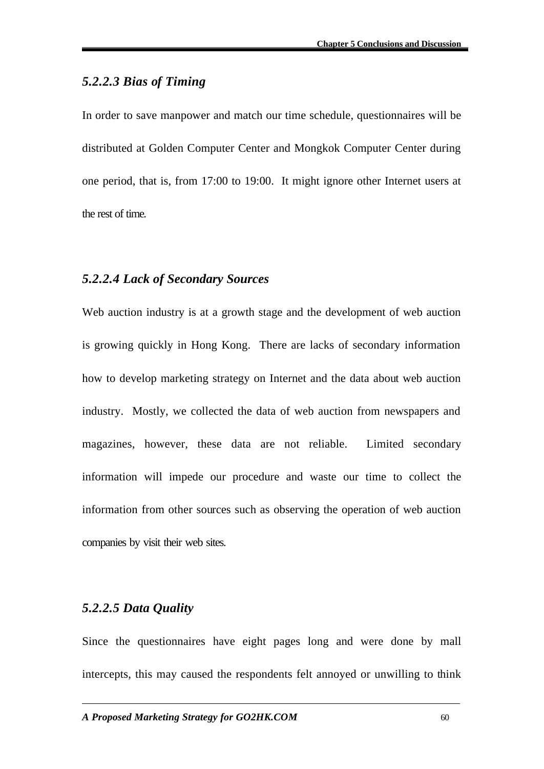### *5.2.2.3 Bias of Timing*

In order to save manpower and match our time schedule, questionnaires will be distributed at Golden Computer Center and Mongkok Computer Center during one period, that is, from 17:00 to 19:00. It might ignore other Internet users at the rest of time.

### *5.2.2.4 Lack of Secondary Sources*

Web auction industry is at a growth stage and the development of web auction is growing quickly in Hong Kong. There are lacks of secondary information how to develop marketing strategy on Internet and the data about web auction industry. Mostly, we collected the data of web auction from newspapers and magazines, however, these data are not reliable. Limited secondary information will impede our procedure and waste our time to collect the information from other sources such as observing the operation of web auction companies by visit their web sites.

### *5.2.2.5 Data Quality*

Since the questionnaires have eight pages long and were done by mall intercepts, this may caused the respondents felt annoyed or unwilling to think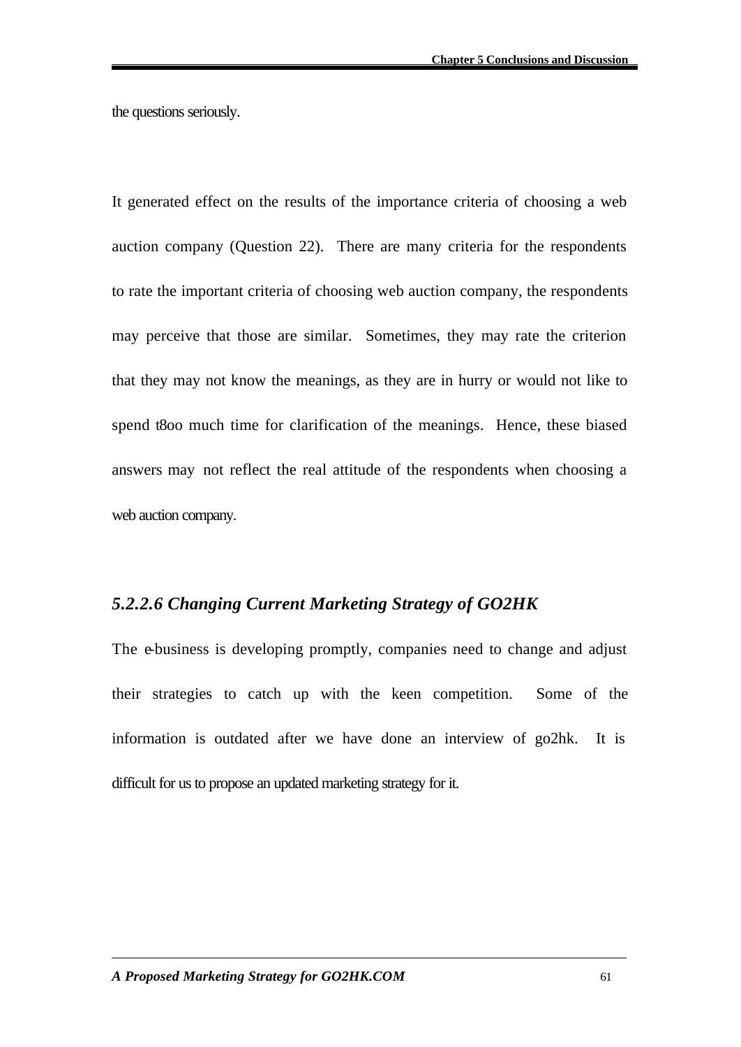the questions seriously.

It generated effect on the results of the importance criteria of choosing a web auction company (Question 22). There are many criteria for the respondents to rate the important criteria of choosing web auction company, the respondents may perceive that those are similar. Sometimes, they may rate the criterion that they may not know the meanings, as they are in hurry or would not like to spend t8oo much time for clarification of the meanings. Hence, these biased answers may not reflect the real attitude of the respondents when choosing a web auction company.

#### *5.2.2.6 Changing Current Marketing Strategy of GO2HK*

The e-business is developing promptly, companies need to change and adjust their strategies to catch up with the keen competition. Some of the information is outdated after we have done an interview of go2hk. It is difficult for us to propose an updated marketing strategy for it.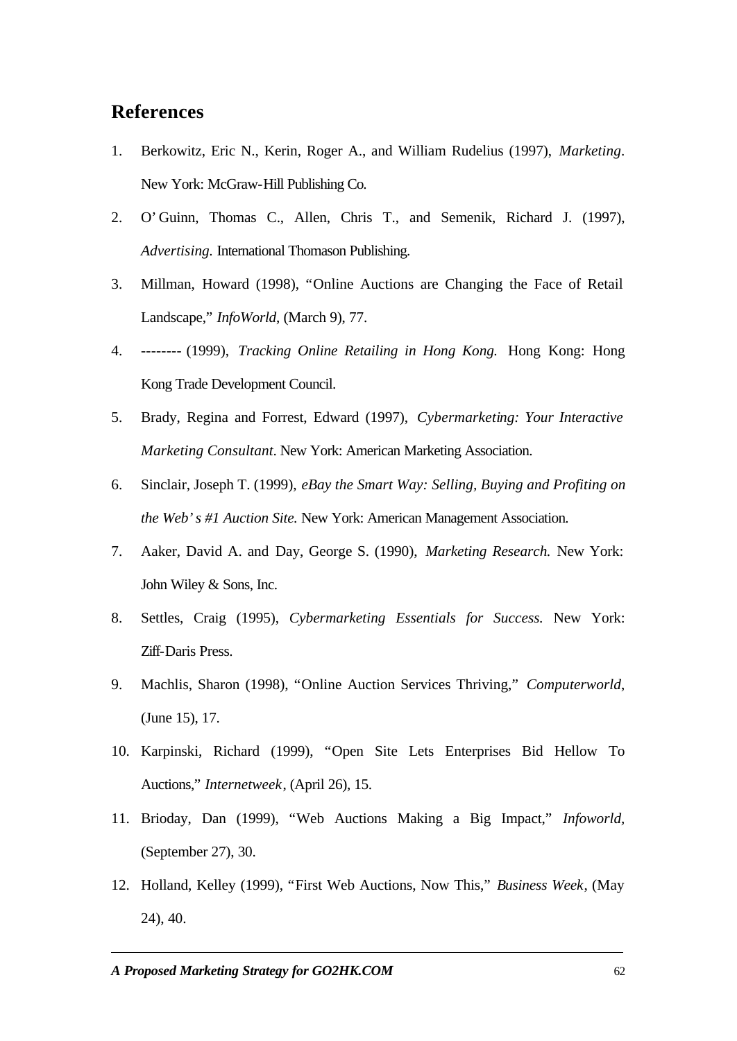## References

1. Berkowitz, Eric N., Kerin, Roger A., and William Rudelius (1997), *Marketing*. New York: McGraw-Hill Publishing Co.
2. O'Guinn, Thomas C., Allen, Chris T., and Semenik, Richard J. (1997), *Advertising.* International Thomason Publishing.
3. Millman, Howard (1998), "Online Auctions are Changing the Face of Retail Landscape," *InfoWorld*, (March 9), 77.
4. -------- (1999), *Tracking Online Retailing in Hong Kong.* Hong Kong: Hong Kong Trade Development Council.
5. Brady, Regina and Forrest, Edward (1997), *Cybermarketing: Your Interactive Marketing Consultant*. New York: American Marketing Association.
6. Sinclair, Joseph T. (1999), *eBay the Smart Way: Selling, Buying and Profiting on the Web's #1 Auction Site.* New York: American Management Association.
7. Aaker, David A. and Day, George S. (1990), *Marketing Research.* New York: John Wiley & Sons, Inc.
8. Settles, Craig (1995), *Cybermarketing Essentials for Success.* New York: Ziff-Daris Press.
9. Machlis, Sharon (1998), "Online Auction Services Thriving," *Computerworld*, (June 15), 17.
10. Karpinski, Richard (1999), "Open Site Lets Enterprises Bid Hellow To Auctions," *Internetweek*, (April 26), 15.
11. Brioday, Dan (1999), "Web Auctions Making a Big Impact," *Infoworld,* (September 27), 30.
12. Holland, Kelley (1999), "First Web Auctions, Now This," *Business Week*, (May 24), 40.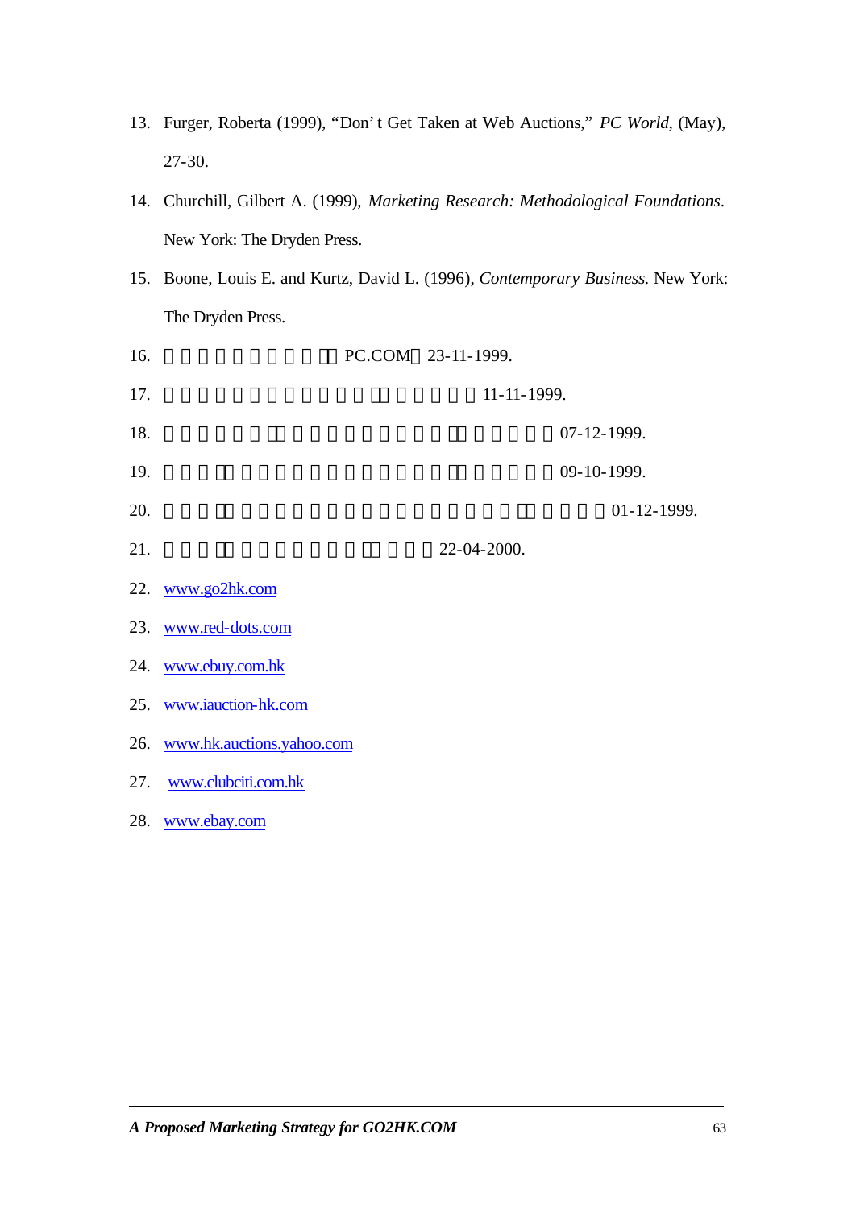13. Furger, Roberta (1999), "Don' t Get Taken at Web Auctions," *PC World*, (May), 27-30.
14. Churchill, Gilbert A. (1999), *Marketing Research: Methodological Foundations*. New York: The Dryden Press.
15. Boone, Louis E. and Kurtz, David L. (1996), *Contemporary Business*. New York: The Dryden Press.
16. PC.COM 23-11-1999.
17. 11-11-1999.
18. 07-12-1999.
19. 09-10-1999.
20. 01-12-1999.
21. 22-04-2000.
22. www.go2hk.com
23. www.red-dots.com
24. www.ebuy.com.hk
25. www.iauction-hk.com
26. www.hk.auctions.yahoo.com
27. www.clubciti.com.hk
28. www.ebay.com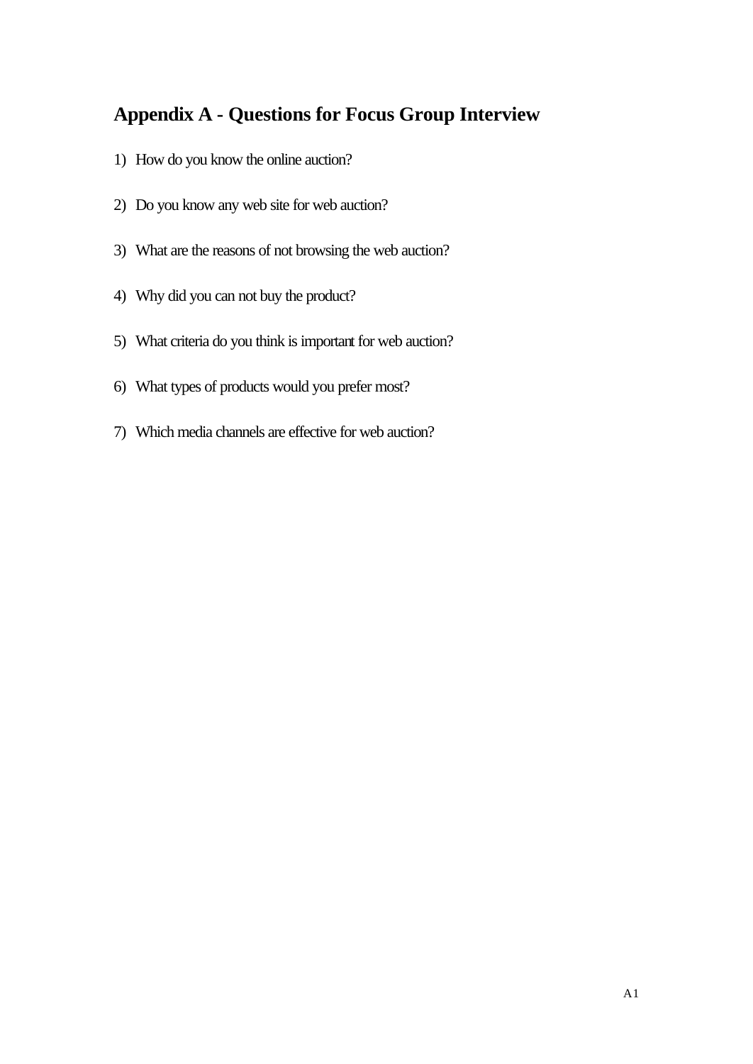## Appendix A - Questions for Focus Group Interview

1) How do you know the online auction?

2) Do you know any web site for web auction?

3) What are the reasons of not browsing the web auction?

4) Why did you can not buy the product?

5) What criteria do you think is important for web auction?

6) What types of products would you prefer most?

7) Which media channels are effective for web auction?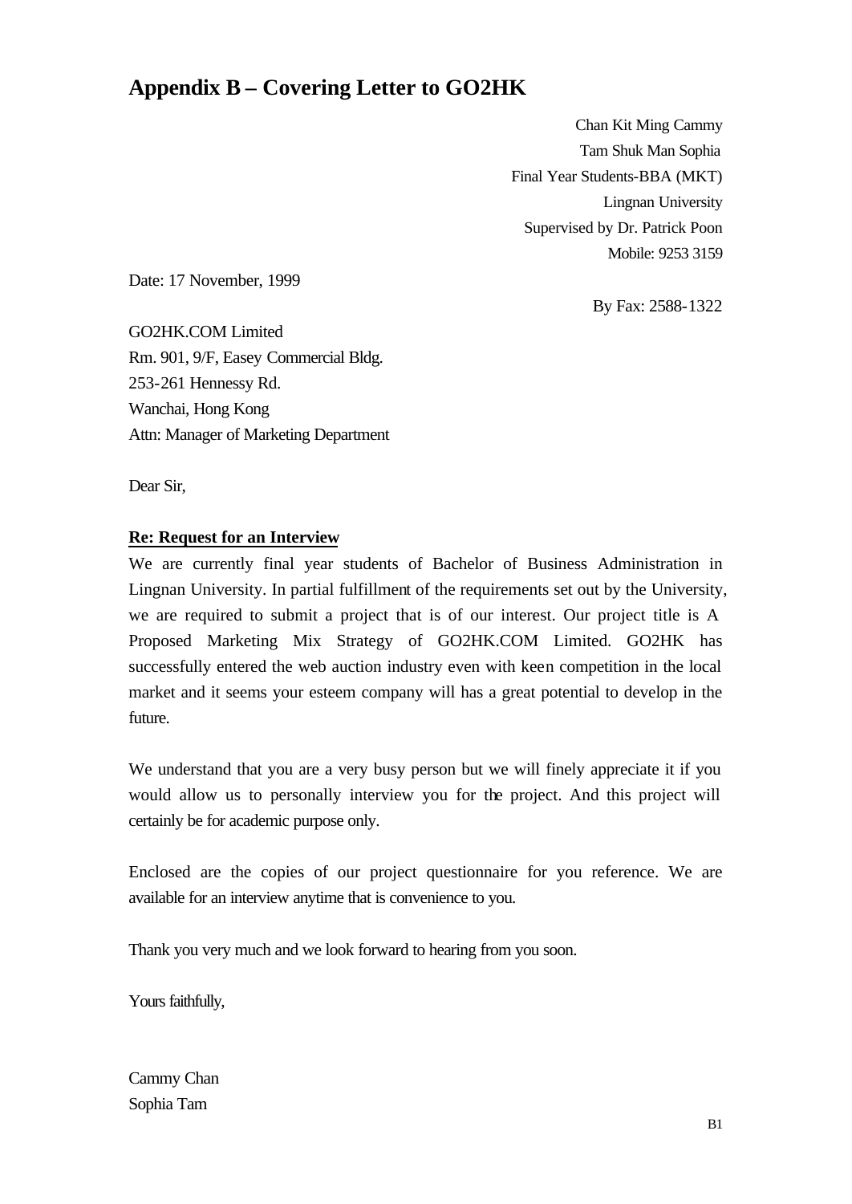# Appendix B – Covering Letter to GO2HK

Chan Kit Ming Cammy
Tam Shuk Man Sophia
Final Year Students-BBA (MKT)
Lingnan University
Supervised by Dr. Patrick Poon
Mobile: 9253 3159

Date: 17 November, 1999

By Fax: 2588-1322

GO2HK.COM Limited
Rm. 901, 9/F, Easey Commercial Bldg.
253-261 Hennessy Rd.
Wanchai, Hong Kong
Attn: Manager of Marketing Department

Dear Sir,

**Re: Request for an Interview**

We are currently final year students of Bachelor of Business Administration in Lingnan University. In partial fulfillment of the requirements set out by the University, we are required to submit a project that is of our interest. Our project title is A Proposed Marketing Mix Strategy of GO2HK.COM Limited. GO2HK has successfully entered the web auction industry even with keen competition in the local market and it seems your esteem company will has a great potential to develop in the future.

We understand that you are a very busy person but we will finely appreciate it if you would allow us to personally interview you for the project. And this project will certainly be for academic purpose only.

Enclosed are the copies of our project questionnaire for you reference. We are available for an interview anytime that is convenience to you.

Thank you very much and we look forward to hearing from you soon.

Yours faithfully,

Cammy Chan
Sophia Tam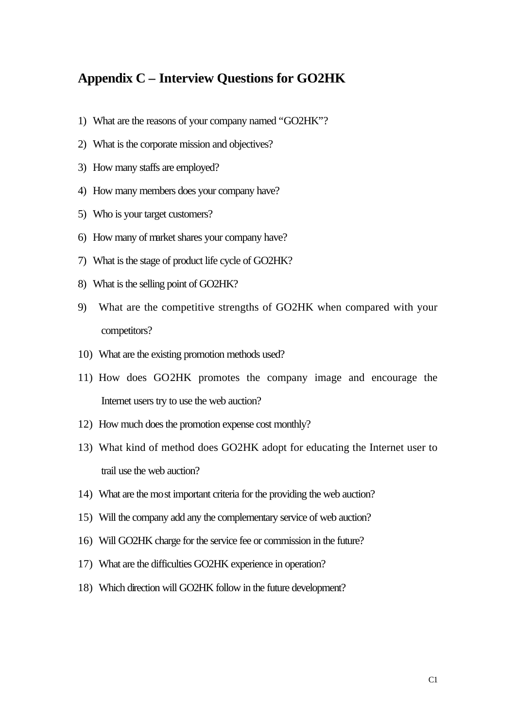# Appendix C – Interview Questions for GO2HK

1) What are the reasons of your company named "GO2HK"?
2) What is the corporate mission and objectives?
3) How many staffs are employed?
4) How many members does your company have?
5) Who is your target customers?
6) How many of market shares your company have?
7) What is the stage of product life cycle of GO2HK?
8) What is the selling point of GO2HK?
9) What are the competitive strengths of GO2HK when compared with your competitors?
10) What are the existing promotion methods used?
11) How does GO2HK promotes the company image and encourage the Internet users try to use the web auction?
12) How much does the promotion expense cost monthly?
13) What kind of method does GO2HK adopt for educating the Internet user to trail use the web auction?
14) What are the most important criteria for the providing the web auction?
15) Will the company add any the complementary service of web auction?
16) Will GO2HK charge for the service fee or commission in the future?
17) What are the difficulties GO2HK experience in operation?
18) Which direction will GO2HK follow in the future development?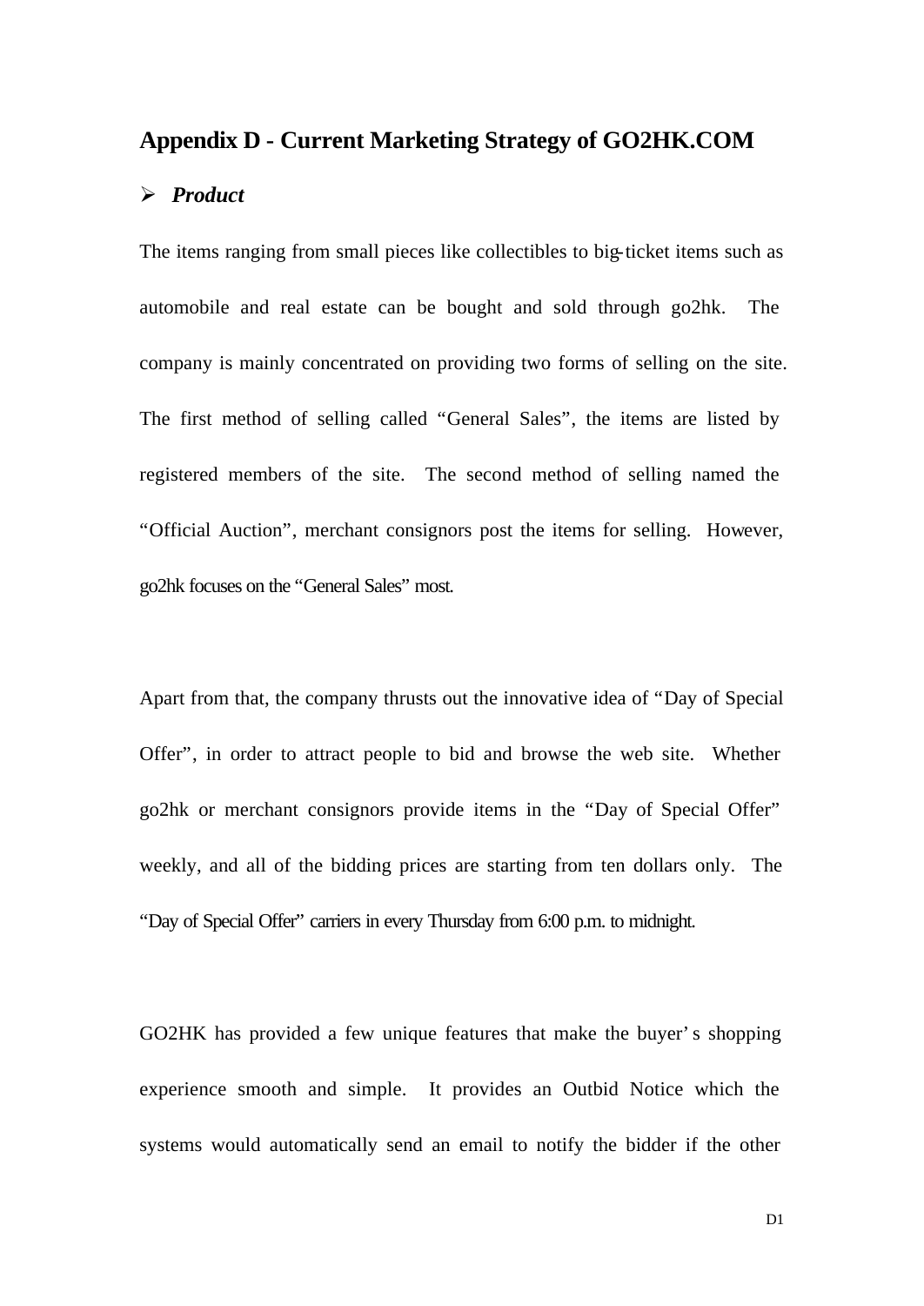## Appendix D - Current Marketing Strategy of GO2HK.COM

- ***Product***

The items ranging from small pieces like collectibles to big-ticket items such as automobile and real estate can be bought and sold through go2hk. The company is mainly concentrated on providing two forms of selling on the site. The first method of selling called "General Sales", the items are listed by registered members of the site. The second method of selling named the "Official Auction", merchant consignors post the items for selling. However, go2hk focuses on the "General Sales" most.

Apart from that, the company thrusts out the innovative idea of "Day of Special Offer", in order to attract people to bid and browse the web site. Whether go2hk or merchant consignors provide items in the "Day of Special Offer" weekly, and all of the bidding prices are starting from ten dollars only. The "Day of Special Offer" carriers in every Thursday from 6:00 p.m. to midnight.

GO2HK has provided a few unique features that make the buyer's shopping experience smooth and simple. It provides an Outbid Notice which the systems would automatically send an email to notify the bidder if the other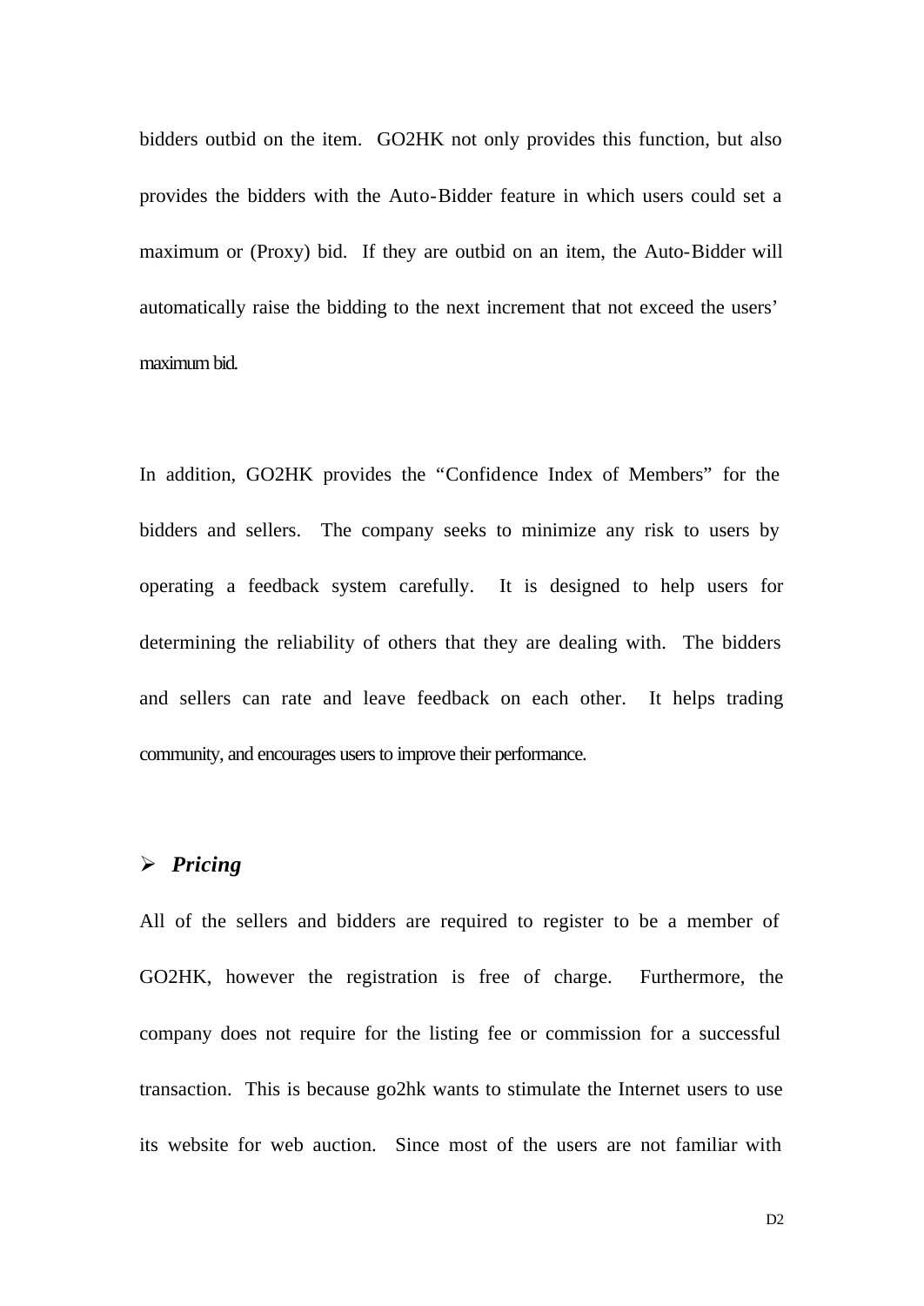bidders outbid on the item. GO2HK not only provides this function, but also provides the bidders with the Auto-Bidder feature in which users could set a maximum or (Proxy) bid. If they are outbid on an item, the Auto-Bidder will automatically raise the bidding to the next increment that not exceed the users' maximum bid.

In addition, GO2HK provides the "Confidence Index of Members" for the bidders and sellers. The company seeks to minimize any risk to users by operating a feedback system carefully. It is designed to help users for determining the reliability of others that they are dealing with. The bidders and sellers can rate and leave feedback on each other. It helps trading community, and encourages users to improve their performance.

- ***Pricing***

All of the sellers and bidders are required to register to be a member of GO2HK, however the registration is free of charge. Furthermore, the company does not require for the listing fee or commission for a successful transaction. This is because go2hk wants to stimulate the Internet users to use its website for web auction. Since most of the users are not familiar with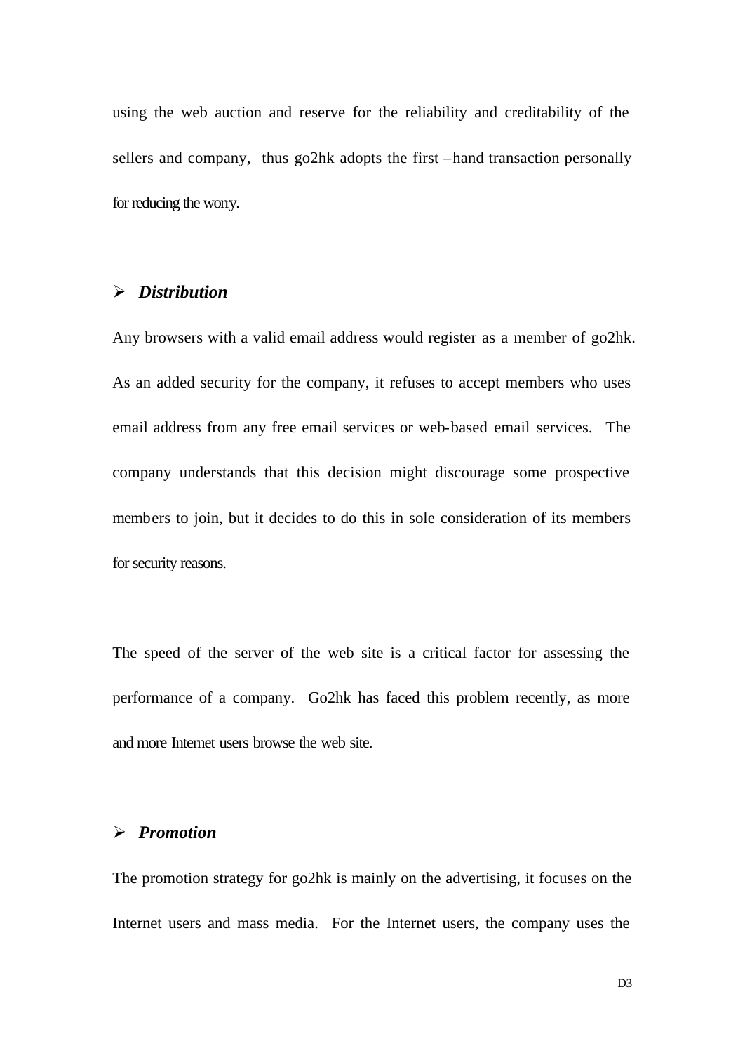using the web auction and reserve for the reliability and creditability of the sellers and company, thus go2hk adopts the first – hand transaction personally for reducing the worry.

- ***Distribution***

Any browsers with a valid email address would register as a member of go2hk. As an added security for the company, it refuses to accept members who uses email address from any free email services or web-based email services. The company understands that this decision might discourage some prospective members to join, but it decides to do this in sole consideration of its members for security reasons.

The speed of the server of the web site is a critical factor for assessing the performance of a company. Go2hk has faced this problem recently, as more and more Internet users browse the web site.

- ***Promotion***

The promotion strategy for go2hk is mainly on the advertising, it focuses on the Internet users and mass media. For the Internet users, the company uses the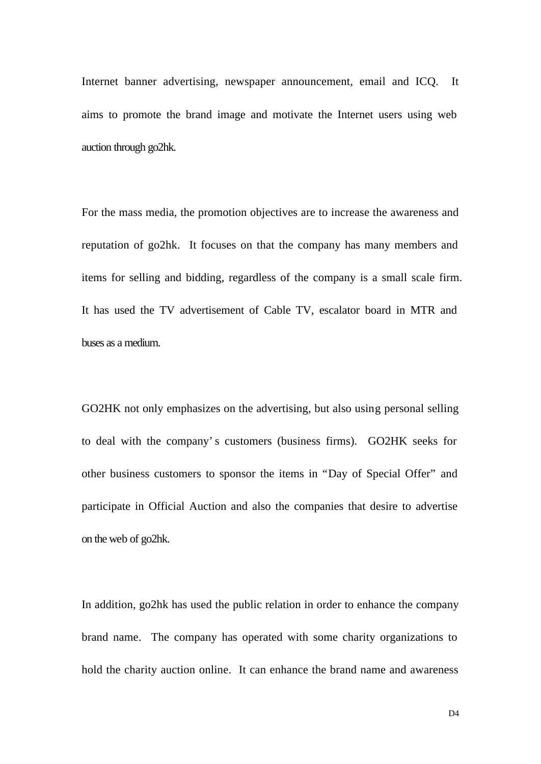Internet banner advertising, newspaper announcement, email and ICQ. It aims to promote the brand image and motivate the Internet users using web auction through go2hk.

For the mass media, the promotion objectives are to increase the awareness and reputation of go2hk. It focuses on that the company has many members and items for selling and bidding, regardless of the company is a small scale firm. It has used the TV advertisement of Cable TV, escalator board in MTR and buses as a medium.

GO2HK not only emphasizes on the advertising, but also using personal selling to deal with the company's customers (business firms). GO2HK seeks for other business customers to sponsor the items in "Day of Special Offer" and participate in Official Auction and also the companies that desire to advertise on the web of go2hk.

In addition, go2hk has used the public relation in order to enhance the company brand name. The company has operated with some charity organizations to hold the charity auction online. It can enhance the brand name and awareness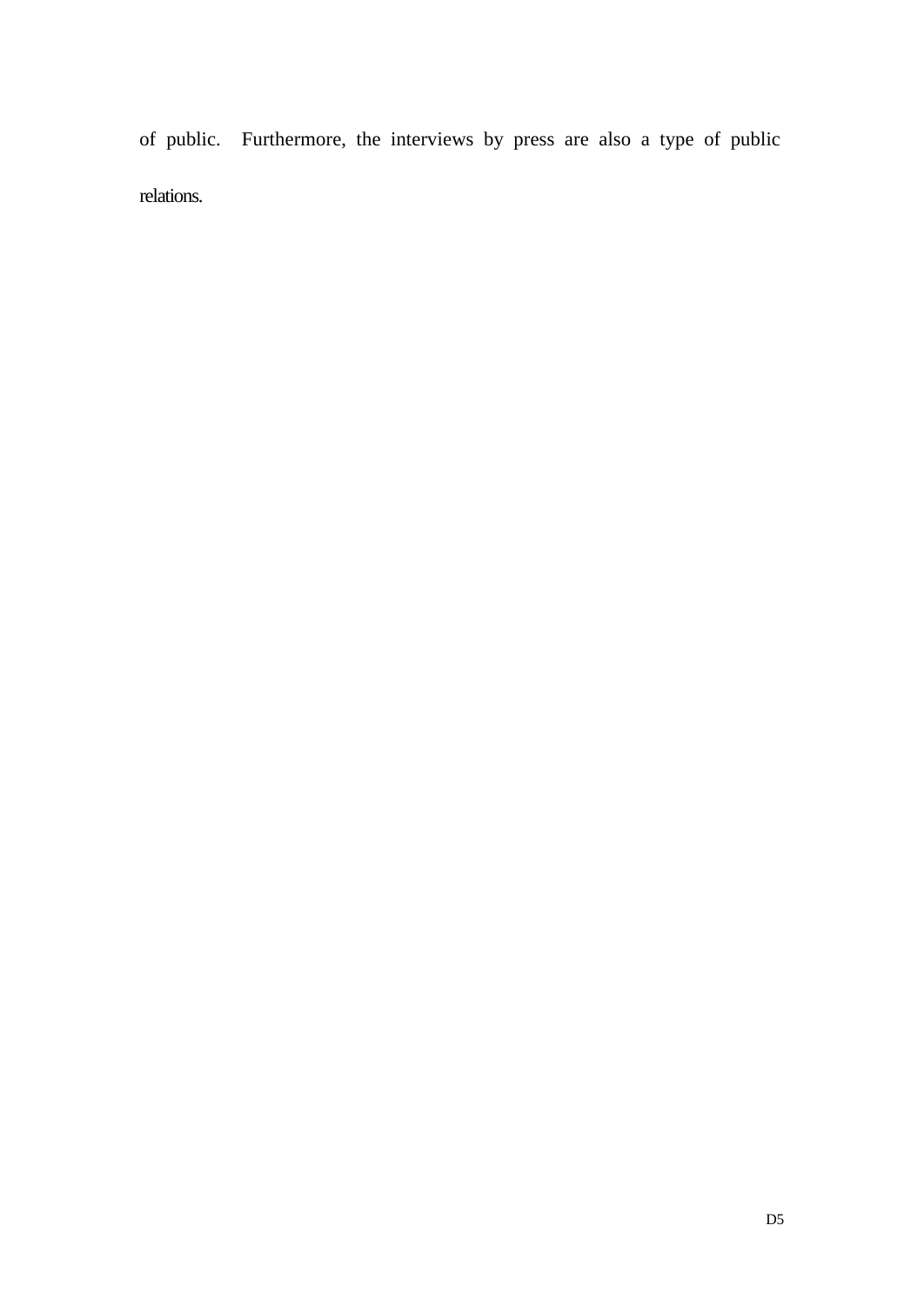of public. Furthermore, the interviews by press are also a type of public relations.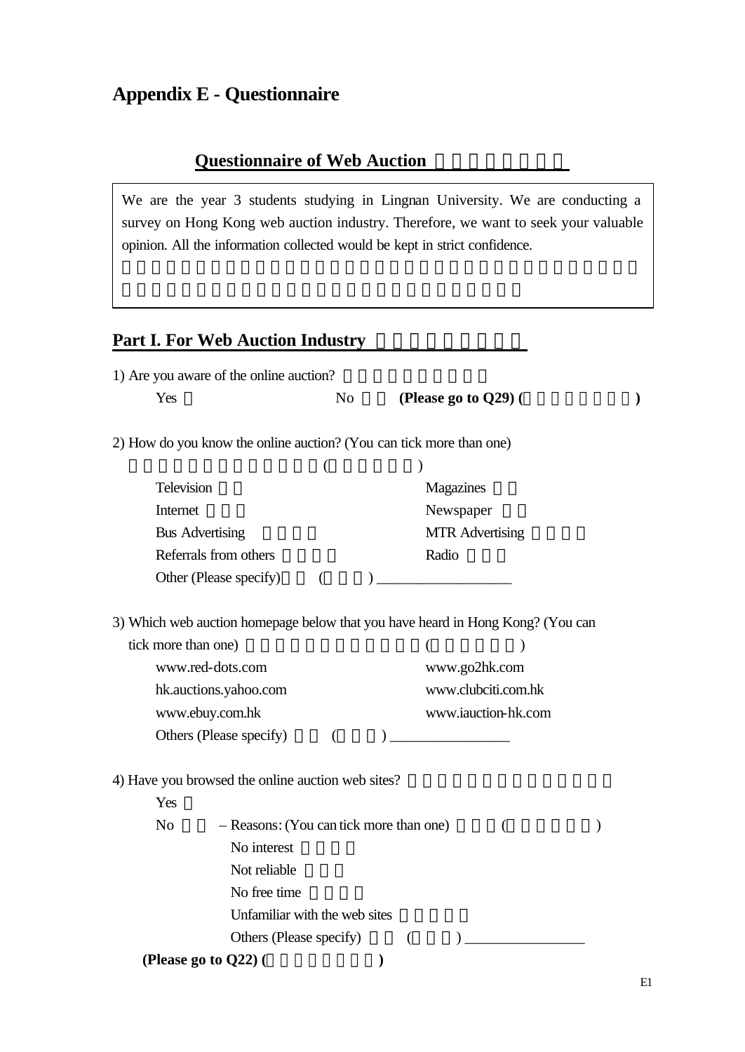# Appendix E - Questionnaire

## Questionnaire of Web Auction

We are the year 3 students studying in Lingnan University. We are conducting a survey on Hong Kong web auction industry. Therefore, we want to seek your valuable opinion. All the information collected would be kept in strict confidence.

## Part I. For Web Auction Industry

1) Are you aware of the online auction?

- Yes
- No **(Please go to Q29) (**　　　　　　**)**

2) How do you know the online auction? (You can tick more than one)

(　　　　　)

- Television
- Magazines
- Internet
- Newspaper
- Bus Advertising
- MTR Advertising
- Referrals from others
- Radio
- Other (Please specify)　　(　　　) __________________

3) Which web auction homepage below that you have heard in Hong Kong? (You can tick more than one)　　　　　　　(　　　　　)

- www.red-dots.com
- www.go2hk.com
- hk.auctions.yahoo.com
- www.clubciti.com.hk
- www.ebuy.com.hk
- www.iauction-hk.com
- Others (Please specify)　　(　　　) ________________

4) Have you browsed the online auction web sites?

- Yes
- No – Reasons: (You can tick more than one)　　(　　　　　)
  - No interest
  - Not reliable
  - No free time
  - Unfamiliar with the web sites
  - Others (Please specify)　　(　　　) ________________

**(Please go to Q22) (**　　　　　　**)**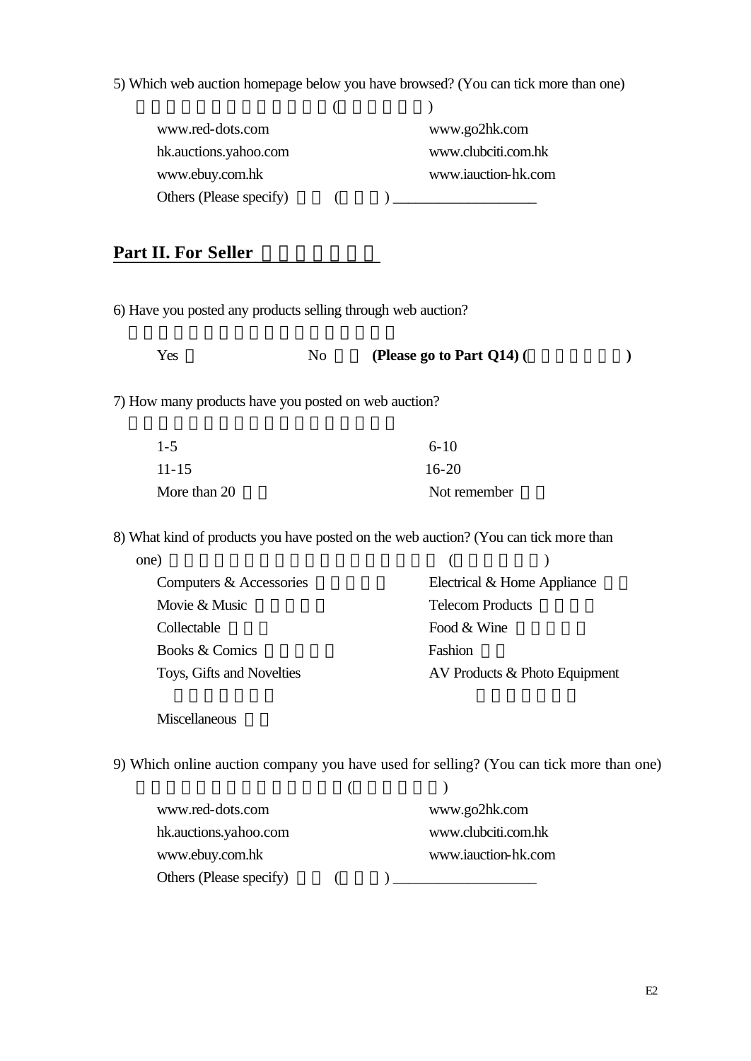5) Which web auction homepage below you have browsed? (You can tick more than one)

( )

- www.red-dots.com
- www.go2hk.com
- hk.auctions.yahoo.com
- www.clubciti.com.hk
- www.ebuy.com.hk
- www.iauction-hk.com
- Others (Please specify) ( ) ___________________

## Part II. For Seller

6) Have you posted any products selling through web auction?

- Yes
- No **(Please go to Part Q14) ( )**

7) How many products have you posted on web auction?

- 1-5
- 6-10
- 11-15
- 16-20
- More than 20
- Not remember

8) What kind of products you have posted on the web auction? (You can tick more than one) ( )

- Computers & Accessories
- Electrical & Home Appliance
- Movie & Music
- Telecom Products
- Collectable
- Food & Wine
- Books & Comics
- Fashion
- Toys, Gifts and Novelties
- AV Products & Photo Equipment
- Miscellaneous

9) Which online auction company you have used for selling? (You can tick more than one)

( )

- www.red-dots.com
- www.go2hk.com
- hk.auctions.yahoo.com
- www.clubciti.com.hk
- www.ebuy.com.hk
- www.iauction-hk.com
- Others (Please specify) ( ) ___________________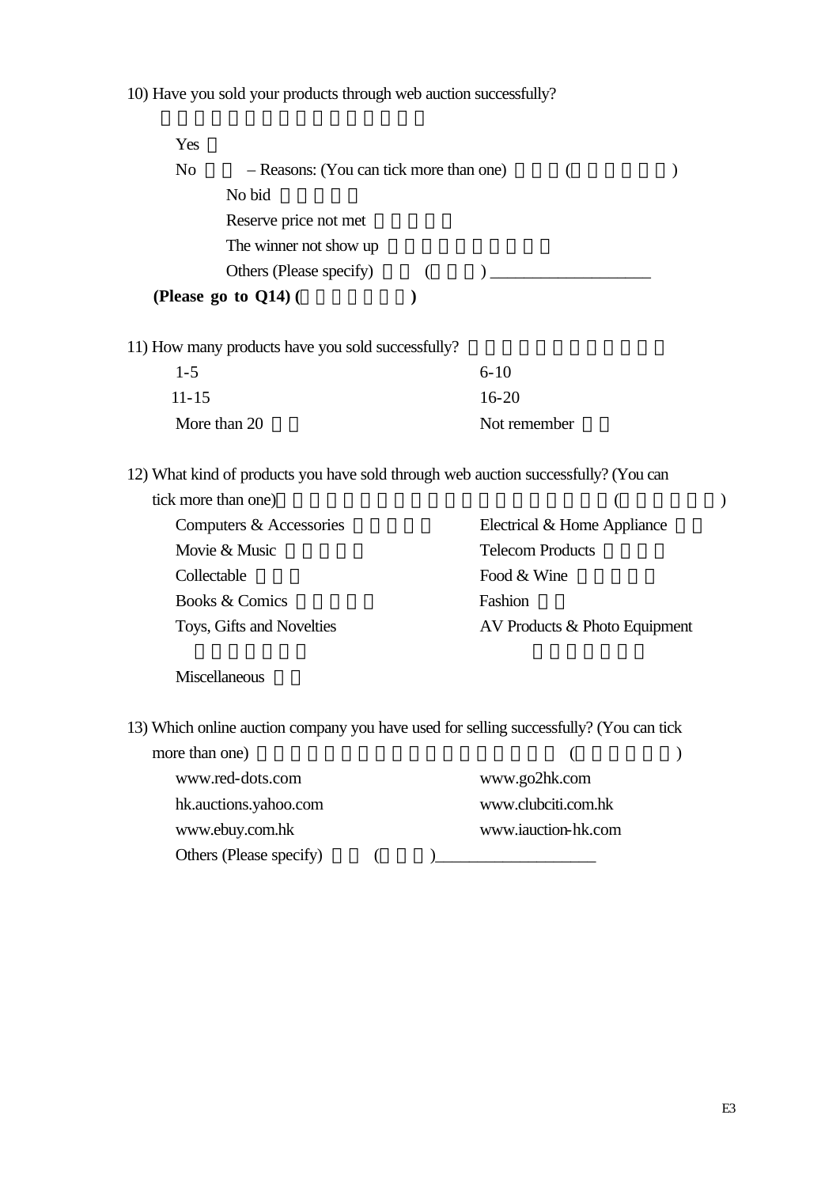10) Have you sold your products through web auction successfully?

Yes

No – Reasons: (You can tick more than one) ( )

No bid

Reserve price not met

The winner not show up

Others (Please specify) ( ) ___________________

**(Please go to Q14) ( )**

11) How many products have you sold successfully?

| | |
|---|---|
| 1-5 | 6-10 |
| 11-15 | 16-20 |
| More than 20 | Not remember |

12) What kind of products you have sold through web auction successfully? (You can tick more than one) ( )

| | |
|---|---|
| Computers & Accessories | Electrical & Home Appliance |
| Movie & Music | Telecom Products |
| Collectable | Food & Wine |
| Books & Comics | Fashion |
| Toys, Gifts and Novelties | AV Products & Photo Equipment |
| Miscellaneous | |

13) Which online auction company you have used for selling successfully? (You can tick more than one) ( )

| | |
|---|---|
| www.red-dots.com | www.go2hk.com |
| hk.auctions.yahoo.com | www.clubciti.com.hk |
| www.ebuy.com.hk | www.iauction-hk.com |
| Others (Please specify) ( )___________________ | |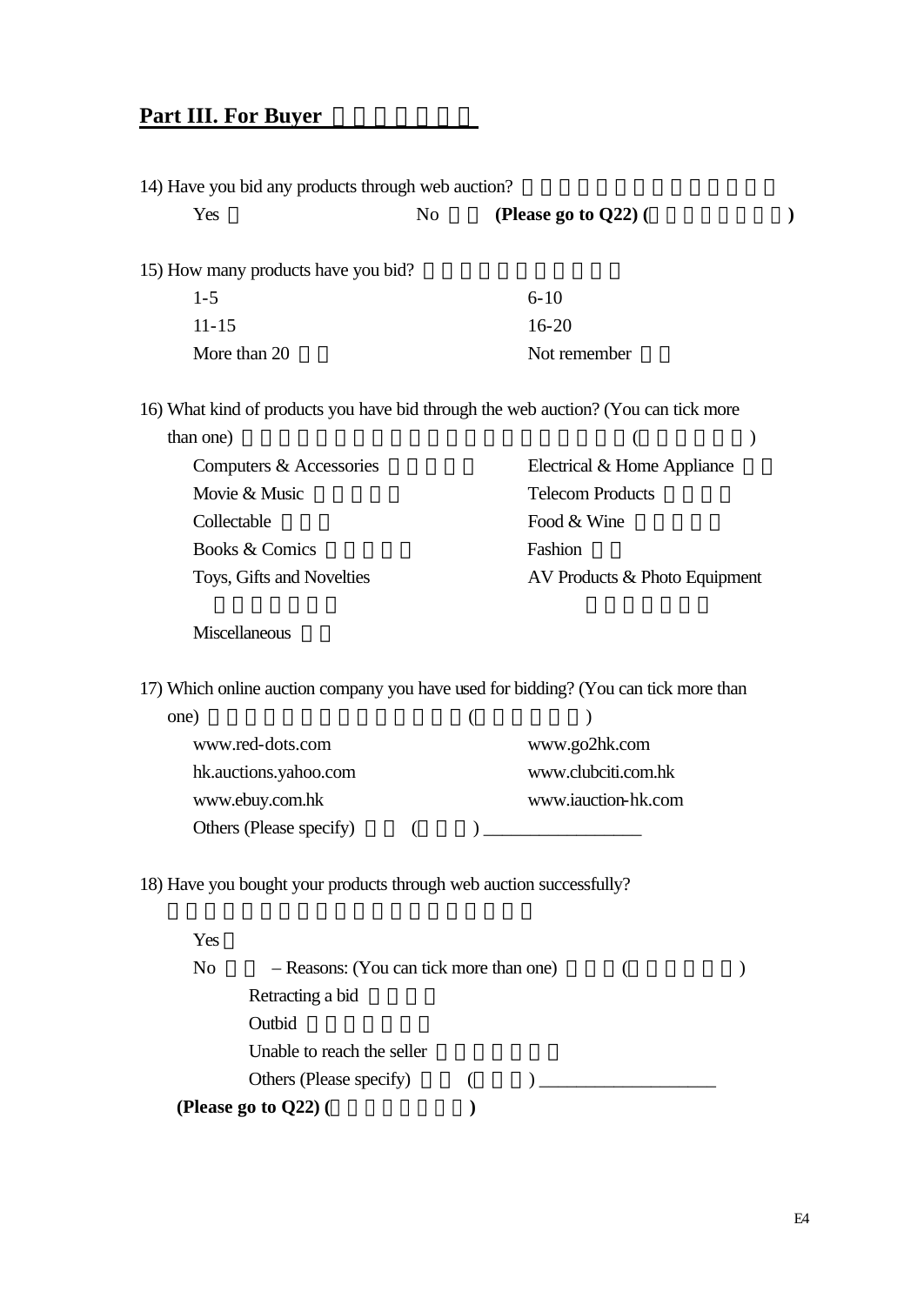## Part III. For Buyer

14) Have you bid any products through web auction?

- Yes
- No **(Please go to Q22)**

15) How many products have you bid?

- 1-5
- 6-10
- 11-15
- 16-20
- More than 20
- Not remember

16) What kind of products you have bid through the web auction? (You can tick more than one)

- Computers & Accessories
- Electrical & Home Appliance
- Movie & Music
- Telecom Products
- Collectable
- Food & Wine
- Books & Comics
- Fashion
- Toys, Gifts and Novelties
- AV Products & Photo Equipment
- Miscellaneous

17) Which online auction company you have used for bidding? (You can tick more than one)

- www.red-dots.com
- www.go2hk.com
- hk.auctions.yahoo.com
- www.clubciti.com.hk
- www.ebuy.com.hk
- www.iauction-hk.com
- Others (Please specify) _________________

18) Have you bought your products through web auction successfully?

- Yes
- No – Reasons: (You can tick more than one)
    - Retracting a bid
    - Outbid
    - Unable to reach the seller
    - Others (Please specify) ___________________

**(Please go to Q22)**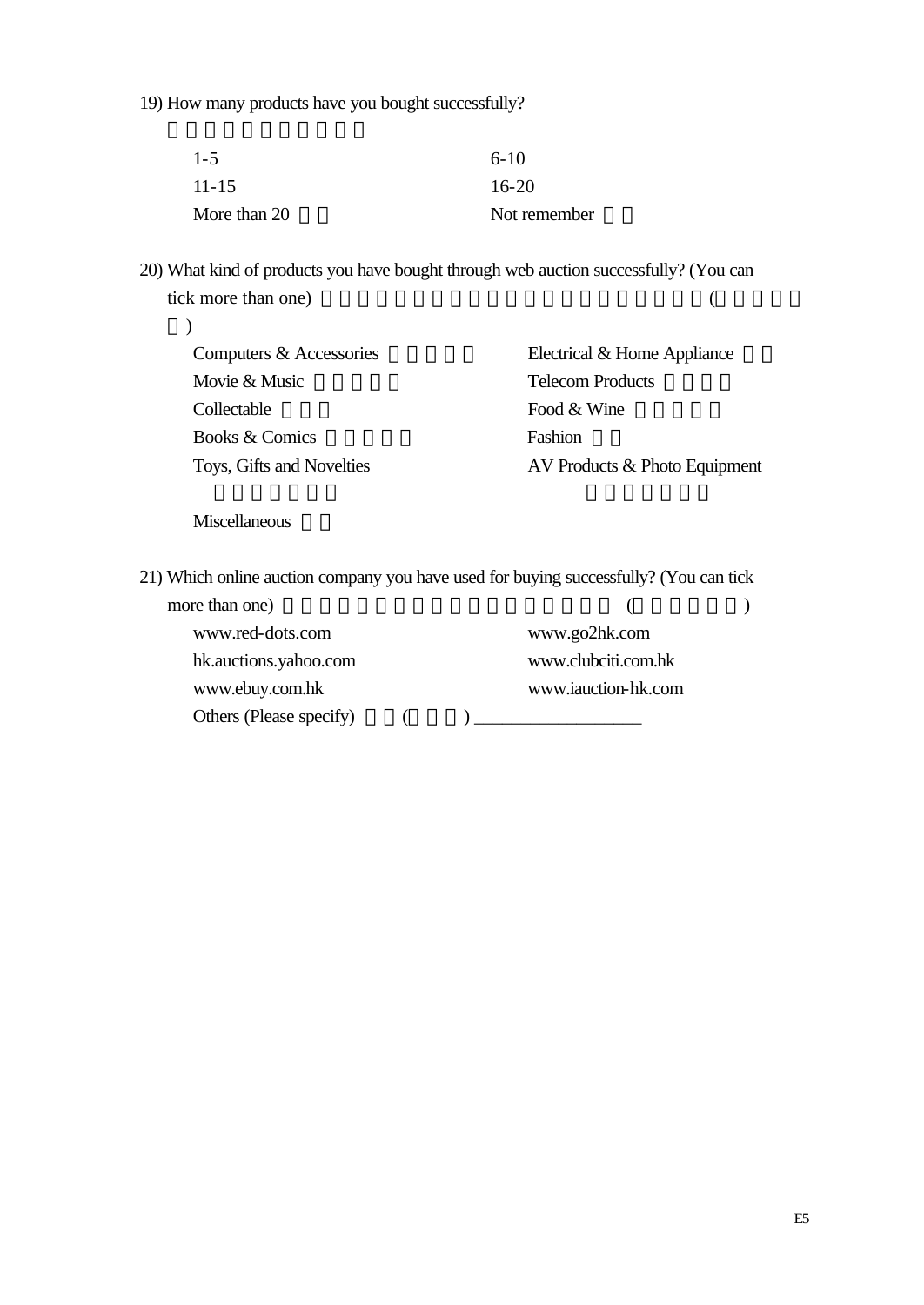19) How many products have you bought successfully?

- 1-5
- 6-10
- 11-15
- 16-20
- More than 20
- Not remember

20) What kind of products you have bought through web auction successfully? (You can tick more than one) (
)

- Computers & Accessories
- Electrical & Home Appliance
- Movie & Music
- Telecom Products
- Collectable
- Food & Wine
- Books & Comics
- Fashion
- Toys, Gifts and Novelties
- AV Products & Photo Equipment
- Miscellaneous

21) Which online auction company you have used for buying successfully? (You can tick more than one) ( )

- www.red-dots.com
- www.go2hk.com
- hk.auctions.yahoo.com
- www.clubciti.com.hk
- www.ebuy.com.hk
- www.iauction-hk.com
- Others (Please specify) ( ) __________________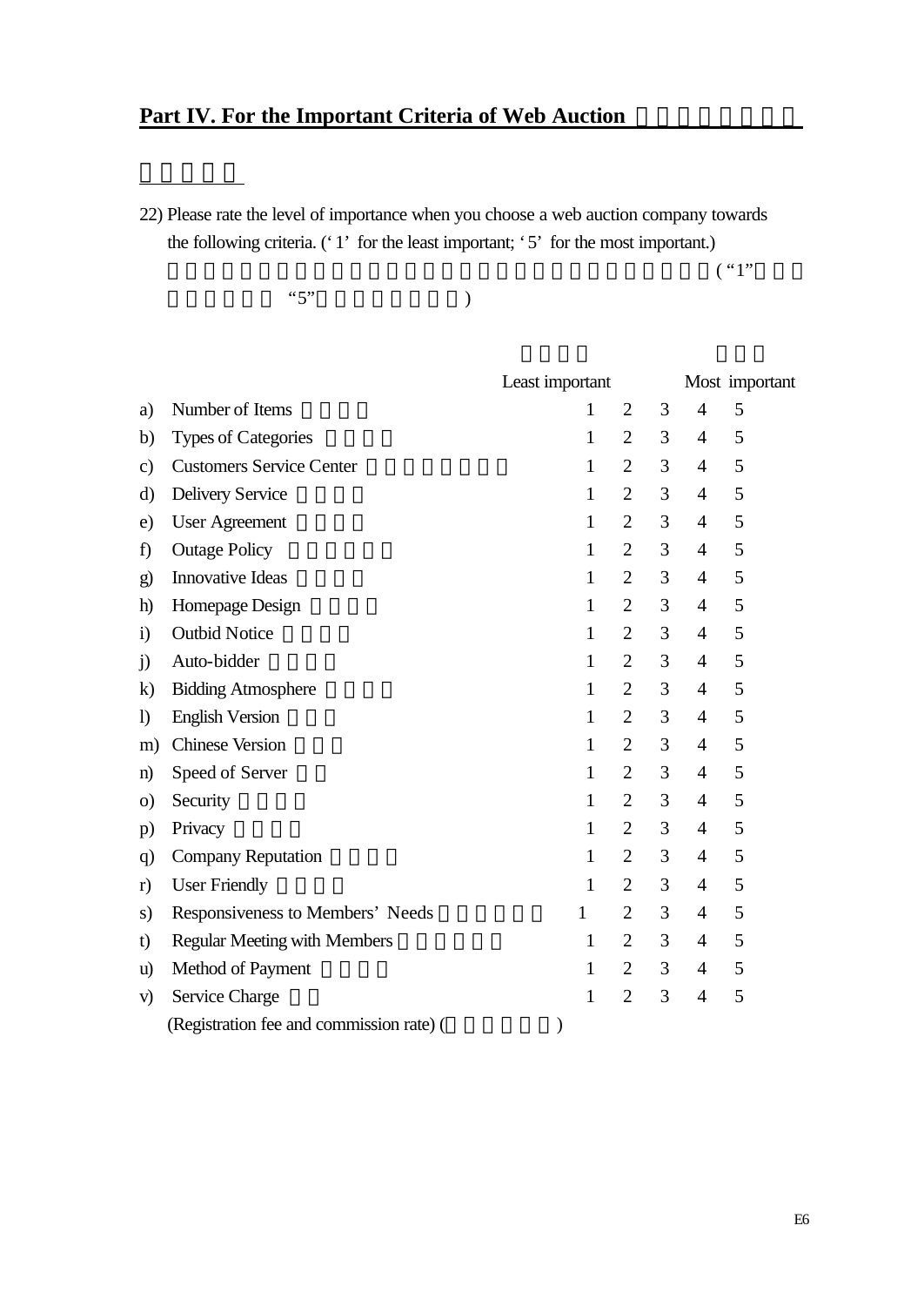## Part IV. For the Important Criteria of Web Auction

22) Please rate the level of importance when you choose a web auction company towards the following criteria. ('1' for the least important; '5' for the most important.)

( "1"

"5" )

| | | Least important | | | | Most important |
|---|---|---|---|---|---|---|
| a) | Number of Items | 1 | 2 | 3 | 4 | 5 |
| b) | Types of Categories | 1 | 2 | 3 | 4 | 5 |
| c) | Customers Service Center | 1 | 2 | 3 | 4 | 5 |
| d) | Delivery Service | 1 | 2 | 3 | 4 | 5 |
| e) | User Agreement | 1 | 2 | 3 | 4 | 5 |
| f) | Outage Policy | 1 | 2 | 3 | 4 | 5 |
| g) | Innovative Ideas | 1 | 2 | 3 | 4 | 5 |
| h) | Homepage Design | 1 | 2 | 3 | 4 | 5 |
| i) | Outbid Notice | 1 | 2 | 3 | 4 | 5 |
| j) | Auto-bidder | 1 | 2 | 3 | 4 | 5 |
| k) | Bidding Atmosphere | 1 | 2 | 3 | 4 | 5 |
| l) | English Version | 1 | 2 | 3 | 4 | 5 |
| m) | Chinese Version | 1 | 2 | 3 | 4 | 5 |
| n) | Speed of Server | 1 | 2 | 3 | 4 | 5 |
| o) | Security | 1 | 2 | 3 | 4 | 5 |
| p) | Privacy | 1 | 2 | 3 | 4 | 5 |
| q) | Company Reputation | 1 | 2 | 3 | 4 | 5 |
| r) | User Friendly | 1 | 2 | 3 | 4 | 5 |
| s) | Responsiveness to Members' Needs | 1 | 2 | 3 | 4 | 5 |
| t) | Regular Meeting with Members | 1 | 2 | 3 | 4 | 5 |
| u) | Method of Payment | 1 | 2 | 3 | 4 | 5 |
| v) | Service Charge (Registration fee and commission rate) ( ) | 1 | 2 | 3 | 4 | 5 |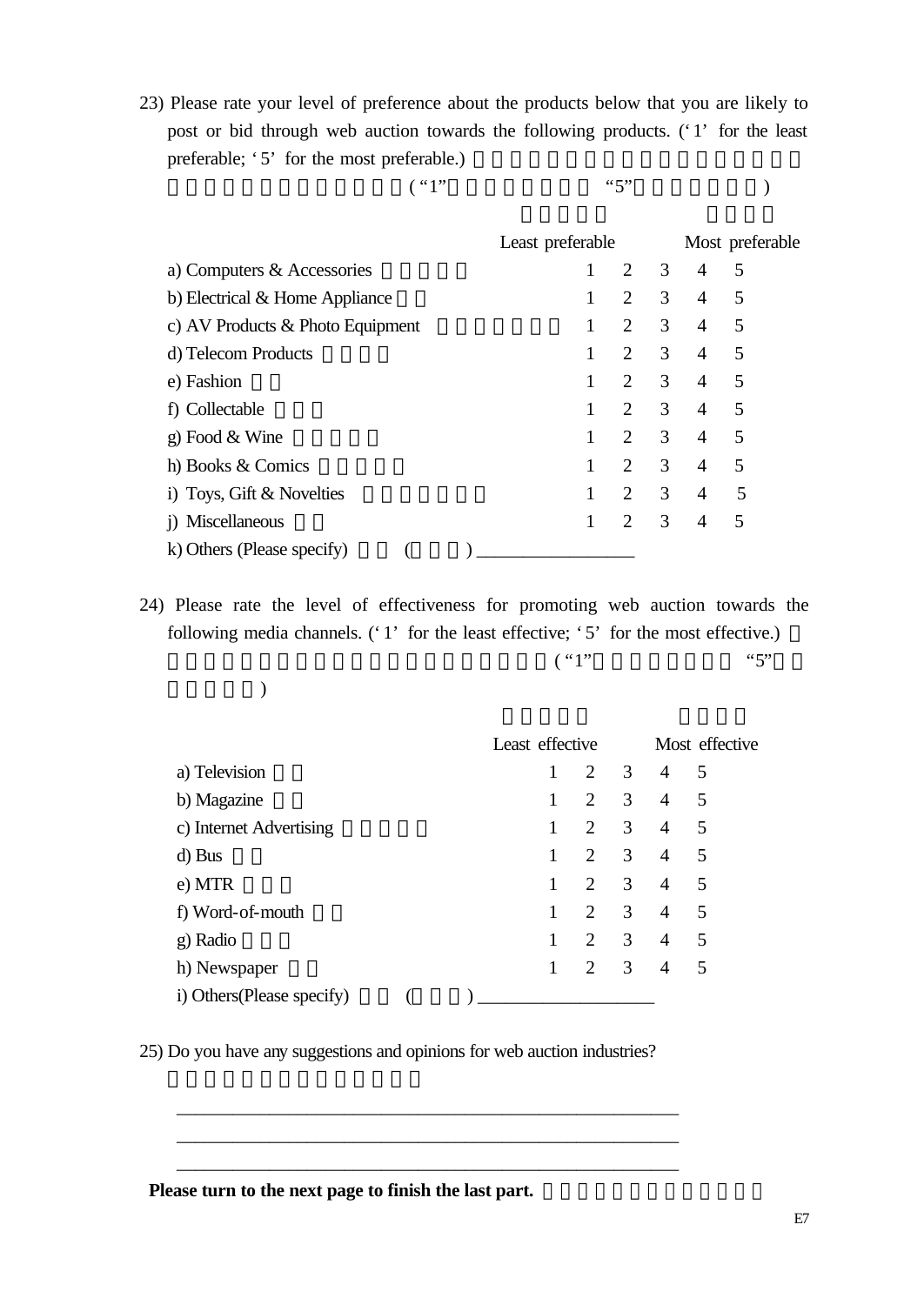23) Please rate your level of preference about the products below that you are likely to post or bid through web auction towards the following products. ('1' for the least preferable; '5' for the most preferable.)

( "1" "5" )

| | Least preferable | | | | Most preferable |
|---|---|---|---|---|---|
| a) Computers & Accessories | 1 | 2 | 3 | 4 | 5 |
| b) Electrical & Home Appliance | 1 | 2 | 3 | 4 | 5 |
| c) AV Products & Photo Equipment | 1 | 2 | 3 | 4 | 5 |
| d) Telecom Products | 1 | 2 | 3 | 4 | 5 |
| e) Fashion | 1 | 2 | 3 | 4 | 5 |
| f) Collectable | 1 | 2 | 3 | 4 | 5 |
| g) Food & Wine | 1 | 2 | 3 | 4 | 5 |
| h) Books & Comics | 1 | 2 | 3 | 4 | 5 |
| i) Toys, Gift & Novelties | 1 | 2 | 3 | 4 | 5 |
| j) Miscellaneous | 1 | 2 | 3 | 4 | 5 |

k) Others (Please specify) ( ) _________________

24) Please rate the level of effectiveness for promoting web auction towards the following media channels. ('1' for the least effective; '5' for the most effective.)

( "1" "5" )

| | Least effective | | | | Most effective |
|---|---|---|---|---|---|
| a) Television | 1 | 2 | 3 | 4 | 5 |
| b) Magazine | 1 | 2 | 3 | 4 | 5 |
| c) Internet Advertising | 1 | 2 | 3 | 4 | 5 |
| d) Bus | 1 | 2 | 3 | 4 | 5 |
| e) MTR | 1 | 2 | 3 | 4 | 5 |
| f) Word-of-mouth | 1 | 2 | 3 | 4 | 5 |
| g) Radio | 1 | 2 | 3 | 4 | 5 |
| h) Newspaper | 1 | 2 | 3 | 4 | 5 |

i) Others(Please specify) ( ) ___________________

25) Do you have any suggestions and opinions for web auction industries?

_______________________________________________________

_______________________________________________________

_______________________________________________________

**Please turn to the next page to finish the last part.**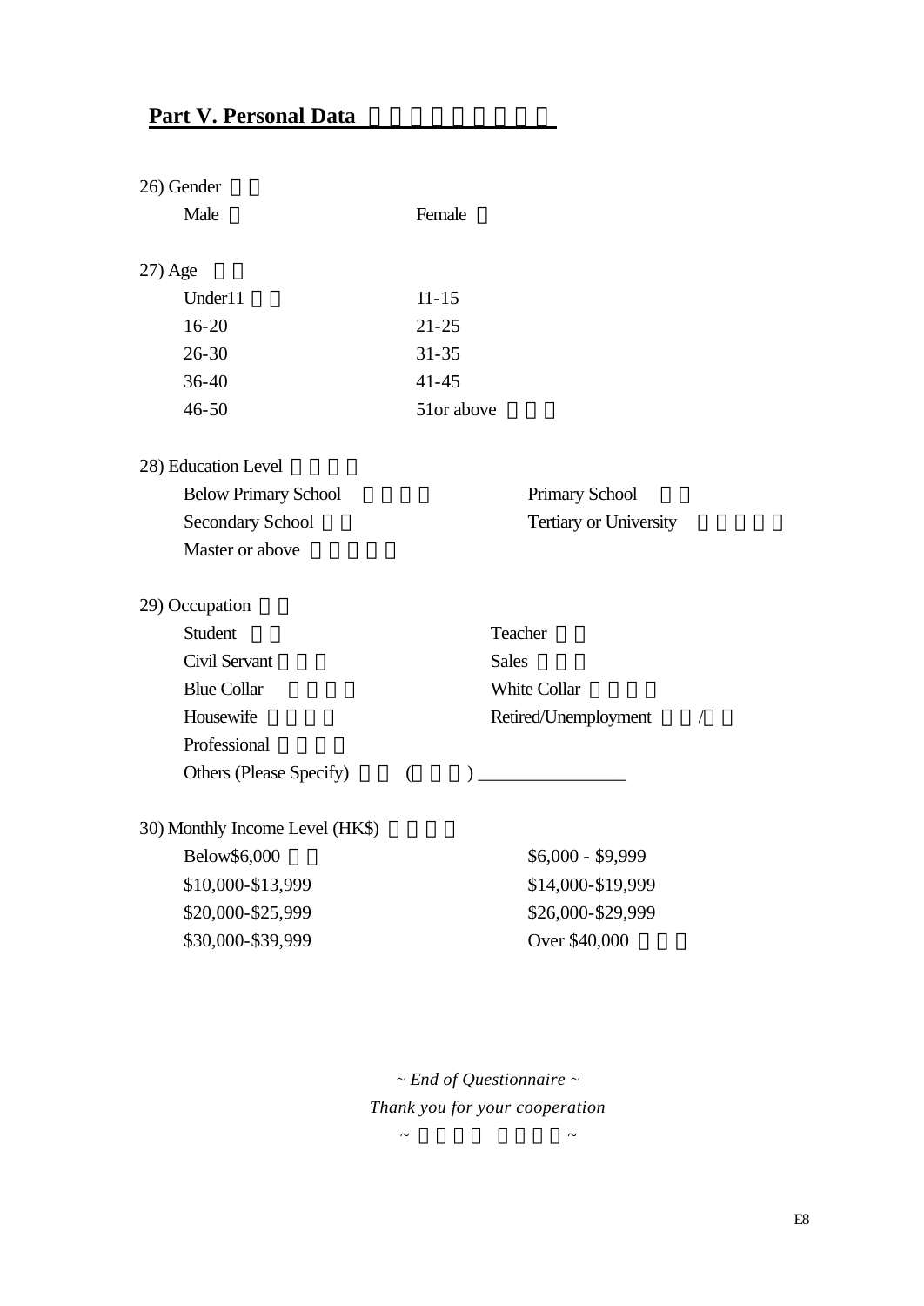## Part V. Personal Data

26) Gender

Male | Female

27) Age

| | |
|---|---|
| Under11 | 11-15 |
| 16-20 | 21-25 |
| 26-30 | 31-35 |
| 36-40 | 41-45 |
| 46-50 | 51or above |

28) Education Level

| | |
|---|---|
| Below Primary School | Primary School |
| Secondary School | Tertiary or University |
| Master or above | |

29) Occupation

| | |
|---|---|
| Student | Teacher |
| Civil Servant | Sales |
| Blue Collar | White Collar |
| Housewife | Retired/Unemployment / |
| Professional | |

Others (Please Specify) ( ) ________________

30) Monthly Income Level (HK$)

| | |
|---|---|
| Below$6,000 | $6,000 - $9,999 |
| $10,000-$13,999 | $14,000-$19,999 |
| $20,000-$25,999 | $26,000-$29,999 |
| $30,000-$39,999 | Over $40,000 |

*~ End of Questionnaire ~*

*Thank you for your cooperation*

~ ~